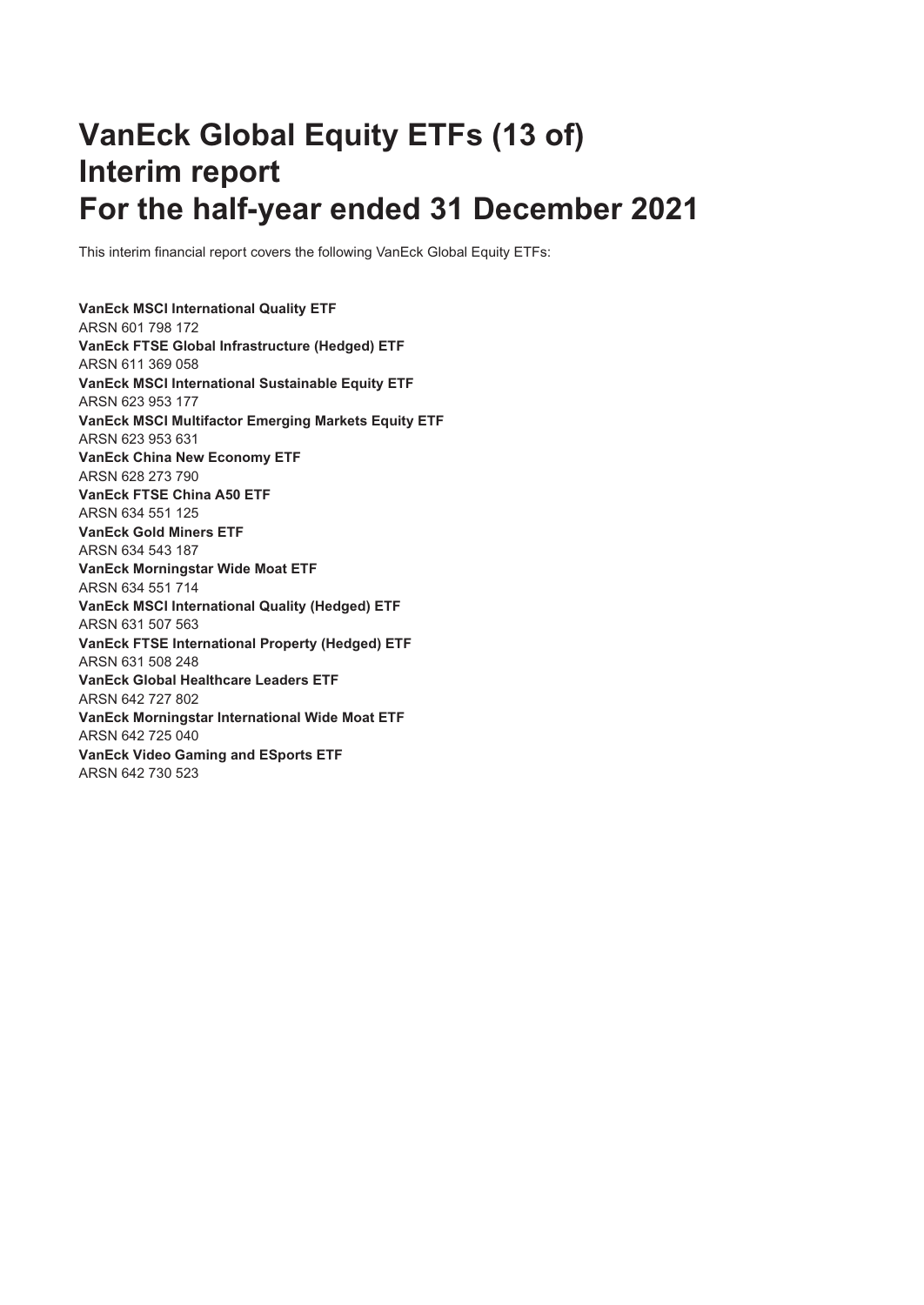# VanEck Global Equity ETFs (13 of)
# Interim report
# For the half-year ended 31 December 2021

This interim financial report covers the following VanEck Global Equity ETFs:

**VanEck MSCI International Quality ETF**
ARSN 601 798 172
**VanEck FTSE Global Infrastructure (Hedged) ETF**
ARSN 611 369 058
**VanEck MSCI International Sustainable Equity ETF**
ARSN 623 953 177
**VanEck MSCI Multifactor Emerging Markets Equity ETF**
ARSN 623 953 631
**VanEck China New Economy ETF**
ARSN 628 273 790
**VanEck FTSE China A50 ETF**
ARSN 634 551 125
**VanEck Gold Miners ETF**
ARSN 634 543 187
**VanEck Morningstar Wide Moat ETF**
ARSN 634 551 714
**VanEck MSCI International Quality (Hedged) ETF**
ARSN 631 507 563
**VanEck FTSE International Property (Hedged) ETF**
ARSN 631 508 248
**VanEck Global Healthcare Leaders ETF**
ARSN 642 727 802
**VanEck Morningstar International Wide Moat ETF**
ARSN 642 725 040
**VanEck Video Gaming and ESports ETF**
ARSN 642 730 523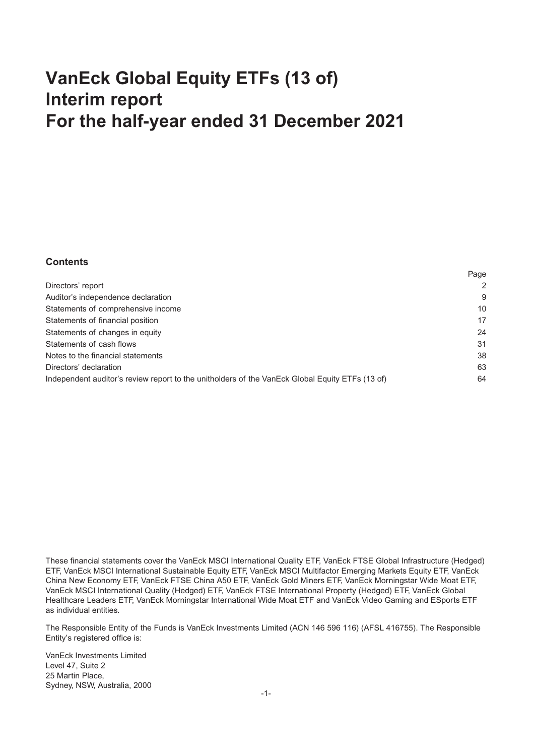# VanEck Global Equity ETFs (13 of)
# Interim report
# For the half-year ended 31 December 2021

## Contents

| | Page |
|---|---|
| Directors' report | 2 |
| Auditor's independence declaration | 9 |
| Statements of comprehensive income | 10 |
| Statements of financial position | 17 |
| Statements of changes in equity | 24 |
| Statements of cash flows | 31 |
| Notes to the financial statements | 38 |
| Directors' declaration | 63 |
| Independent auditor's review report to the unitholders of the VanEck Global Equity ETFs (13 of) | 64 |

These financial statements cover the VanEck MSCI International Quality ETF, VanEck FTSE Global Infrastructure (Hedged) ETF, VanEck MSCI International Sustainable Equity ETF, VanEck MSCI Multifactor Emerging Markets Equity ETF, VanEck China New Economy ETF, VanEck FTSE China A50 ETF, VanEck Gold Miners ETF, VanEck Morningstar Wide Moat ETF, VanEck MSCI International Quality (Hedged) ETF, VanEck FTSE International Property (Hedged) ETF, VanEck Global Healthcare Leaders ETF, VanEck Morningstar International Wide Moat ETF and VanEck Video Gaming and ESports ETF as individual entities.

The Responsible Entity of the Funds is VanEck Investments Limited (ACN 146 596 116) (AFSL 416755). The Responsible Entity's registered office is:

VanEck Investments Limited
Level 47, Suite 2
25 Martin Place,
Sydney, NSW, Australia, 2000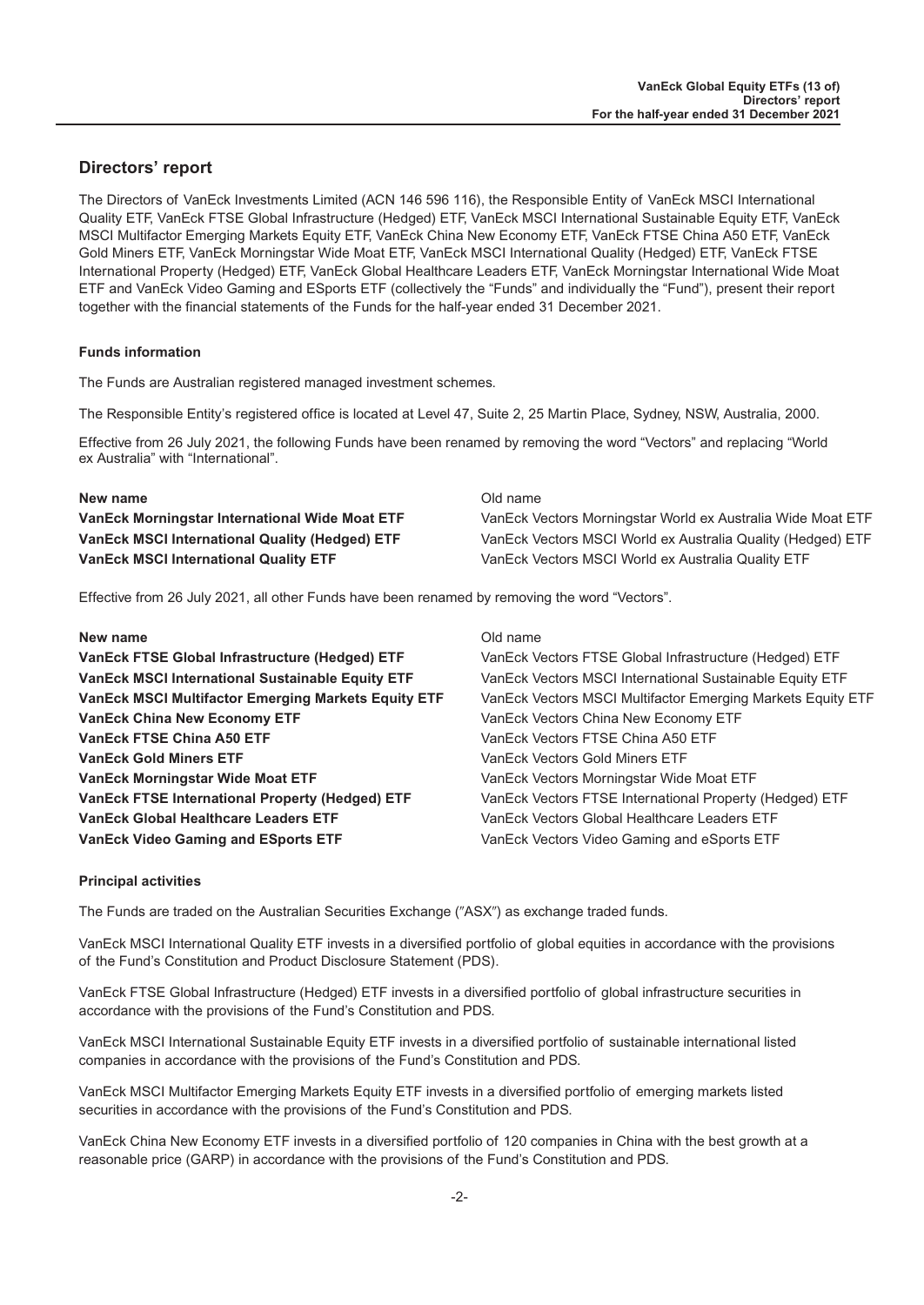## Directors' report

The Directors of VanEck Investments Limited (ACN 146 596 116), the Responsible Entity of VanEck MSCI International Quality ETF, VanEck FTSE Global Infrastructure (Hedged) ETF, VanEck MSCI International Sustainable Equity ETF, VanEck MSCI Multifactor Emerging Markets Equity ETF, VanEck China New Economy ETF, VanEck FTSE China A50 ETF, VanEck Gold Miners ETF, VanEck Morningstar Wide Moat ETF, VanEck MSCI International Quality (Hedged) ETF, VanEck FTSE International Property (Hedged) ETF, VanEck Global Healthcare Leaders ETF, VanEck Morningstar International Wide Moat ETF and VanEck Video Gaming and ESports ETF (collectively the "Funds" and individually the "Fund"), present their report together with the financial statements of the Funds for the half-year ended 31 December 2021.

### Funds information

The Funds are Australian registered managed investment schemes.

The Responsible Entity's registered office is located at Level 47, Suite 2, 25 Martin Place, Sydney, NSW, Australia, 2000.

Effective from 26 July 2021, the following Funds have been renamed by removing the word "Vectors" and replacing "World ex Australia" with "International".

| New name | Old name |
|---|---|
| **VanEck Morningstar International Wide Moat ETF** | VanEck Vectors Morningstar World ex Australia Wide Moat ETF |
| **VanEck MSCI International Quality (Hedged) ETF** | VanEck Vectors MSCI World ex Australia Quality (Hedged) ETF |
| **VanEck MSCI International Quality ETF** | VanEck Vectors MSCI World ex Australia Quality ETF |

Effective from 26 July 2021, all other Funds have been renamed by removing the word "Vectors".

| New name | Old name |
|---|---|
| **VanEck FTSE Global Infrastructure (Hedged) ETF** | VanEck Vectors FTSE Global Infrastructure (Hedged) ETF |
| **VanEck MSCI International Sustainable Equity ETF** | VanEck Vectors MSCI International Sustainable Equity ETF |
| **VanEck MSCI Multifactor Emerging Markets Equity ETF** | VanEck Vectors MSCI Multifactor Emerging Markets Equity ETF |
| **VanEck China New Economy ETF** | VanEck Vectors China New Economy ETF |
| **VanEck FTSE China A50 ETF** | VanEck Vectors FTSE China A50 ETF |
| **VanEck Gold Miners ETF** | VanEck Vectors Gold Miners ETF |
| **VanEck Morningstar Wide Moat ETF** | VanEck Vectors Morningstar Wide Moat ETF |
| **VanEck FTSE International Property (Hedged) ETF** | VanEck Vectors FTSE International Property (Hedged) ETF |
| **VanEck Global Healthcare Leaders ETF** | VanEck Vectors Global Healthcare Leaders ETF |
| **VanEck Video Gaming and ESports ETF** | VanEck Vectors Video Gaming and eSports ETF |

### Principal activities

The Funds are traded on the Australian Securities Exchange ("ASX") as exchange traded funds.

VanEck MSCI International Quality ETF invests in a diversified portfolio of global equities in accordance with the provisions of the Fund's Constitution and Product Disclosure Statement (PDS).

VanEck FTSE Global Infrastructure (Hedged) ETF invests in a diversified portfolio of global infrastructure securities in accordance with the provisions of the Fund's Constitution and PDS.

VanEck MSCI International Sustainable Equity ETF invests in a diversified portfolio of sustainable international listed companies in accordance with the provisions of the Fund's Constitution and PDS.

VanEck MSCI Multifactor Emerging Markets Equity ETF invests in a diversified portfolio of emerging markets listed securities in accordance with the provisions of the Fund's Constitution and PDS.

VanEck China New Economy ETF invests in a diversified portfolio of 120 companies in China with the best growth at a reasonable price (GARP) in accordance with the provisions of the Fund's Constitution and PDS.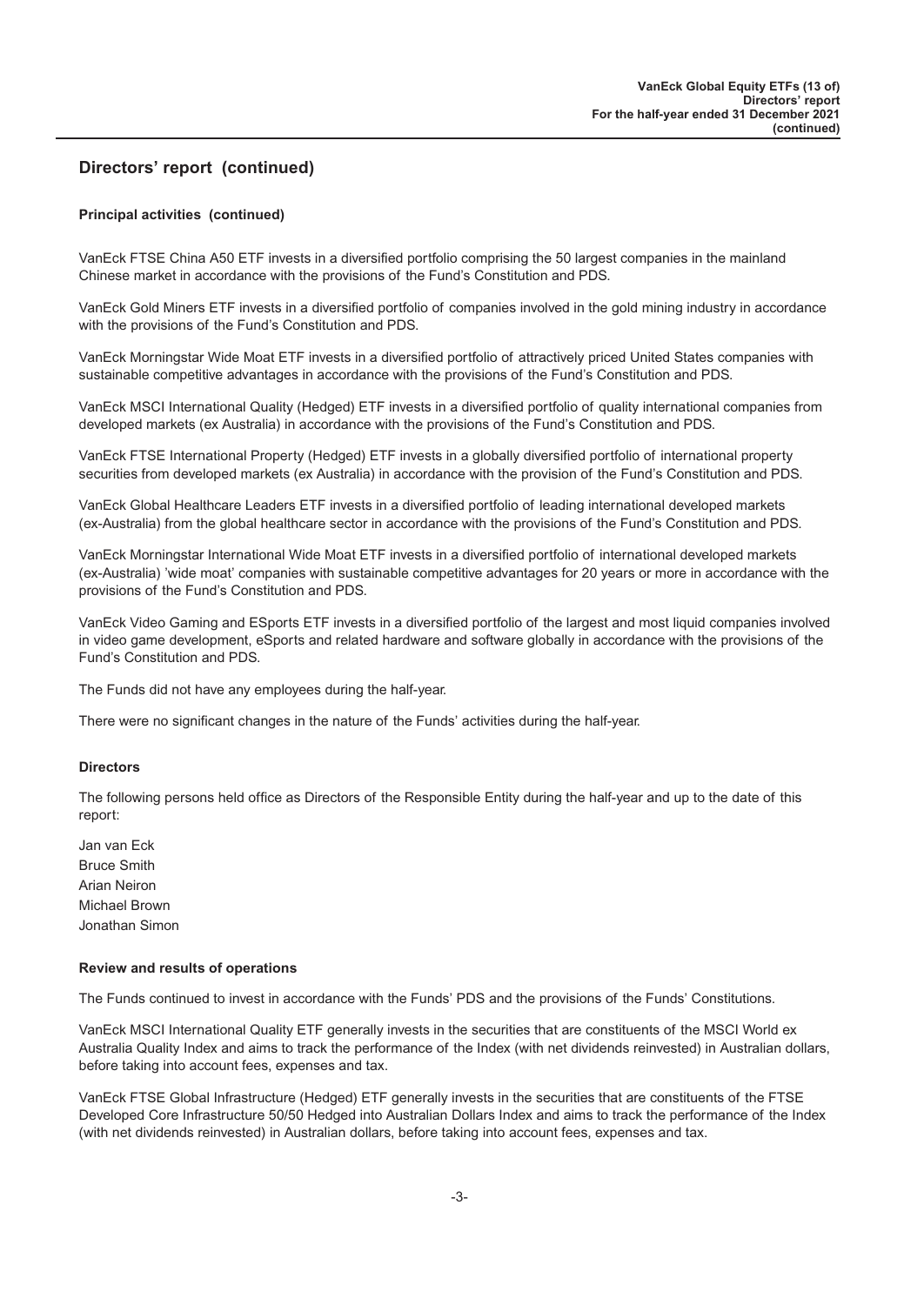## Directors' report (continued)

### Principal activities (continued)

VanEck FTSE China A50 ETF invests in a diversified portfolio comprising the 50 largest companies in the mainland Chinese market in accordance with the provisions of the Fund's Constitution and PDS.

VanEck Gold Miners ETF invests in a diversified portfolio of companies involved in the gold mining industry in accordance with the provisions of the Fund's Constitution and PDS.

VanEck Morningstar Wide Moat ETF invests in a diversified portfolio of attractively priced United States companies with sustainable competitive advantages in accordance with the provisions of the Fund's Constitution and PDS.

VanEck MSCI International Quality (Hedged) ETF invests in a diversified portfolio of quality international companies from developed markets (ex Australia) in accordance with the provisions of the Fund's Constitution and PDS.

VanEck FTSE International Property (Hedged) ETF invests in a globally diversified portfolio of international property securities from developed markets (ex Australia) in accordance with the provision of the Fund's Constitution and PDS.

VanEck Global Healthcare Leaders ETF invests in a diversified portfolio of leading international developed markets (ex-Australia) from the global healthcare sector in accordance with the provisions of the Fund's Constitution and PDS.

VanEck Morningstar International Wide Moat ETF invests in a diversified portfolio of international developed markets (ex-Australia) 'wide moat' companies with sustainable competitive advantages for 20 years or more in accordance with the provisions of the Fund's Constitution and PDS.

VanEck Video Gaming and ESports ETF invests in a diversified portfolio of the largest and most liquid companies involved in video game development, eSports and related hardware and software globally in accordance with the provisions of the Fund's Constitution and PDS.

The Funds did not have any employees during the half-year.

There were no significant changes in the nature of the Funds' activities during the half-year.

### Directors

The following persons held office as Directors of the Responsible Entity during the half-year and up to the date of this report:

Jan van Eck
Bruce Smith
Arian Neiron
Michael Brown
Jonathan Simon

### Review and results of operations

The Funds continued to invest in accordance with the Funds' PDS and the provisions of the Funds' Constitutions.

VanEck MSCI International Quality ETF generally invests in the securities that are constituents of the MSCI World ex Australia Quality Index and aims to track the performance of the Index (with net dividends reinvested) in Australian dollars, before taking into account fees, expenses and tax.

VanEck FTSE Global Infrastructure (Hedged) ETF generally invests in the securities that are constituents of the FTSE Developed Core Infrastructure 50/50 Hedged into Australian Dollars Index and aims to track the performance of the Index (with net dividends reinvested) in Australian dollars, before taking into account fees, expenses and tax.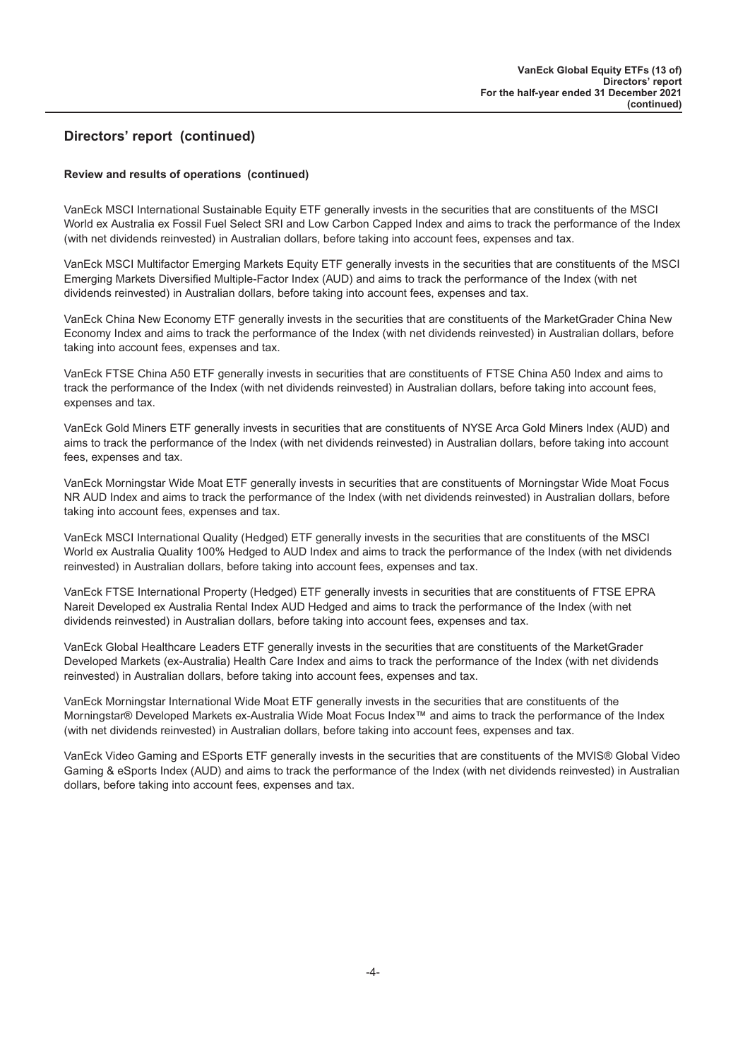## Directors' report (continued)

**Review and results of operations (continued)**

VanEck MSCI International Sustainable Equity ETF generally invests in the securities that are constituents of the MSCI World ex Australia ex Fossil Fuel Select SRI and Low Carbon Capped Index and aims to track the performance of the Index (with net dividends reinvested) in Australian dollars, before taking into account fees, expenses and tax.

VanEck MSCI Multifactor Emerging Markets Equity ETF generally invests in the securities that are constituents of the MSCI Emerging Markets Diversified Multiple-Factor Index (AUD) and aims to track the performance of the Index (with net dividends reinvested) in Australian dollars, before taking into account fees, expenses and tax.

VanEck China New Economy ETF generally invests in the securities that are constituents of the MarketGrader China New Economy Index and aims to track the performance of the Index (with net dividends reinvested) in Australian dollars, before taking into account fees, expenses and tax.

VanEck FTSE China A50 ETF generally invests in securities that are constituents of FTSE China A50 Index and aims to track the performance of the Index (with net dividends reinvested) in Australian dollars, before taking into account fees, expenses and tax.

VanEck Gold Miners ETF generally invests in securities that are constituents of NYSE Arca Gold Miners Index (AUD) and aims to track the performance of the Index (with net dividends reinvested) in Australian dollars, before taking into account fees, expenses and tax.

VanEck Morningstar Wide Moat ETF generally invests in securities that are constituents of Morningstar Wide Moat Focus NR AUD Index and aims to track the performance of the Index (with net dividends reinvested) in Australian dollars, before taking into account fees, expenses and tax.

VanEck MSCI International Quality (Hedged) ETF generally invests in the securities that are constituents of the MSCI World ex Australia Quality 100% Hedged to AUD Index and aims to track the performance of the Index (with net dividends reinvested) in Australian dollars, before taking into account fees, expenses and tax.

VanEck FTSE International Property (Hedged) ETF generally invests in securities that are constituents of FTSE EPRA Nareit Developed ex Australia Rental Index AUD Hedged and aims to track the performance of the Index (with net dividends reinvested) in Australian dollars, before taking into account fees, expenses and tax.

VanEck Global Healthcare Leaders ETF generally invests in the securities that are constituents of the MarketGrader Developed Markets (ex-Australia) Health Care Index and aims to track the performance of the Index (with net dividends reinvested) in Australian dollars, before taking into account fees, expenses and tax.

VanEck Morningstar International Wide Moat ETF generally invests in the securities that are constituents of the Morningstar® Developed Markets ex-Australia Wide Moat Focus Index™ and aims to track the performance of the Index (with net dividends reinvested) in Australian dollars, before taking into account fees, expenses and tax.

VanEck Video Gaming and ESports ETF generally invests in the securities that are constituents of the MVIS® Global Video Gaming & eSports Index (AUD) and aims to track the performance of the Index (with net dividends reinvested) in Australian dollars, before taking into account fees, expenses and tax.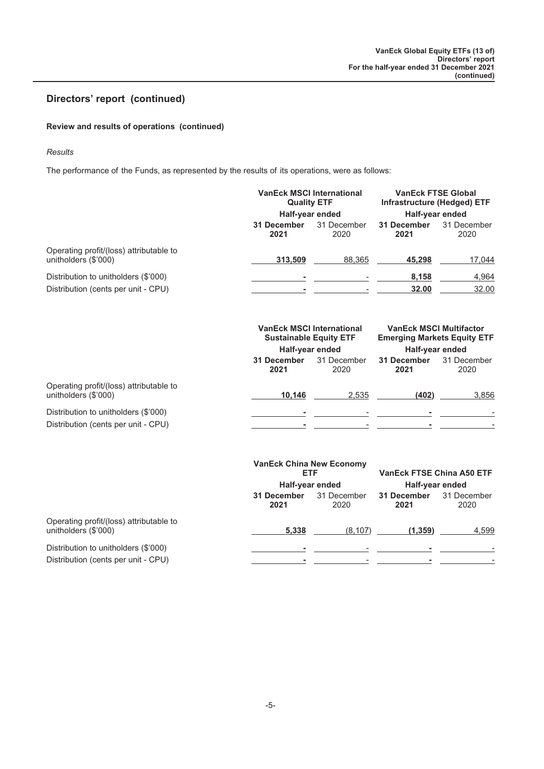## Directors' report (continued)

### Review and results of operations (continued)

*Results*

The performance of the Funds, as represented by the results of its operations, were as follows:

| | VanEck MSCI International Quality ETF | | VanEck FTSE Global Infrastructure (Hedged) ETF | |
|---|---|---|---|---|
| | Half-year ended | | Half-year ended | |
| | **31 December 2021** | 31 December 2020 | **31 December 2021** | 31 December 2020 |
| Operating profit/(loss) attributable to unitholders ($'000) | **313,509** | 88,365 | **45,298** | 17,044 |
| Distribution to unitholders ($'000) | **-** | - | **8,158** | 4,964 |
| Distribution (cents per unit - CPU) | **-** | - | **32.00** | 32.00 |

| | VanEck MSCI International Sustainable Equity ETF | | VanEck MSCI Multifactor Emerging Markets Equity ETF | |
|---|---|---|---|---|
| | Half-year ended | | Half-year ended | |
| | **31 December 2021** | 31 December 2020 | **31 December 2021** | 31 December 2020 |
| Operating profit/(loss) attributable to unitholders ($'000) | **10,146** | 2,535 | **(402)** | 3,856 |
| Distribution to unitholders ($'000) | **-** | - | **-** | - |
| Distribution (cents per unit - CPU) | **-** | - | **-** | - |

| | VanEck China New Economy ETF | | VanEck FTSE China A50 ETF | |
|---|---|---|---|---|
| | Half-year ended | | Half-year ended | |
| | **31 December 2021** | 31 December 2020 | **31 December 2021** | 31 December 2020 |
| Operating profit/(loss) attributable to unitholders ($'000) | **5,338** | (8,107) | **(1,359)** | 4,599 |
| Distribution to unitholders ($'000) | **-** | - | **-** | - |
| Distribution (cents per unit - CPU) | **-** | - | **-** | - |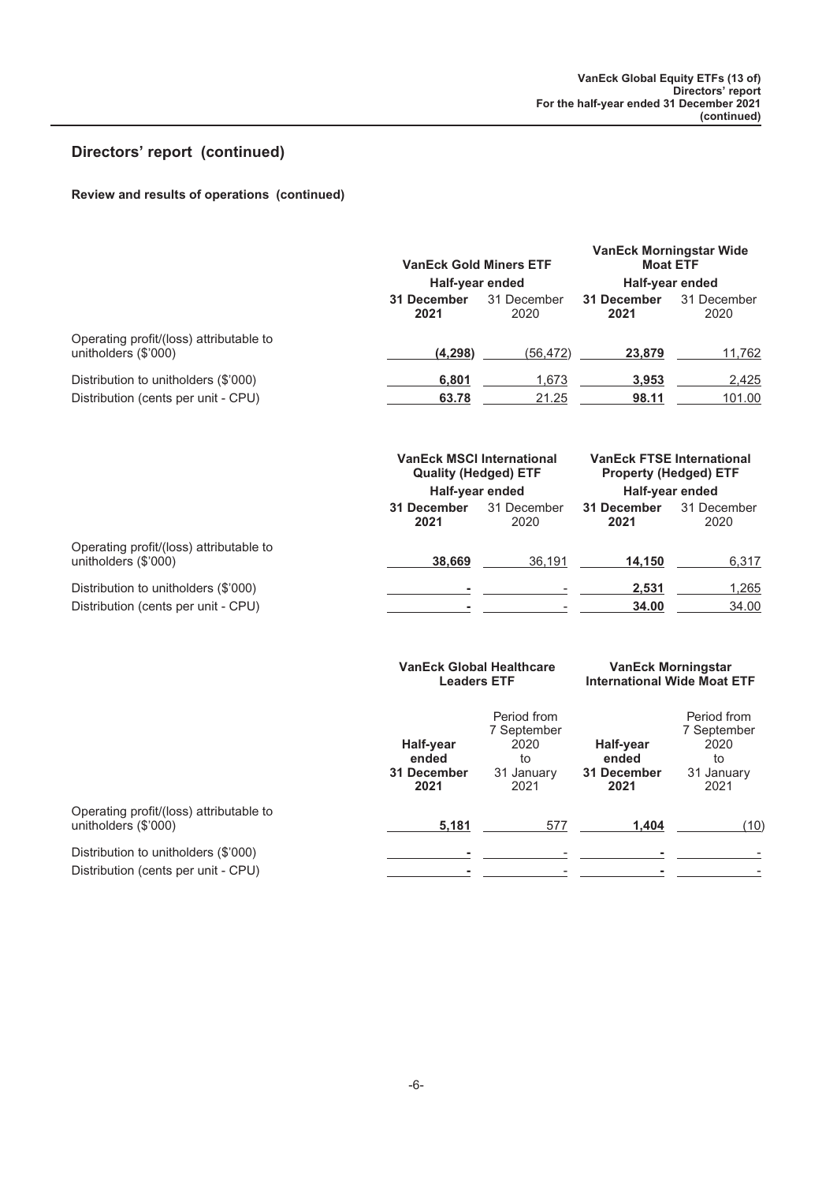## Directors' report (continued)

### Review and results of operations (continued)

| | VanEck Gold Miners ETF | | VanEck Morningstar Wide Moat ETF | |
|---|---|---|---|---|
| | Half-year ended | | Half-year ended | |
| | **31 December 2021** | 31 December 2020 | **31 December 2021** | 31 December 2020 |
| Operating profit/(loss) attributable to unitholders ($'000) | **(4,298)** | (56,472) | **23,879** | 11,762 |
| Distribution to unitholders ($'000) | **6,801** | 1,673 | **3,953** | 2,425 |
| Distribution (cents per unit - CPU) | **63.78** | 21.25 | **98.11** | 101.00 |

| | VanEck MSCI International Quality (Hedged) ETF | | VanEck FTSE International Property (Hedged) ETF | |
|---|---|---|---|---|
| | Half-year ended | | Half-year ended | |
| | **31 December 2021** | 31 December 2020 | **31 December 2021** | 31 December 2020 |
| Operating profit/(loss) attributable to unitholders ($'000) | **38,669** | 36,191 | **14,150** | 6,317 |
| Distribution to unitholders ($'000) | **-** | - | **2,531** | 1,265 |
| Distribution (cents per unit - CPU) | **-** | - | **34.00** | 34.00 |

| | VanEck Global Healthcare Leaders ETF | | VanEck Morningstar International Wide Moat ETF | |
|---|---|---|---|---|
| | **Half-year ended 31 December 2021** | Period from 7 September 2020 to 31 January 2021 | **Half-year ended 31 December 2021** | Period from 7 September 2020 to 31 January 2021 |
| Operating profit/(loss) attributable to unitholders ($'000) | **5,181** | 577 | **1,404** | (10) |
| Distribution to unitholders ($'000) | **-** | - | **-** | - |
| Distribution (cents per unit - CPU) | **-** | - | **-** | - |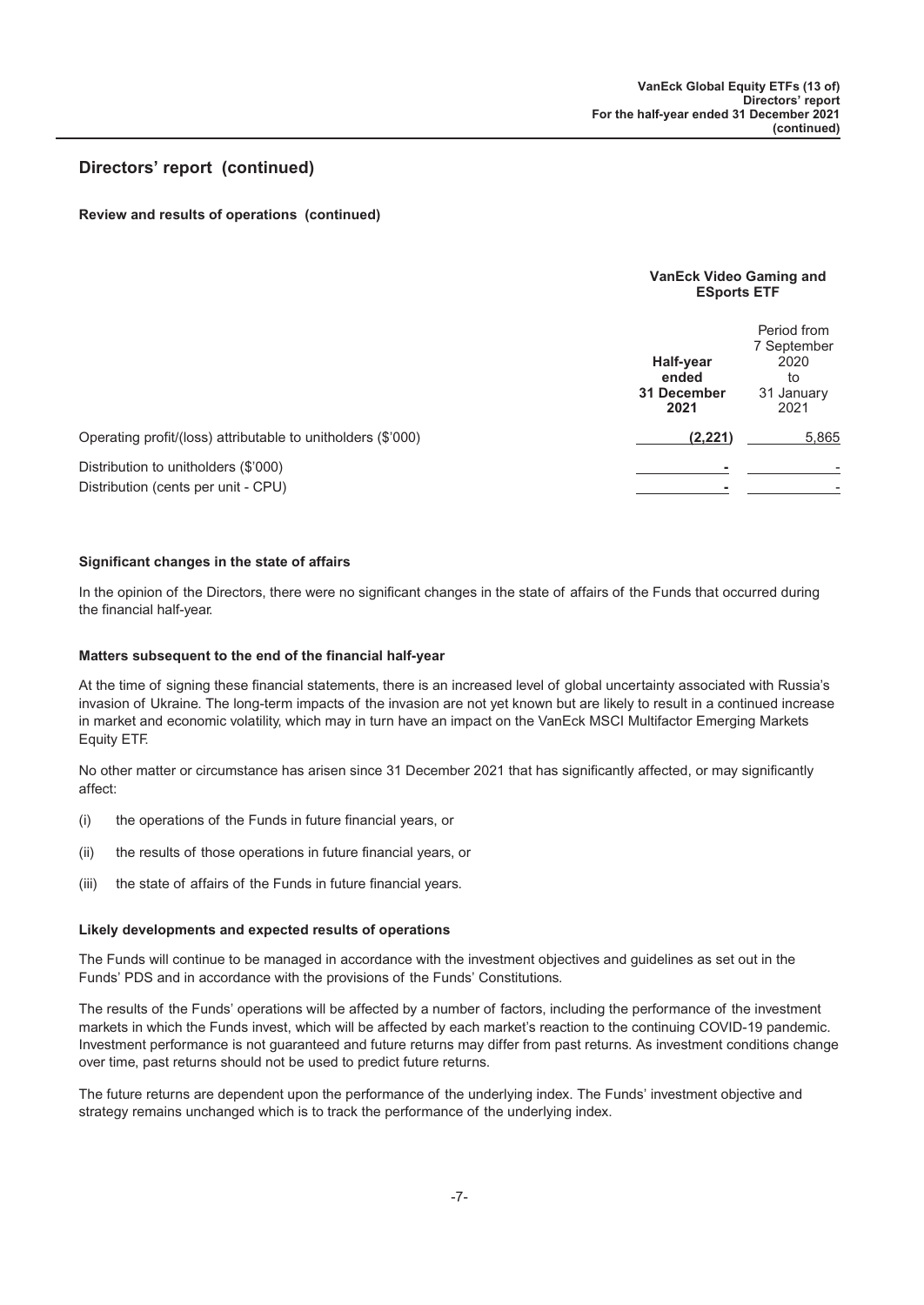## Directors' report (continued)

**Review and results of operations (continued)**

| | VanEck Video Gaming and ESports ETF | |
|---|---|---|
| | **Half-year ended 31 December 2021** | Period from 7 September 2020 to 31 January 2021 |
| Operating profit/(loss) attributable to unitholders ($'000) | **(2,221)** | 5,865 |
| Distribution to unitholders ($'000) | **-** | - |
| Distribution (cents per unit - CPU) | **-** | - |

**Significant changes in the state of affairs**

In the opinion of the Directors, there were no significant changes in the state of affairs of the Funds that occurred during the financial half-year.

**Matters subsequent to the end of the financial half-year**

At the time of signing these financial statements, there is an increased level of global uncertainty associated with Russia's invasion of Ukraine. The long-term impacts of the invasion are not yet known but are likely to result in a continued increase in market and economic volatility, which may in turn have an impact on the VanEck MSCI Multifactor Emerging Markets Equity ETF.

No other matter or circumstance has arisen since 31 December 2021 that has significantly affected, or may significantly affect:

(i) the operations of the Funds in future financial years, or

(ii) the results of those operations in future financial years, or

(iii) the state of affairs of the Funds in future financial years.

**Likely developments and expected results of operations**

The Funds will continue to be managed in accordance with the investment objectives and guidelines as set out in the Funds' PDS and in accordance with the provisions of the Funds' Constitutions.

The results of the Funds' operations will be affected by a number of factors, including the performance of the investment markets in which the Funds invest, which will be affected by each market's reaction to the continuing COVID-19 pandemic. Investment performance is not guaranteed and future returns may differ from past returns. As investment conditions change over time, past returns should not be used to predict future returns.

The future returns are dependent upon the performance of the underlying index. The Funds' investment objective and strategy remains unchanged which is to track the performance of the underlying index.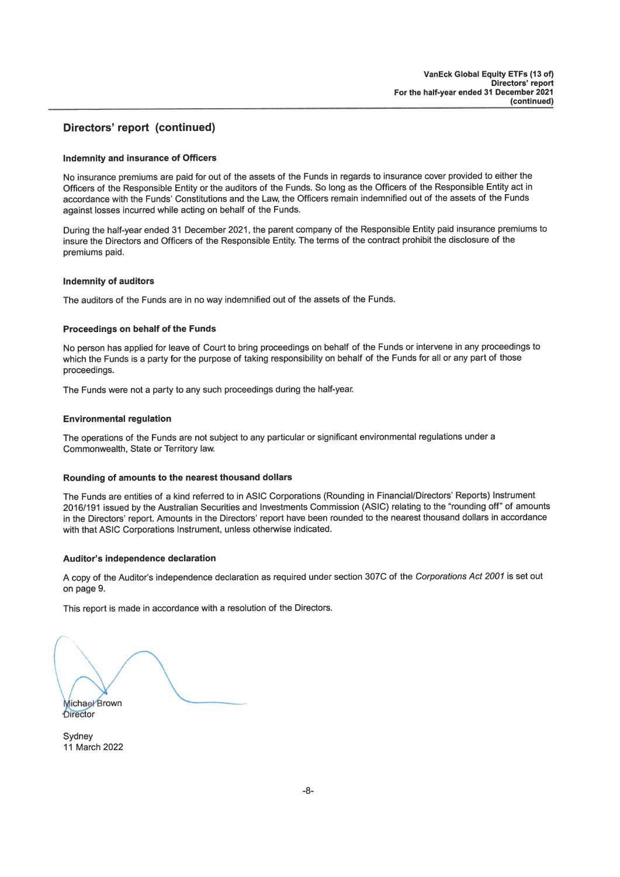## Directors' report (continued)

### Indemnity and insurance of Officers

No insurance premiums are paid for out of the assets of the Funds in regards to insurance cover provided to either the Officers of the Responsible Entity or the auditors of the Funds. So long as the Officers of the Responsible Entity act in accordance with the Funds' Constitutions and the Law, the Officers remain indemnified out of the assets of the Funds against losses incurred while acting on behalf of the Funds.

During the half-year ended 31 December 2021, the parent company of the Responsible Entity paid insurance premiums to insure the Directors and Officers of the Responsible Entity. The terms of the contract prohibit the disclosure of the premiums paid.

### Indemnity of auditors

The auditors of the Funds are in no way indemnified out of the assets of the Funds.

### Proceedings on behalf of the Funds

No person has applied for leave of Court to bring proceedings on behalf of the Funds or intervene in any proceedings to which the Funds is a party for the purpose of taking responsibility on behalf of the Funds for all or any part of those proceedings.

The Funds were not a party to any such proceedings during the half-year.

### Environmental regulation

The operations of the Funds are not subject to any particular or significant environmental regulations under a Commonwealth, State or Territory law.

### Rounding of amounts to the nearest thousand dollars

The Funds are entities of a kind referred to in ASIC Corporations (Rounding in Financial/Directors' Reports) Instrument 2016/191 issued by the Australian Securities and Investments Commission (ASIC) relating to the "rounding off" of amounts in the Directors' report. Amounts in the Directors' report have been rounded to the nearest thousand dollars in accordance with that ASIC Corporations Instrument, unless otherwise indicated.

### Auditor's independence declaration

A copy of the Auditor's independence declaration as required under section 307C of the *Corporations Act 2001* is set out on page 9.

This report is made in accordance with a resolution of the Directors.

Michael Brown
Director

Sydney
11 March 2022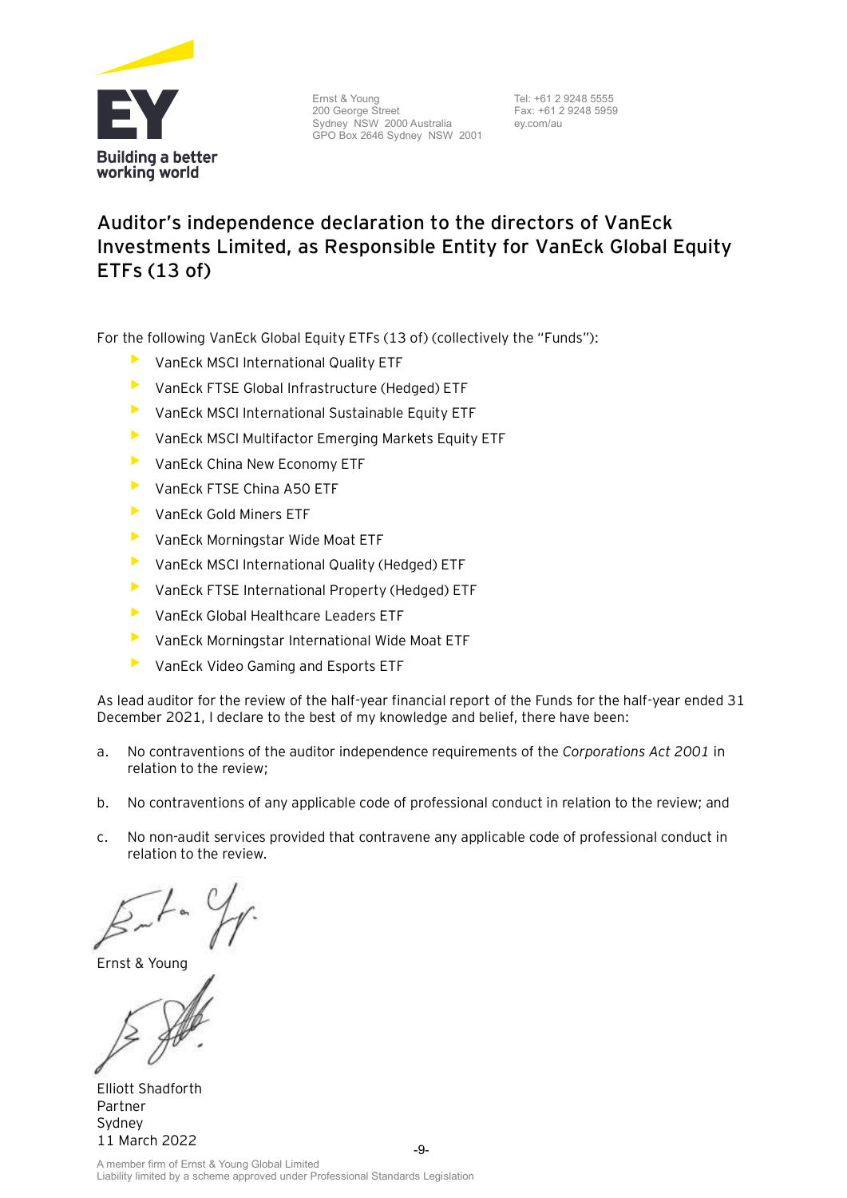Ernst & Young
200 George Street
Sydney NSW 2000 Australia
GPO Box 2646 Sydney NSW 2001

Tel: +61 2 9248 5555
Fax: +61 2 9248 5959
ey.com/au

Building a better working world

# Auditor's independence declaration to the directors of VanEck Investments Limited, as Responsible Entity for VanEck Global Equity ETFs (13 of)

For the following VanEck Global Equity ETFs (13 of) (collectively the "Funds"):

- VanEck MSCI International Quality ETF
- VanEck FTSE Global Infrastructure (Hedged) ETF
- VanEck MSCI International Sustainable Equity ETF
- VanEck MSCI Multifactor Emerging Markets Equity ETF
- VanEck China New Economy ETF
- VanEck FTSE China A50 ETF
- VanEck Gold Miners ETF
- VanEck Morningstar Wide Moat ETF
- VanEck MSCI International Quality (Hedged) ETF
- VanEck FTSE International Property (Hedged) ETF
- VanEck Global Healthcare Leaders ETF
- VanEck Morningstar International Wide Moat ETF
- VanEck Video Gaming and Esports ETF

As lead auditor for the review of the half-year financial report of the Funds for the half-year ended 31 December 2021, I declare to the best of my knowledge and belief, there have been:

a. No contraventions of the auditor independence requirements of the *Corporations Act 2001* in relation to the review;

b. No contraventions of any applicable code of professional conduct in relation to the review; and

c. No non-audit services provided that contravene any applicable code of professional conduct in relation to the review.

Ernst & Young

Elliott Shadforth
Partner
Sydney
11 March 2022

A member firm of Ernst & Young Global Limited
Liability limited by a scheme approved under Professional Standards Legislation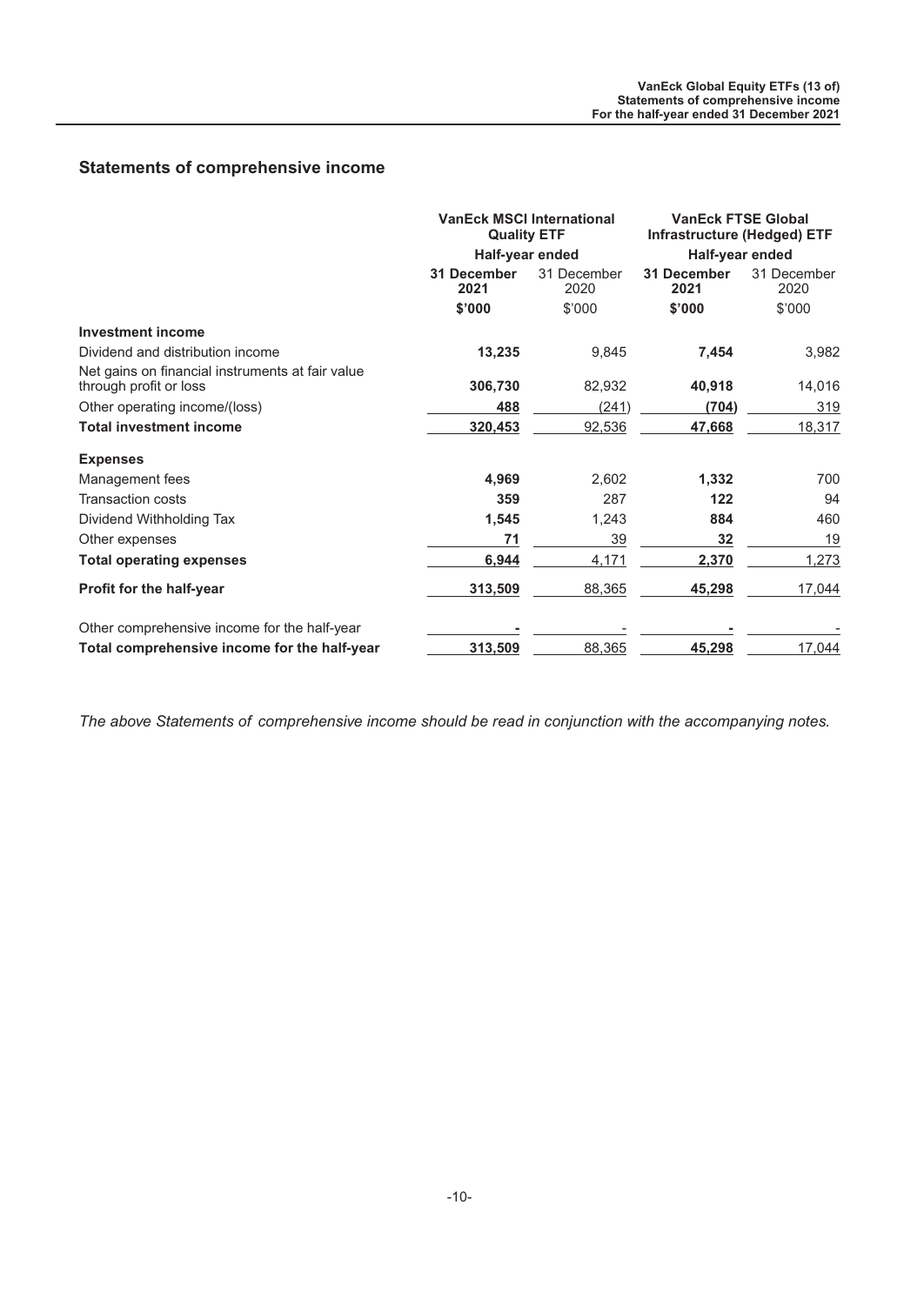## Statements of comprehensive income

| | VanEck MSCI International Quality ETF | | VanEck FTSE Global Infrastructure (Hedged) ETF | |
|---|---|---|---|---|
| | Half-year ended | | Half-year ended | |
| | **31 December 2021** | 31 December 2020 | **31 December 2021** | 31 December 2020 |
| | **$'000** | $'000 | **$'000** | $'000 |
| **Investment income** | | | | |
| Dividend and distribution income | **13,235** | 9,845 | **7,454** | 3,982 |
| Net gains on financial instruments at fair value through profit or loss | **306,730** | 82,932 | **40,918** | 14,016 |
| Other operating income/(loss) | **488** | (241) | **(704)** | 319 |
| **Total investment income** | **320,453** | 92,536 | **47,668** | 18,317 |
| **Expenses** | | | | |
| Management fees | **4,969** | 2,602 | **1,332** | 700 |
| Transaction costs | **359** | 287 | **122** | 94 |
| Dividend Withholding Tax | **1,545** | 1,243 | **884** | 460 |
| Other expenses | **71** | 39 | **32** | 19 |
| **Total operating expenses** | **6,944** | 4,171 | **2,370** | 1,273 |
| **Profit for the half-year** | **313,509** | 88,365 | **45,298** | 17,044 |
| Other comprehensive income for the half-year | **-** | - | **-** | - |
| **Total comprehensive income for the half-year** | **313,509** | 88,365 | **45,298** | 17,044 |

*The above Statements of comprehensive income should be read in conjunction with the accompanying notes.*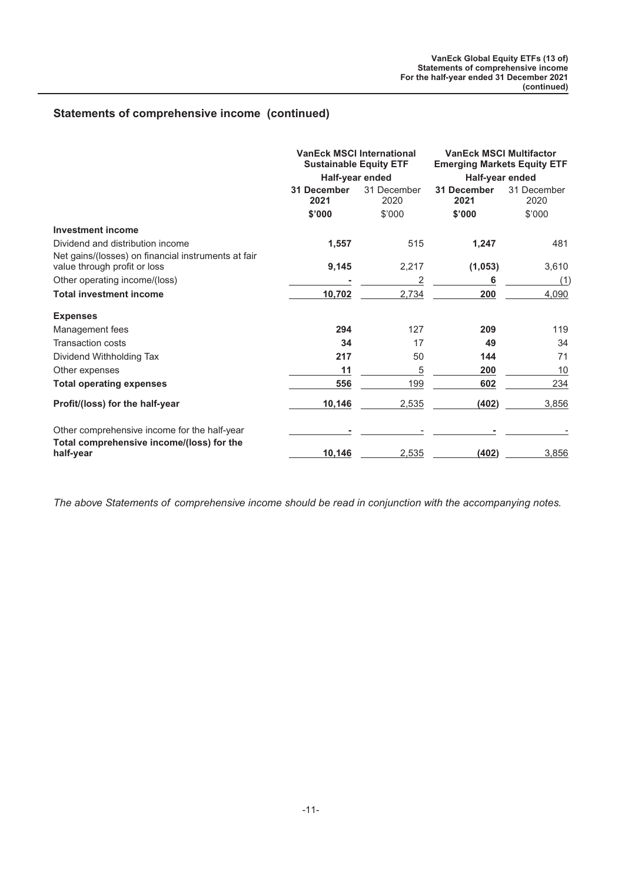## Statements of comprehensive income (continued)

| | VanEck MSCI International Sustainable Equity ETF | | VanEck MSCI Multifactor Emerging Markets Equity ETF | |
|---|---|---|---|---|
| | Half-year ended | | Half-year ended | |
| | **31 December 2021** | 31 December 2020 | **31 December 2021** | 31 December 2020 |
| | **$'000** | $'000 | **$'000** | $'000 |
| **Investment income** | | | | |
| Dividend and distribution income | **1,557** | 515 | **1,247** | 481 |
| Net gains/(losses) on financial instruments at fair value through profit or loss | **9,145** | 2,217 | **(1,053)** | 3,610 |
| Other operating income/(loss) | **-** | 2 | **6** | (1) |
| **Total investment income** | **10,702** | 2,734 | **200** | 4,090 |
| **Expenses** | | | | |
| Management fees | **294** | 127 | **209** | 119 |
| Transaction costs | **34** | 17 | **49** | 34 |
| Dividend Withholding Tax | **217** | 50 | **144** | 71 |
| Other expenses | **11** | 5 | **200** | 10 |
| **Total operating expenses** | **556** | 199 | **602** | 234 |
| **Profit/(loss) for the half-year** | **10,146** | 2,535 | **(402)** | 3,856 |
| Other comprehensive income for the half-year | **-** | - | **-** | - |
| **Total comprehensive income/(loss) for the half-year** | **10,146** | 2,535 | **(402)** | 3,856 |

*The above Statements of comprehensive income should be read in conjunction with the accompanying notes.*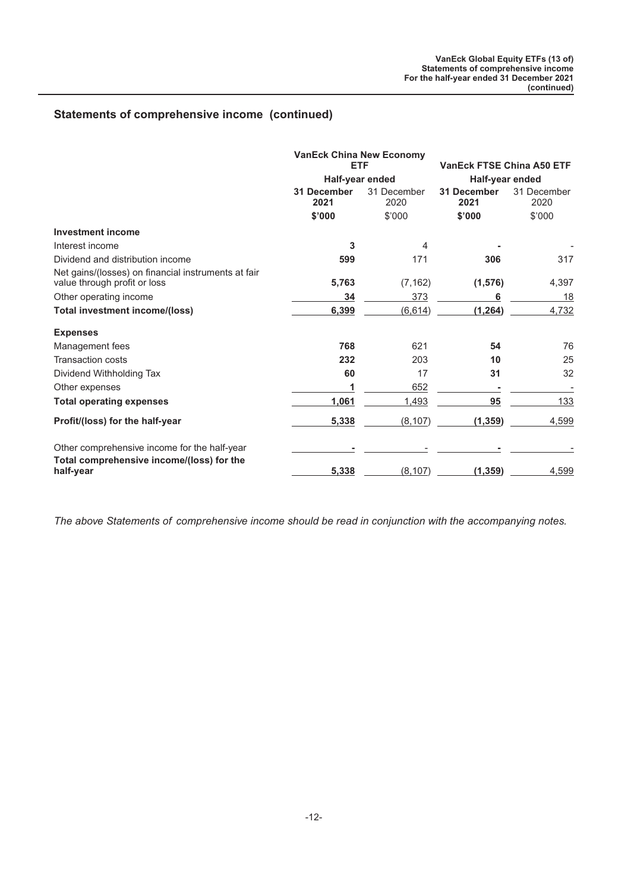## Statements of comprehensive income (continued)

| | VanEck China New Economy ETF | | VanEck FTSE China A50 ETF | |
|---|---|---|---|---|
| | Half-year ended | | Half-year ended | |
| | **31 December 2021** | 31 December 2020 | **31 December 2021** | 31 December 2020 |
| | **$'000** | $'000 | **$'000** | $'000 |
| **Investment income** | | | | |
| Interest income | **3** | 4 | **-** | - |
| Dividend and distribution income | **599** | 171 | **306** | 317 |
| Net gains/(losses) on financial instruments at fair value through profit or loss | **5,763** | (7,162) | **(1,576)** | 4,397 |
| Other operating income | **34** | 373 | **6** | 18 |
| **Total investment income/(loss)** | **6,399** | (6,614) | **(1,264)** | 4,732 |
| **Expenses** | | | | |
| Management fees | **768** | 621 | **54** | 76 |
| Transaction costs | **232** | 203 | **10** | 25 |
| Dividend Withholding Tax | **60** | 17 | **31** | 32 |
| Other expenses | **1** | 652 | **-** | - |
| **Total operating expenses** | **1,061** | 1,493 | **95** | 133 |
| **Profit/(loss) for the half-year** | **5,338** | (8,107) | **(1,359)** | 4,599 |
| Other comprehensive income for the half-year | **-** | - | **-** | - |
| **Total comprehensive income/(loss) for the half-year** | **5,338** | (8,107) | **(1,359)** | 4,599 |

*The above Statements of comprehensive income should be read in conjunction with the accompanying notes.*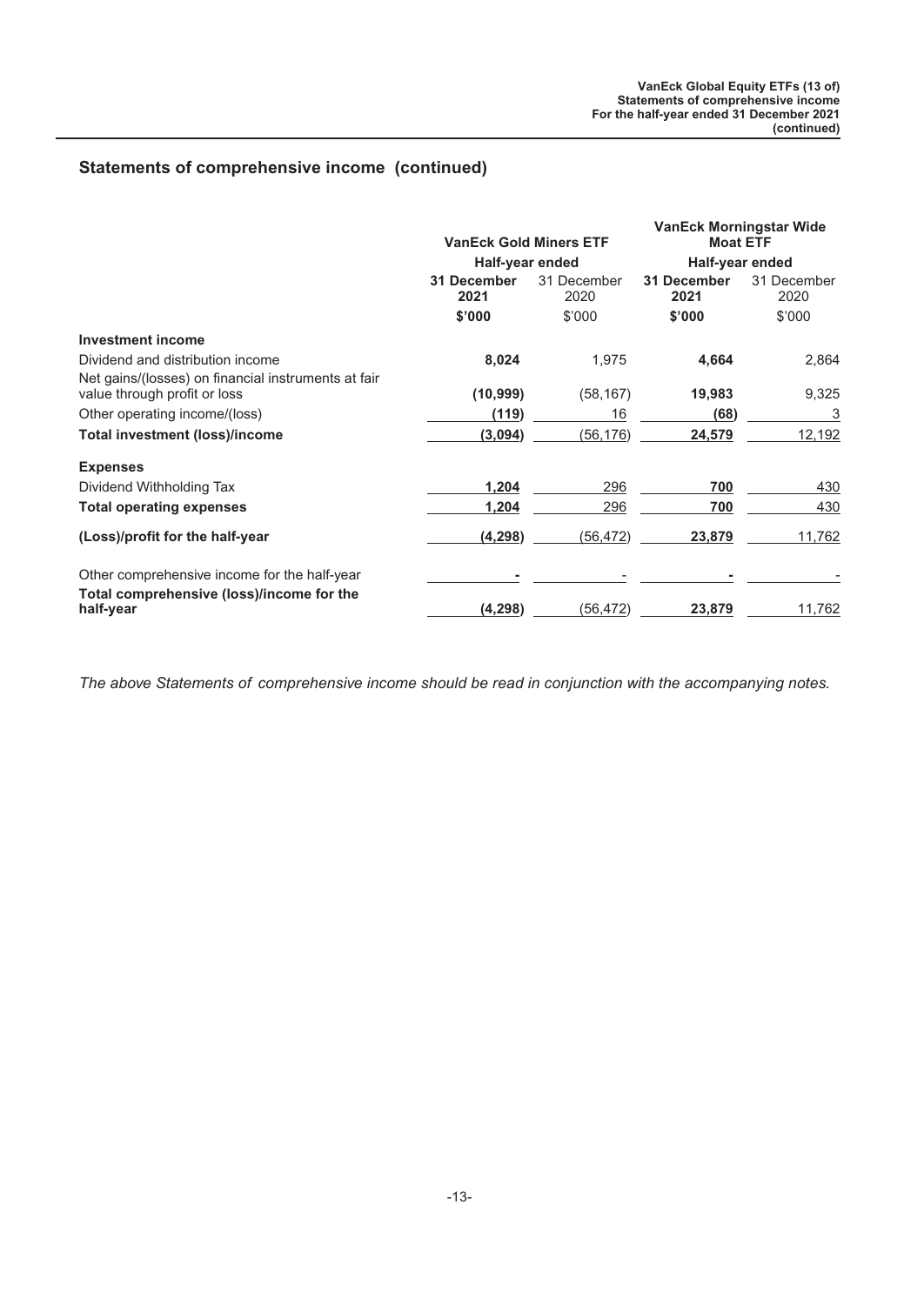## Statements of comprehensive income (continued)

| | VanEck Gold Miners ETF | | VanEck Morningstar Wide Moat ETF | |
|---|---|---|---|---|
| | Half-year ended | | Half-year ended | |
| | **31 December 2021** | 31 December 2020 | **31 December 2021** | 31 December 2020 |
| | **$'000** | $'000 | **$'000** | $'000 |
| **Investment income** | | | | |
| Dividend and distribution income | **8,024** | 1,975 | **4,664** | 2,864 |
| Net gains/(losses) on financial instruments at fair value through profit or loss | **(10,999)** | (58,167) | **19,983** | 9,325 |
| Other operating income/(loss) | **(119)** | 16 | **(68)** | 3 |
| **Total investment (loss)/income** | **(3,094)** | (56,176) | **24,579** | 12,192 |
| **Expenses** | | | | |
| Dividend Withholding Tax | **1,204** | 296 | **700** | 430 |
| **Total operating expenses** | **1,204** | 296 | **700** | 430 |
| **(Loss)/profit for the half-year** | **(4,298)** | (56,472) | **23,879** | 11,762 |
| Other comprehensive income for the half-year | **-** | - | **-** | - |
| **Total comprehensive (loss)/income for the half-year** | **(4,298)** | (56,472) | **23,879** | 11,762 |

*The above Statements of comprehensive income should be read in conjunction with the accompanying notes.*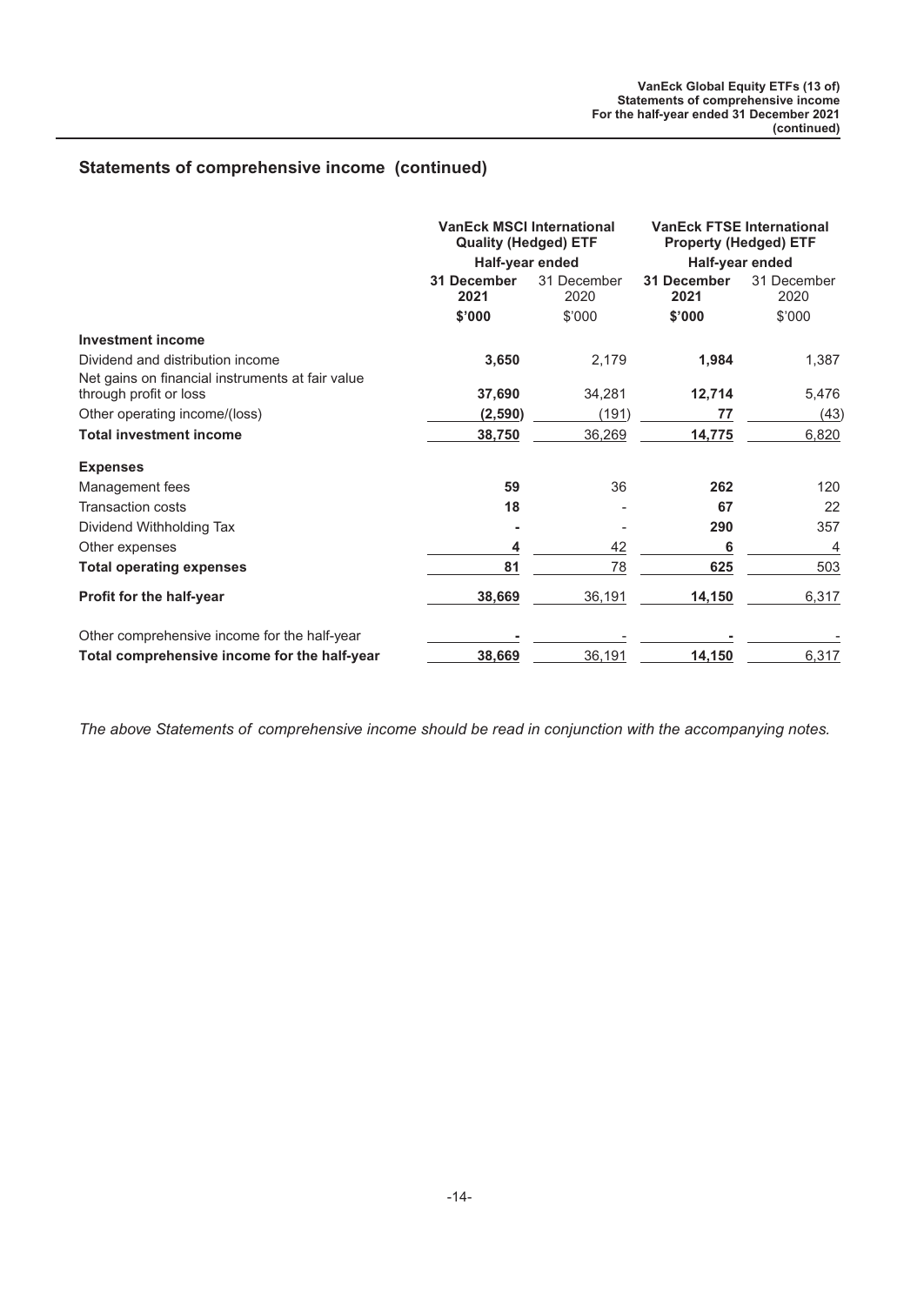## Statements of comprehensive income (continued)

| | VanEck MSCI International Quality (Hedged) ETF | | VanEck FTSE International Property (Hedged) ETF | |
|---|---|---|---|---|
| | Half-year ended | | Half-year ended | |
| | **31 December 2021** | 31 December 2020 | **31 December 2021** | 31 December 2020 |
| | **$'000** | $'000 | **$'000** | $'000 |
| **Investment income** | | | | |
| Dividend and distribution income | **3,650** | 2,179 | **1,984** | 1,387 |
| Net gains on financial instruments at fair value through profit or loss | **37,690** | 34,281 | **12,714** | 5,476 |
| Other operating income/(loss) | **(2,590)** | (191) | **77** | (43) |
| **Total investment income** | **38,750** | 36,269 | **14,775** | 6,820 |
| **Expenses** | | | | |
| Management fees | **59** | 36 | **262** | 120 |
| Transaction costs | **18** | - | **67** | 22 |
| Dividend Withholding Tax | **-** | - | **290** | 357 |
| Other expenses | **4** | 42 | **6** | 4 |
| **Total operating expenses** | **81** | 78 | **625** | 503 |
| **Profit for the half-year** | **38,669** | 36,191 | **14,150** | 6,317 |
| Other comprehensive income for the half-year | **-** | - | **-** | - |
| **Total comprehensive income for the half-year** | **38,669** | 36,191 | **14,150** | 6,317 |

*The above Statements of comprehensive income should be read in conjunction with the accompanying notes.*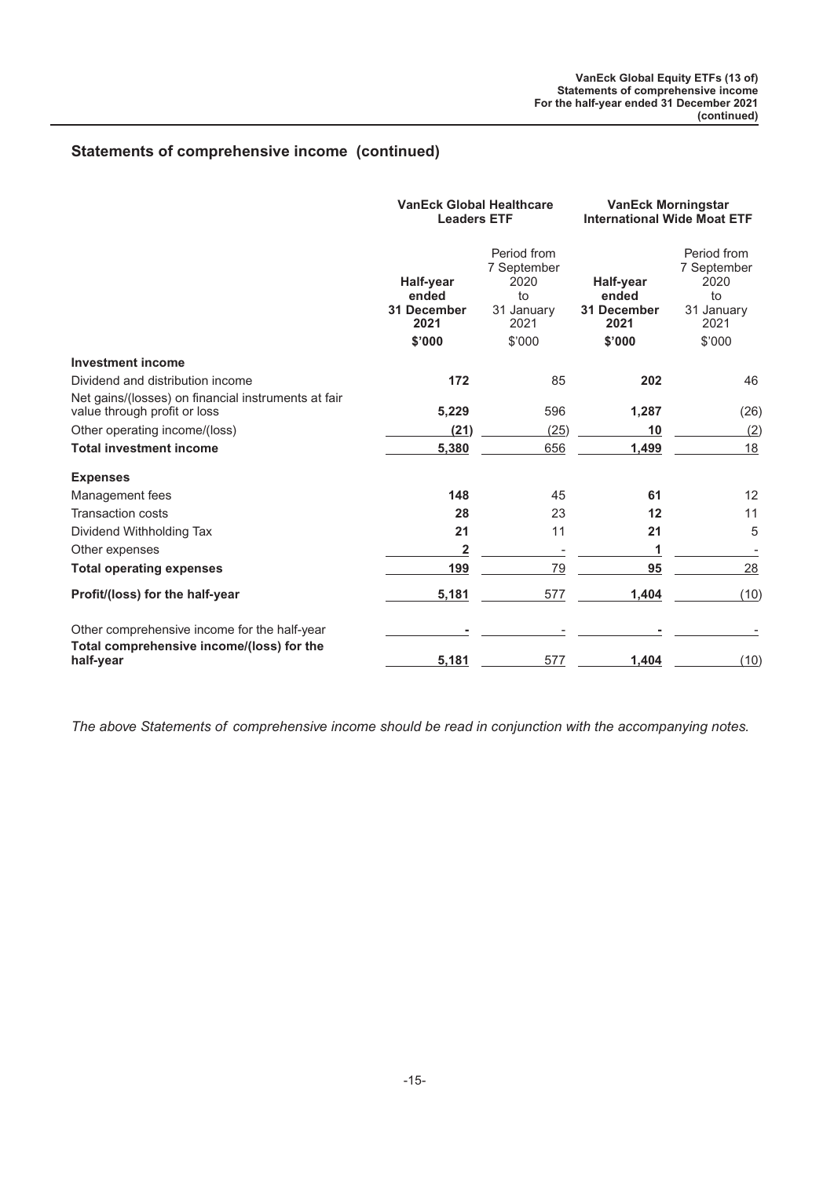## Statements of comprehensive income (continued)

| | VanEck Global Healthcare Leaders ETF | | VanEck Morningstar International Wide Moat ETF | |
|---|---|---|---|---|
| | **Half-year ended 31 December 2021** | Period from 7 September 2020 to 31 January 2021 | **Half-year ended 31 December 2021** | Period from 7 September 2020 to 31 January 2021 |
| | **$'000** | $'000 | **$'000** | $'000 |
| **Investment income** | | | | |
| Dividend and distribution income | **172** | 85 | **202** | 46 |
| Net gains/(losses) on financial instruments at fair value through profit or loss | **5,229** | 596 | **1,287** | (26) |
| Other operating income/(loss) | **(21)** | (25) | **10** | (2) |
| **Total investment income** | **5,380** | 656 | **1,499** | 18 |
| **Expenses** | | | | |
| Management fees | **148** | 45 | **61** | 12 |
| Transaction costs | **28** | 23 | **12** | 11 |
| Dividend Withholding Tax | **21** | 11 | **21** | 5 |
| Other expenses | **2** | - | **1** | - |
| **Total operating expenses** | **199** | 79 | **95** | 28 |
| **Profit/(loss) for the half-year** | **5,181** | 577 | **1,404** | (10) |
| Other comprehensive income for the half-year | **-** | - | **-** | - |
| **Total comprehensive income/(loss) for the half-year** | **5,181** | 577 | **1,404** | (10) |

*The above Statements of comprehensive income should be read in conjunction with the accompanying notes.*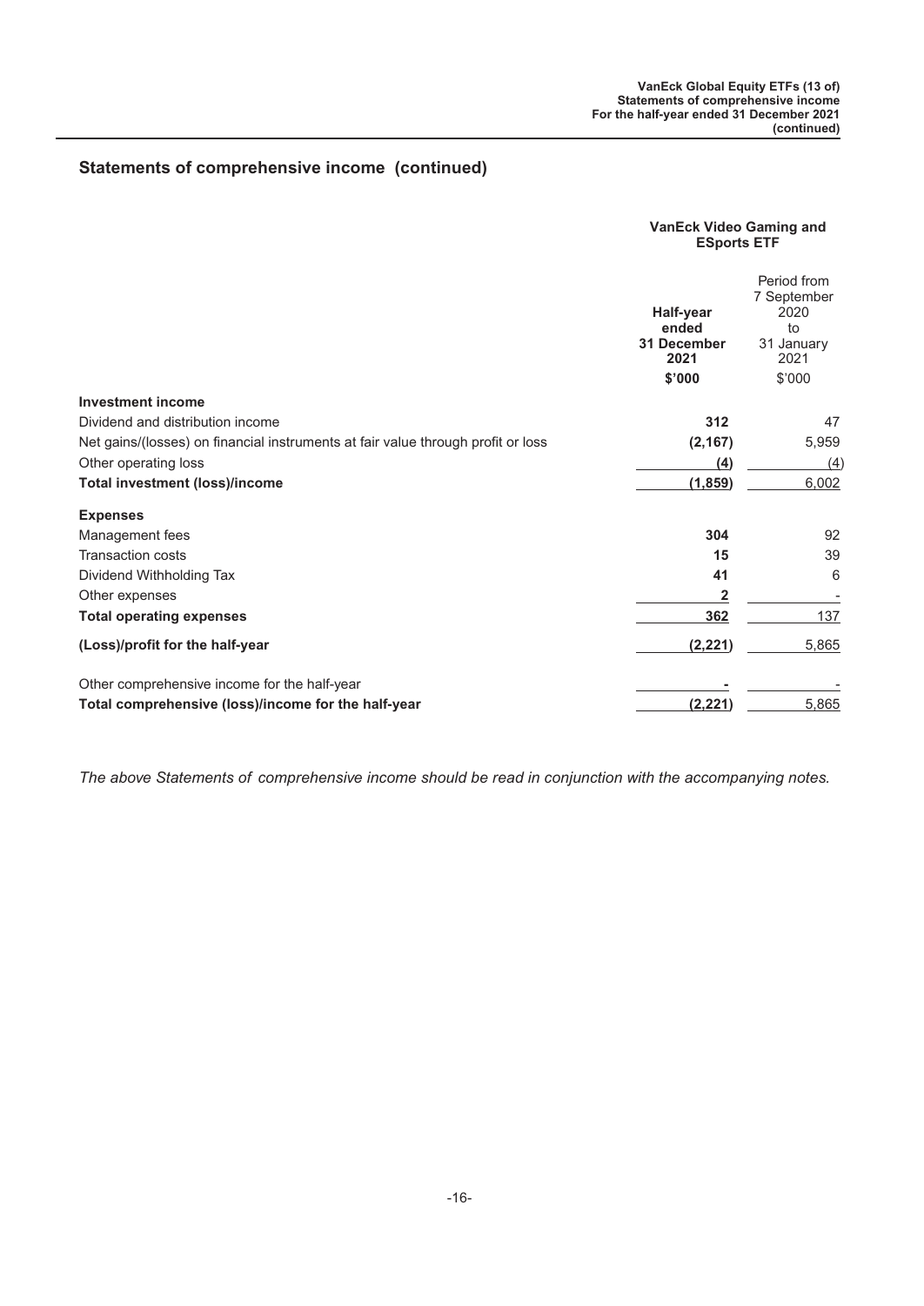## Statements of comprehensive income (continued)

| | VanEck Video Gaming and ESports ETF | |
|---|---|---|
| | **Half-year ended 31 December 2021** | Period from 7 September 2020 to 31 January 2021 |
| | **$'000** | $'000 |
| **Investment income** | | |
| Dividend and distribution income | **312** | 47 |
| Net gains/(losses) on financial instruments at fair value through profit or loss | **(2,167)** | 5,959 |
| Other operating loss | **(4)** | (4) |
| **Total investment (loss)/income** | **(1,859)** | 6,002 |
| **Expenses** | | |
| Management fees | **304** | 92 |
| Transaction costs | **15** | 39 |
| Dividend Withholding Tax | **41** | 6 |
| Other expenses | **2** | - |
| **Total operating expenses** | **362** | 137 |
| **(Loss)/profit for the half-year** | **(2,221)** | 5,865 |
| Other comprehensive income for the half-year | **-** | - |
| **Total comprehensive (loss)/income for the half-year** | **(2,221)** | 5,865 |

*The above Statements of comprehensive income should be read in conjunction with the accompanying notes.*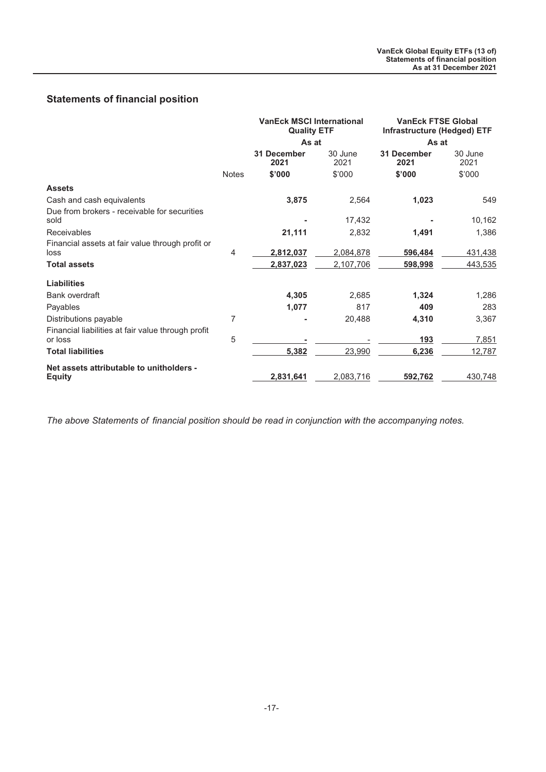## Statements of financial position

| | | VanEck MSCI International Quality ETF | | VanEck FTSE Global Infrastructure (Hedged) ETF | |
|---|---|---|---|---|---|
| | | As at | | As at | |
| | | **31 December 2021** | 30 June 2021 | **31 December 2021** | 30 June 2021 |
| | Notes | **$'000** | $'000 | **$'000** | $'000 |
| **Assets** | | | | | |
| Cash and cash equivalents | | **3,875** | 2,564 | **1,023** | 549 |
| Due from brokers - receivable for securities sold | | **-** | 17,432 | **-** | 10,162 |
| Receivables | | **21,111** | 2,832 | **1,491** | 1,386 |
| Financial assets at fair value through profit or loss | 4 | **2,812,037** | 2,084,878 | **596,484** | 431,438 |
| **Total assets** | | **2,837,023** | 2,107,706 | **598,998** | 443,535 |
| **Liabilities** | | | | | |
| Bank overdraft | | **4,305** | 2,685 | **1,324** | 1,286 |
| Payables | | **1,077** | 817 | **409** | 283 |
| Distributions payable | 7 | **-** | 20,488 | **4,310** | 3,367 |
| Financial liabilities at fair value through profit or loss | 5 | **-** | - | **193** | 7,851 |
| **Total liabilities** | | **5,382** | 23,990 | **6,236** | 12,787 |
| **Net assets attributable to unitholders - Equity** | | **2,831,641** | 2,083,716 | **592,762** | 430,748 |

*The above Statements of financial position should be read in conjunction with the accompanying notes.*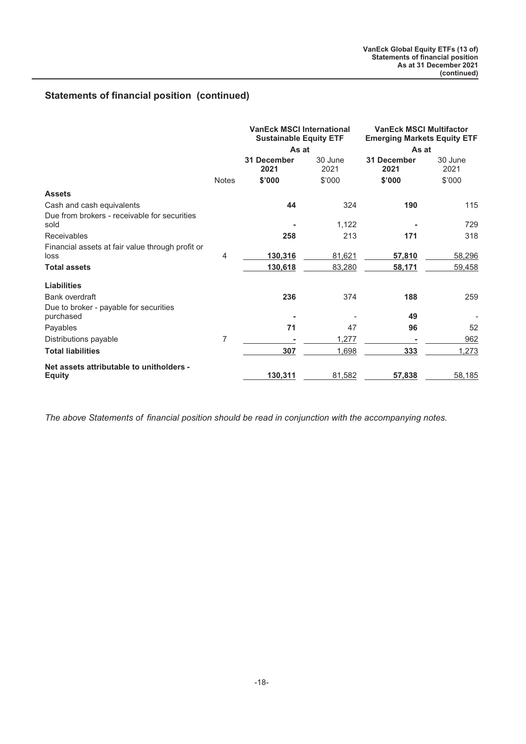## Statements of financial position (continued)

| | | VanEck MSCI International Sustainable Equity ETF | | VanEck MSCI Multifactor Emerging Markets Equity ETF | |
|---|---|---|---|---|---|
| | | As at | | As at | |
| | | **31 December 2021** | 30 June 2021 | **31 December 2021** | 30 June 2021 |
| | Notes | **$'000** | $'000 | **$'000** | $'000 |
| **Assets** | | | | | |
| Cash and cash equivalents | | **44** | 324 | **190** | 115 |
| Due from brokers - receivable for securities sold | | **-** | 1,122 | **-** | 729 |
| Receivables | | **258** | 213 | **171** | 318 |
| Financial assets at fair value through profit or loss | 4 | **130,316** | 81,621 | **57,810** | 58,296 |
| **Total assets** | | **130,618** | 83,280 | **58,171** | 59,458 |
| **Liabilities** | | | | | |
| Bank overdraft | | **236** | 374 | **188** | 259 |
| Due to broker - payable for securities purchased | | **-** | - | **49** | - |
| Payables | | **71** | 47 | **96** | 52 |
| Distributions payable | 7 | **-** | 1,277 | **-** | 962 |
| **Total liabilities** | | **307** | 1,698 | **333** | 1,273 |
| **Net assets attributable to unitholders - Equity** | | **130,311** | 81,582 | **57,838** | 58,185 |

*The above Statements of financial position should be read in conjunction with the accompanying notes.*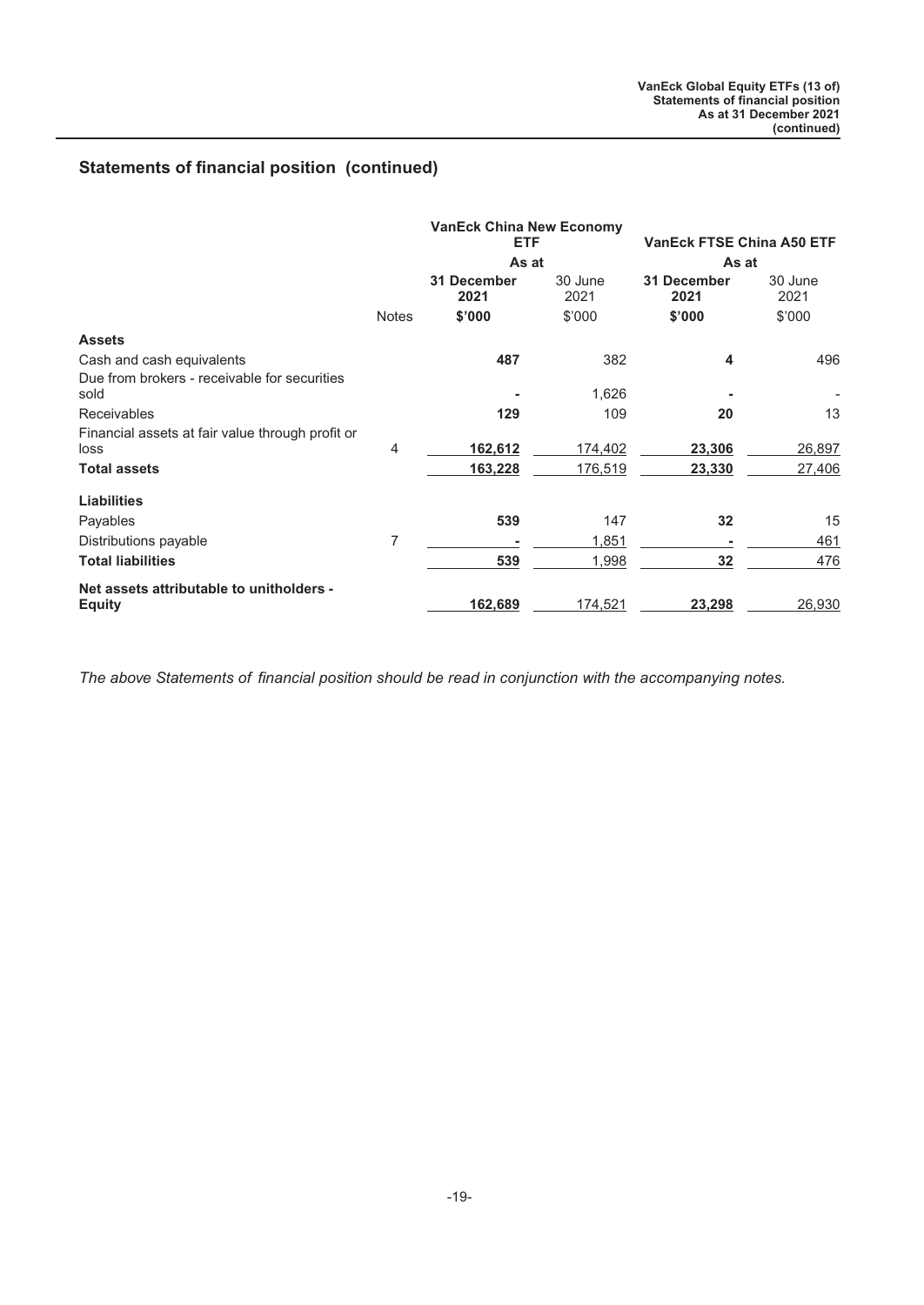## Statements of financial position (continued)

| | | VanEck China New Economy ETF | | VanEck FTSE China A50 ETF | |
|---|---|---|---|---|---|
| | | As at | | As at | |
| | | **31 December 2021** | 30 June 2021 | **31 December 2021** | 30 June 2021 |
| | Notes | **$'000** | $'000 | **$'000** | $'000 |
| **Assets** | | | | | |
| Cash and cash equivalents | | **487** | 382 | **4** | 496 |
| Due from brokers - receivable for securities sold | | **-** | 1,626 | **-** | - |
| Receivables | | **129** | 109 | **20** | 13 |
| Financial assets at fair value through profit or loss | 4 | **162,612** | 174,402 | **23,306** | 26,897 |
| **Total assets** | | **163,228** | 176,519 | **23,330** | 27,406 |
| **Liabilities** | | | | | |
| Payables | | **539** | 147 | **32** | 15 |
| Distributions payable | 7 | **-** | 1,851 | **-** | 461 |
| **Total liabilities** | | **539** | 1,998 | **32** | 476 |
| **Net assets attributable to unitholders - Equity** | | **162,689** | 174,521 | **23,298** | 26,930 |

*The above Statements of financial position should be read in conjunction with the accompanying notes.*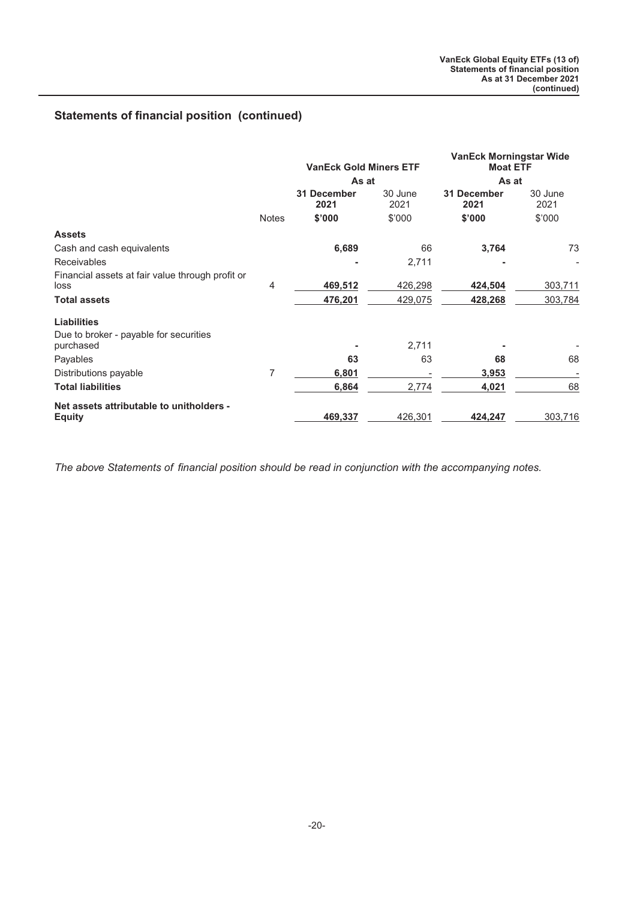## Statements of financial position (continued)

| | Notes | VanEck Gold Miners ETF As at 31 December 2021 $'000 | VanEck Gold Miners ETF As at 30 June 2021 $'000 | VanEck Morningstar Wide Moat ETF As at 31 December 2021 $'000 | VanEck Morningstar Wide Moat ETF As at 30 June 2021 $'000 |
|---|---|---|---|---|---|
| **Assets** | | | | | |
| Cash and cash equivalents | | **6,689** | 66 | **3,764** | 73 |
| Receivables | | **-** | 2,711 | **-** | - |
| Financial assets at fair value through profit or loss | 4 | **469,512** | 426,298 | **424,504** | 303,711 |
| **Total assets** | | **476,201** | 429,075 | **428,268** | 303,784 |
| **Liabilities** | | | | | |
| Due to broker - payable for securities purchased | | **-** | 2,711 | **-** | - |
| Payables | | **63** | 63 | **68** | 68 |
| Distributions payable | 7 | **6,801** | - | **3,953** | - |
| **Total liabilities** | | **6,864** | 2,774 | **4,021** | 68 |
| **Net assets attributable to unitholders - Equity** | | **469,337** | 426,301 | **424,247** | 303,716 |

*The above Statements of financial position should be read in conjunction with the accompanying notes.*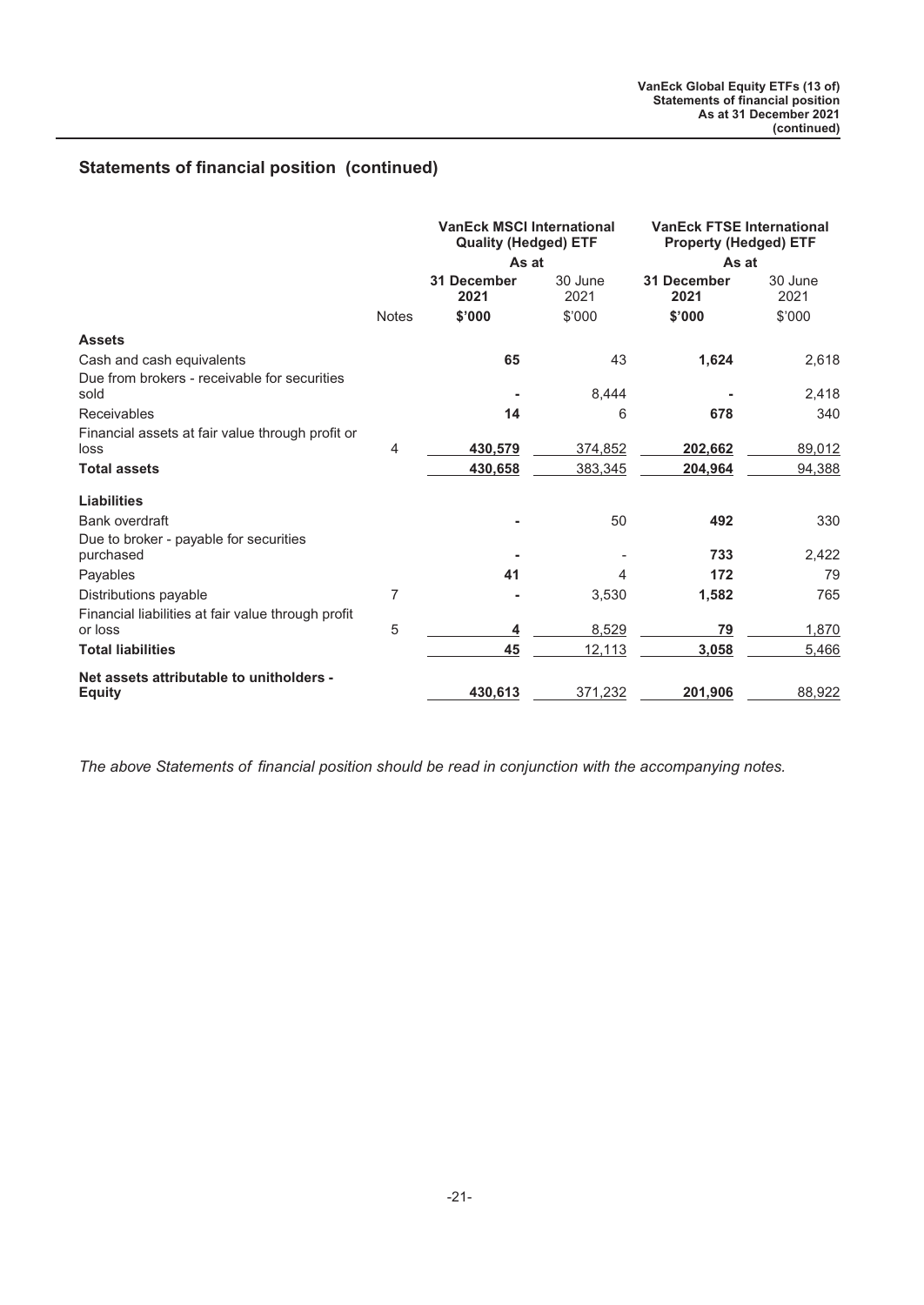## Statements of financial position (continued)

| | | VanEck MSCI International Quality (Hedged) ETF | | VanEck FTSE International Property (Hedged) ETF | |
|---|---|---|---|---|---|
| | | As at | | As at | |
| | | **31 December 2021** | 30 June 2021 | **31 December 2021** | 30 June 2021 |
| | Notes | **$'000** | $'000 | **$'000** | $'000 |
| **Assets** | | | | | |
| Cash and cash equivalents | | **65** | 43 | **1,624** | 2,618 |
| Due from brokers - receivable for securities sold | | **-** | 8,444 | **-** | 2,418 |
| Receivables | | **14** | 6 | **678** | 340 |
| Financial assets at fair value through profit or loss | 4 | **430,579** | 374,852 | **202,662** | 89,012 |
| **Total assets** | | **430,658** | 383,345 | **204,964** | 94,388 |
| **Liabilities** | | | | | |
| Bank overdraft | | **-** | 50 | **492** | 330 |
| Due to broker - payable for securities purchased | | **-** | - | **733** | 2,422 |
| Payables | | **41** | 4 | **172** | 79 |
| Distributions payable | 7 | **-** | 3,530 | **1,582** | 765 |
| Financial liabilities at fair value through profit or loss | 5 | **4** | 8,529 | **79** | 1,870 |
| **Total liabilities** | | **45** | 12,113 | **3,058** | 5,466 |
| **Net assets attributable to unitholders - Equity** | | **430,613** | 371,232 | **201,906** | 88,922 |

*The above Statements of financial position should be read in conjunction with the accompanying notes.*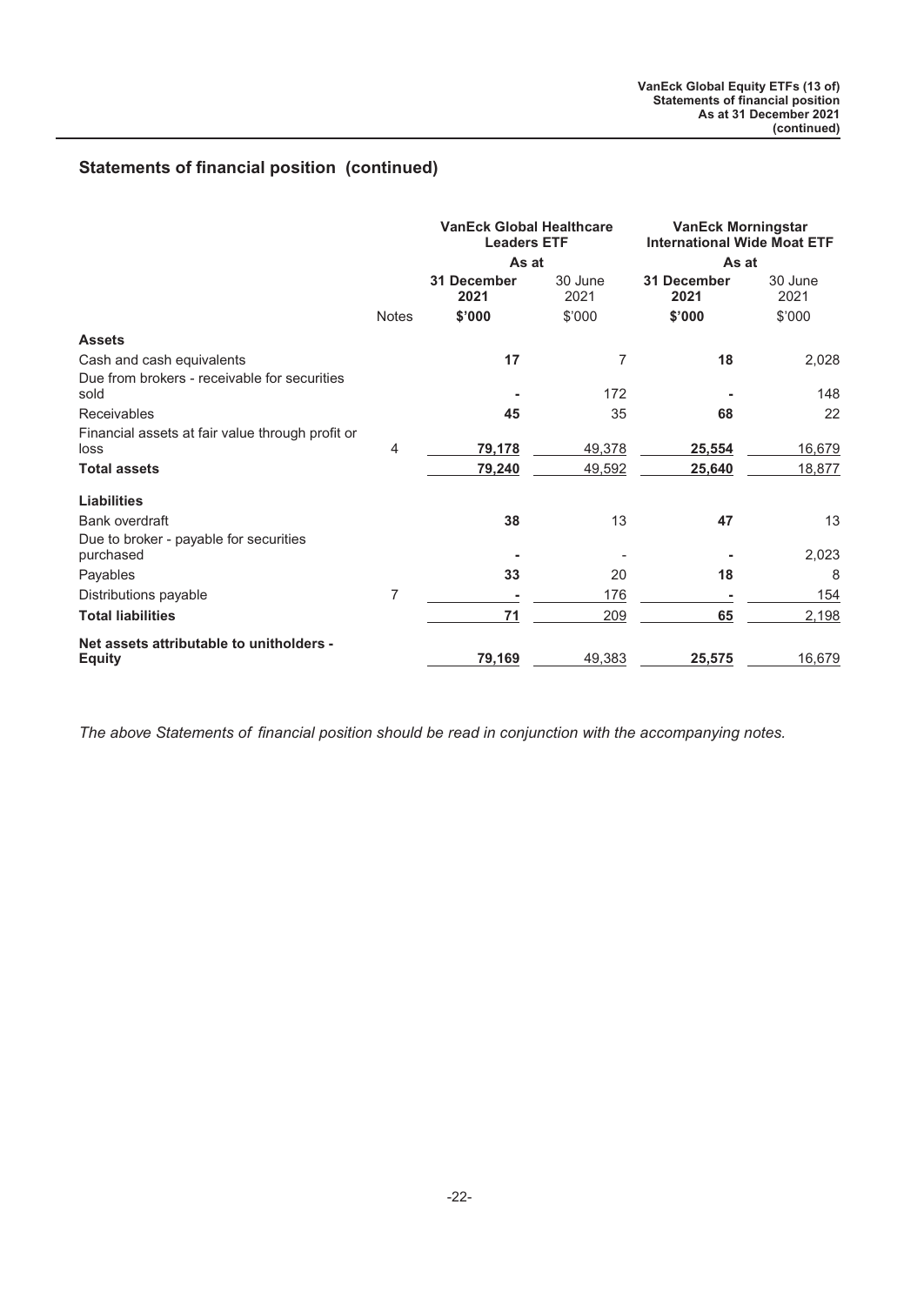## Statements of financial position (continued)

| | | VanEck Global Healthcare Leaders ETF | | VanEck Morningstar International Wide Moat ETF | |
|---|---|---|---|---|---|
| | | As at | | As at | |
| | | **31 December 2021** | 30 June 2021 | **31 December 2021** | 30 June 2021 |
| | Notes | **$'000** | $'000 | **$'000** | $'000 |
| **Assets** | | | | | |
| Cash and cash equivalents | | **17** | 7 | **18** | 2,028 |
| Due from brokers - receivable for securities sold | | **-** | 172 | **-** | 148 |
| Receivables | | **45** | 35 | **68** | 22 |
| Financial assets at fair value through profit or loss | 4 | **79,178** | 49,378 | **25,554** | 16,679 |
| **Total assets** | | **79,240** | 49,592 | **25,640** | 18,877 |
| **Liabilities** | | | | | |
| Bank overdraft | | **38** | 13 | **47** | 13 |
| Due to broker - payable for securities purchased | | **-** | - | **-** | 2,023 |
| Payables | | **33** | 20 | **18** | 8 |
| Distributions payable | 7 | **-** | 176 | **-** | 154 |
| **Total liabilities** | | **71** | 209 | **65** | 2,198 |
| **Net assets attributable to unitholders - Equity** | | **79,169** | 49,383 | **25,575** | 16,679 |

*The above Statements of financial position should be read in conjunction with the accompanying notes.*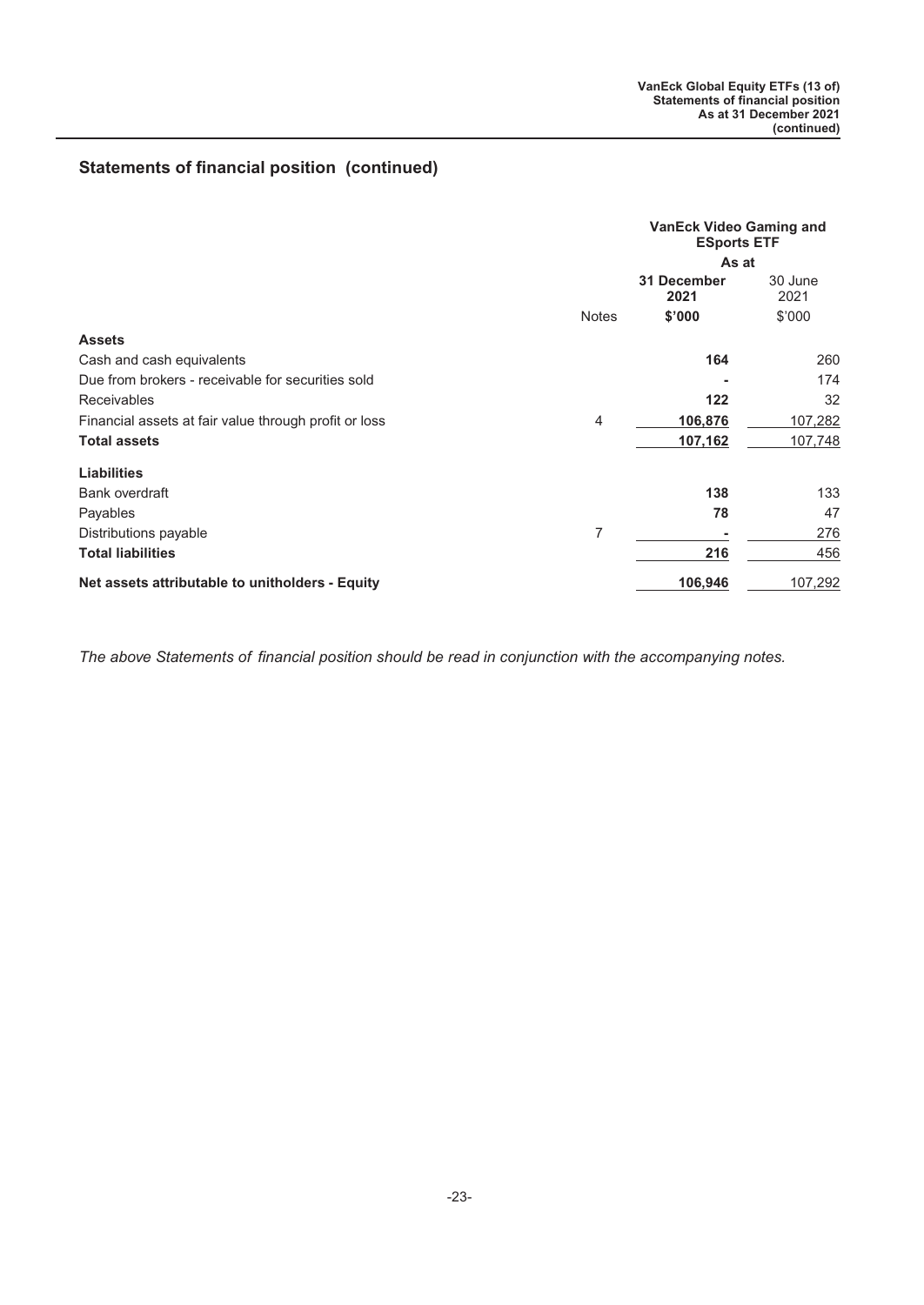## Statements of financial position (continued)

| | | VanEck Video Gaming and ESports ETF | |
|---|---|---|---|
| | | As at | |
| | | **31 December 2021** | 30 June 2021 |
| | Notes | **$'000** | $'000 |
| **Assets** | | | |
| Cash and cash equivalents | | **164** | 260 |
| Due from brokers - receivable for securities sold | | **-** | 174 |
| Receivables | | **122** | 32 |
| Financial assets at fair value through profit or loss | 4 | **106,876** | 107,282 |
| **Total assets** | | **107,162** | 107,748 |
| **Liabilities** | | | |
| Bank overdraft | | **138** | 133 |
| Payables | | **78** | 47 |
| Distributions payable | 7 | **-** | 276 |
| **Total liabilities** | | **216** | 456 |
| **Net assets attributable to unitholders - Equity** | | **106,946** | 107,292 |

*The above Statements of financial position should be read in conjunction with the accompanying notes.*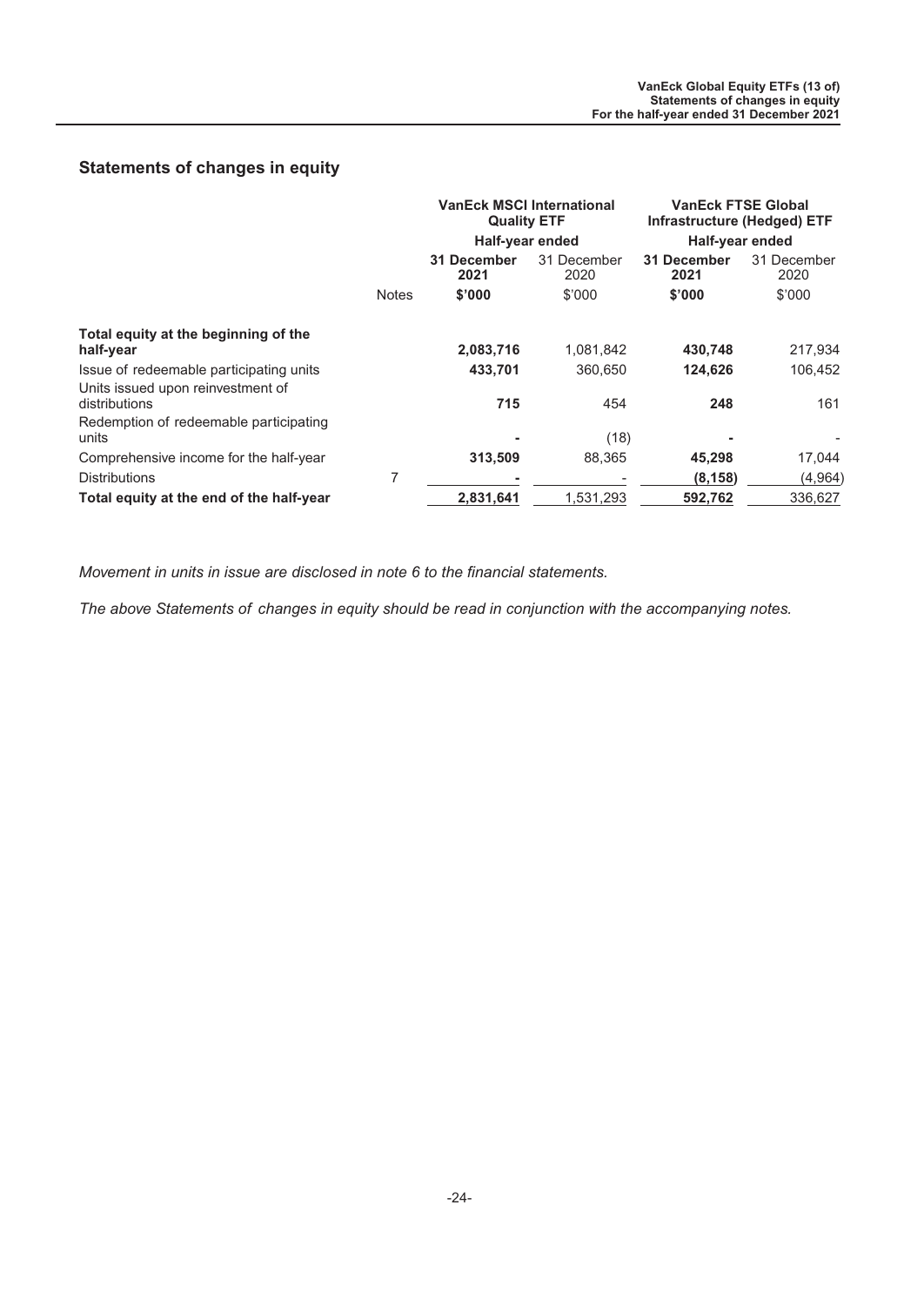## Statements of changes in equity

| | | VanEck MSCI International Quality ETF | | VanEck FTSE Global Infrastructure (Hedged) ETF | |
|---|---|---|---|---|---|
| | | Half-year ended | | Half-year ended | |
| | | **31 December 2021** | 31 December 2020 | **31 December 2021** | 31 December 2020 |
| | Notes | **$'000** | $'000 | **$'000** | $'000 |
| **Total equity at the beginning of the half-year** | | **2,083,716** | 1,081,842 | **430,748** | 217,934 |
| Issue of redeemable participating units | | **433,701** | 360,650 | **124,626** | 106,452 |
| Units issued upon reinvestment of distributions | | **715** | 454 | **248** | 161 |
| Redemption of redeemable participating units | | **-** | (18) | **-** | - |
| Comprehensive income for the half-year | | **313,509** | 88,365 | **45,298** | 17,044 |
| Distributions | 7 | **-** | - | **(8,158)** | (4,964) |
| **Total equity at the end of the half-year** | | **2,831,641** | 1,531,293 | **592,762** | 336,627 |

*Movement in units in issue are disclosed in note 6 to the financial statements.*

*The above Statements of changes in equity should be read in conjunction with the accompanying notes.*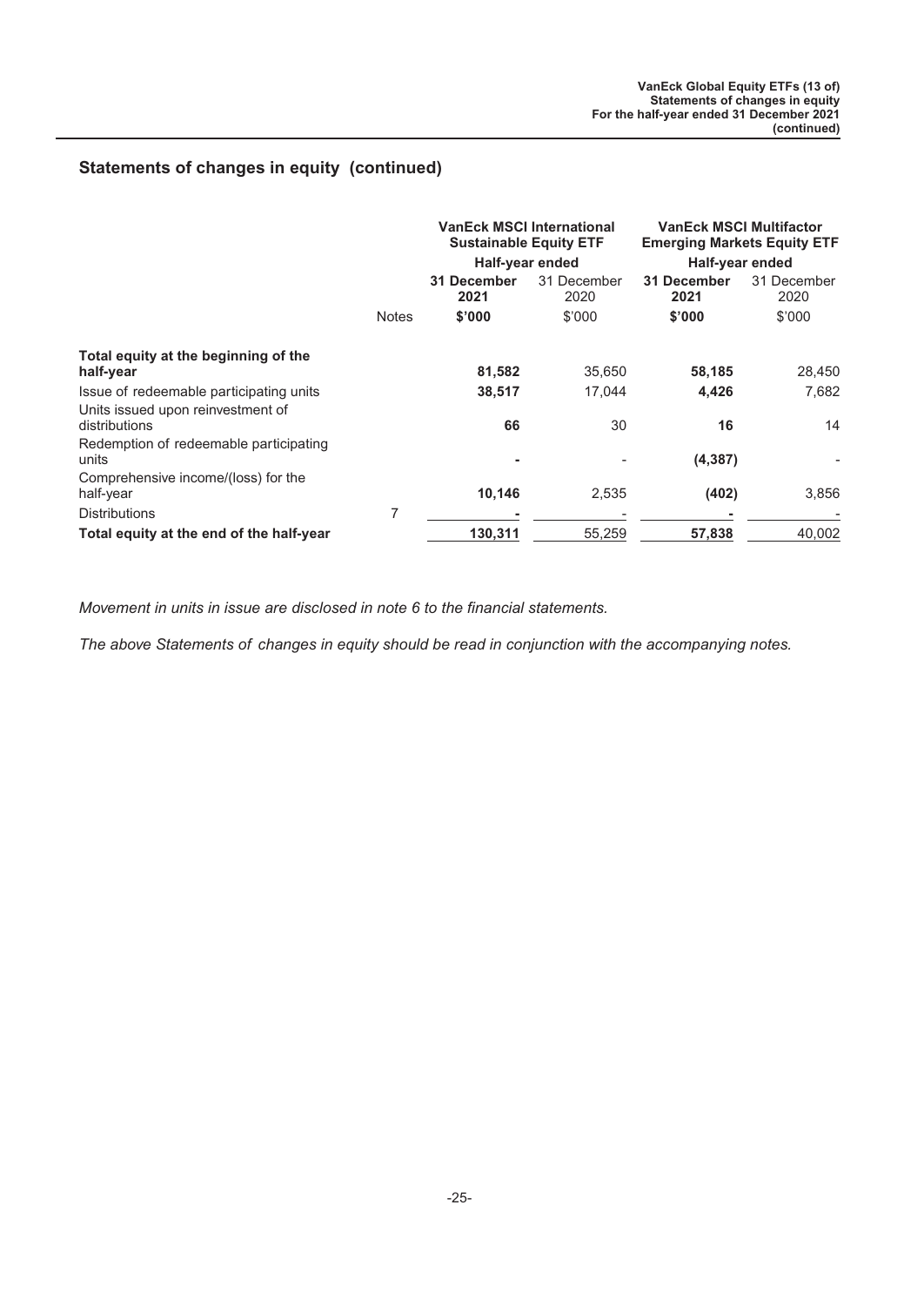## Statements of changes in equity (continued)

| | | VanEck MSCI International Sustainable Equity ETF | | VanEck MSCI Multifactor Emerging Markets Equity ETF | |
|---|---|---|---|---|---|
| | | Half-year ended | | Half-year ended | |
| | | 31 December 2021 | 31 December 2020 | 31 December 2021 | 31 December 2020 |
| | Notes | $'000 | $'000 | $'000 | $'000 |
| **Total equity at the beginning of the half-year** | | **81,582** | 35,650 | **58,185** | 28,450 |
| Issue of redeemable participating units | | **38,517** | 17,044 | **4,426** | 7,682 |
| Units issued upon reinvestment of distributions | | **66** | 30 | **16** | 14 |
| Redemption of redeemable participating units | | **-** | - | **(4,387)** | - |
| Comprehensive income/(loss) for the half-year | | **10,146** | 2,535 | **(402)** | 3,856 |
| Distributions | 7 | **-** | - | **-** | - |
| **Total equity at the end of the half-year** | | **130,311** | 55,259 | **57,838** | 40,002 |

*Movement in units in issue are disclosed in note 6 to the financial statements.*

*The above Statements of changes in equity should be read in conjunction with the accompanying notes.*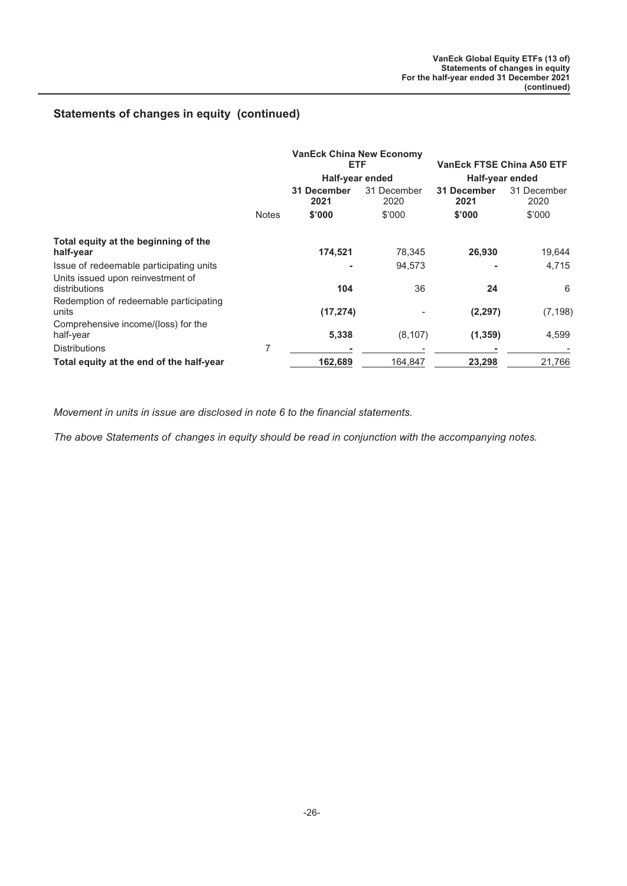## Statements of changes in equity (continued)

| | Notes | VanEck China New Economy ETF | | VanEck FTSE China A50 ETF | |
|---|---|---|---|---|---|
| | | Half-year ended | | Half-year ended | |
| | | **31 December 2021** | 31 December 2020 | **31 December 2021** | 31 December 2020 |
| | | **$'000** | $'000 | **$'000** | $'000 |
| **Total equity at the beginning of the half-year** | | **174,521** | 78,345 | **26,930** | 19,644 |
| Issue of redeemable participating units | | **-** | 94,573 | **-** | 4,715 |
| Units issued upon reinvestment of distributions | | **104** | 36 | **24** | 6 |
| Redemption of redeemable participating units | | **(17,274)** | - | **(2,297)** | (7,198) |
| Comprehensive income/(loss) for the half-year | | **5,338** | (8,107) | **(1,359)** | 4,599 |
| Distributions | 7 | **-** | - | **-** | - |
| **Total equity at the end of the half-year** | | **162,689** | 164,847 | **23,298** | 21,766 |

*Movement in units in issue are disclosed in note 6 to the financial statements.*

*The above Statements of changes in equity should be read in conjunction with the accompanying notes.*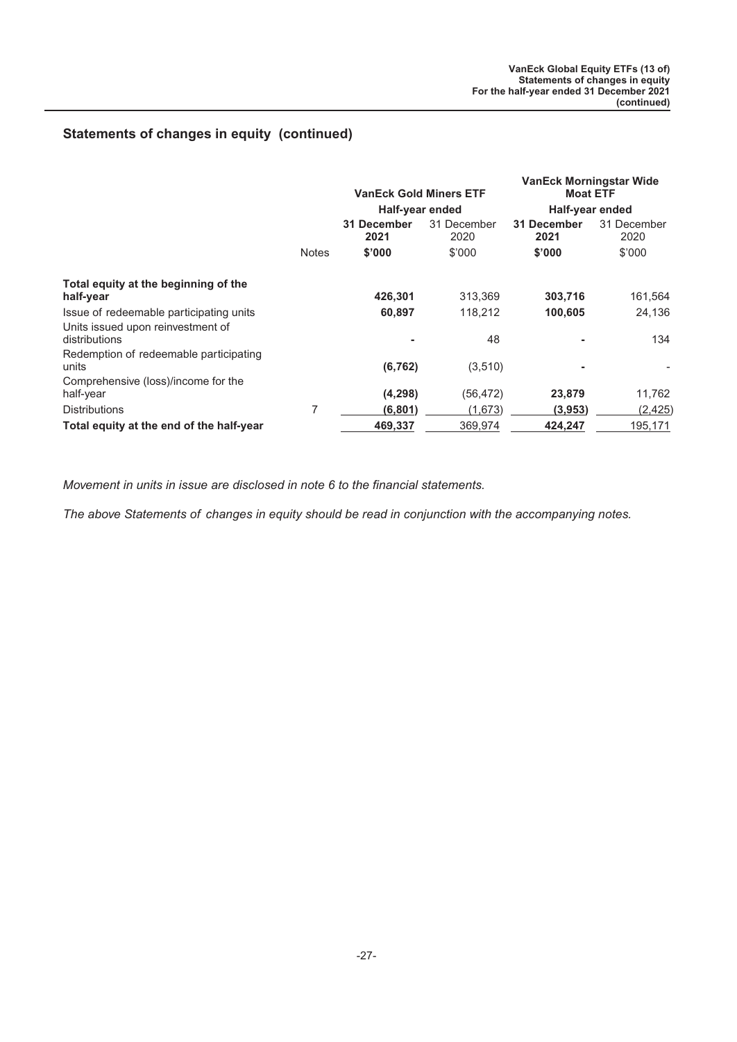## Statements of changes in equity (continued)

| | | VanEck Gold Miners ETF | | VanEck Morningstar Wide Moat ETF | |
|---|---|---|---|---|---|
| | | Half-year ended | | Half-year ended | |
| | | **31 December 2021** | 31 December 2020 | **31 December 2021** | 31 December 2020 |
| | Notes | **$'000** | $'000 | **$'000** | $'000 |
| **Total equity at the beginning of the half-year** | | **426,301** | 313,369 | **303,716** | 161,564 |
| Issue of redeemable participating units | | **60,897** | 118,212 | **100,605** | 24,136 |
| Units issued upon reinvestment of distributions | | **-** | 48 | **-** | 134 |
| Redemption of redeemable participating units | | **(6,762)** | (3,510) | **-** | - |
| Comprehensive (loss)/income for the half-year | | **(4,298)** | (56,472) | **23,879** | 11,762 |
| Distributions | 7 | **(6,801)** | (1,673) | **(3,953)** | (2,425) |
| **Total equity at the end of the half-year** | | **469,337** | 369,974 | **424,247** | 195,171 |

*Movement in units in issue are disclosed in note 6 to the financial statements.*

*The above Statements of changes in equity should be read in conjunction with the accompanying notes.*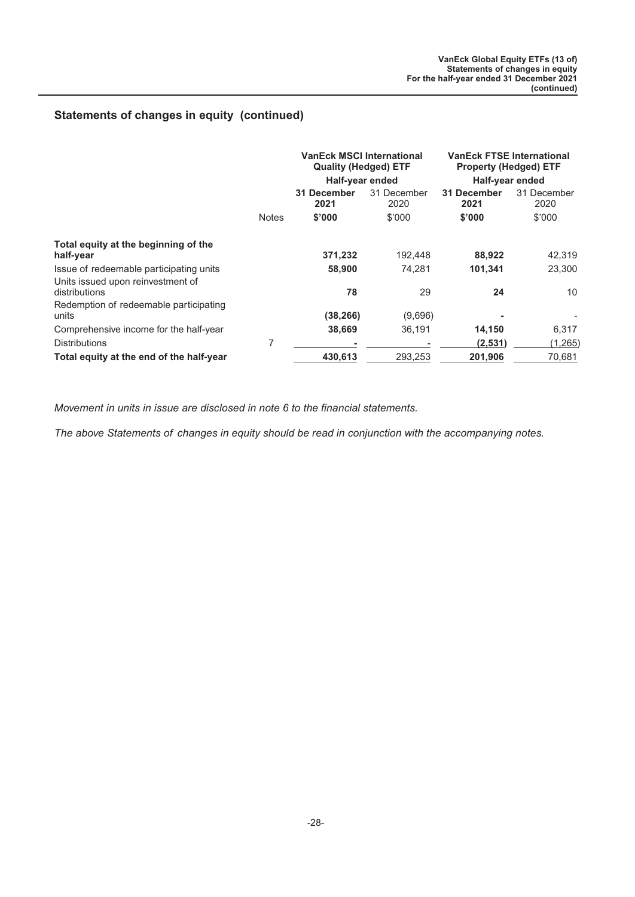## Statements of changes in equity (continued)

| | | VanEck MSCI International Quality (Hedged) ETF | | VanEck FTSE International Property (Hedged) ETF | |
|---|---|---|---|---|---|
| | | Half-year ended | | Half-year ended | |
| | | **31 December 2021** | 31 December 2020 | **31 December 2021** | 31 December 2020 |
| | Notes | **$'000** | $'000 | **$'000** | $'000 |
| **Total equity at the beginning of the half-year** | | **371,232** | 192,448 | **88,922** | 42,319 |
| Issue of redeemable participating units | | **58,900** | 74,281 | **101,341** | 23,300 |
| Units issued upon reinvestment of distributions | | **78** | 29 | **24** | 10 |
| Redemption of redeemable participating units | | **(38,266)** | (9,696) | **-** | - |
| Comprehensive income for the half-year | | **38,669** | 36,191 | **14,150** | 6,317 |
| Distributions | 7 | **-** | - | **(2,531)** | (1,265) |
| **Total equity at the end of the half-year** | | **430,613** | 293,253 | **201,906** | 70,681 |

*Movement in units in issue are disclosed in note 6 to the financial statements.*

*The above Statements of changes in equity should be read in conjunction with the accompanying notes.*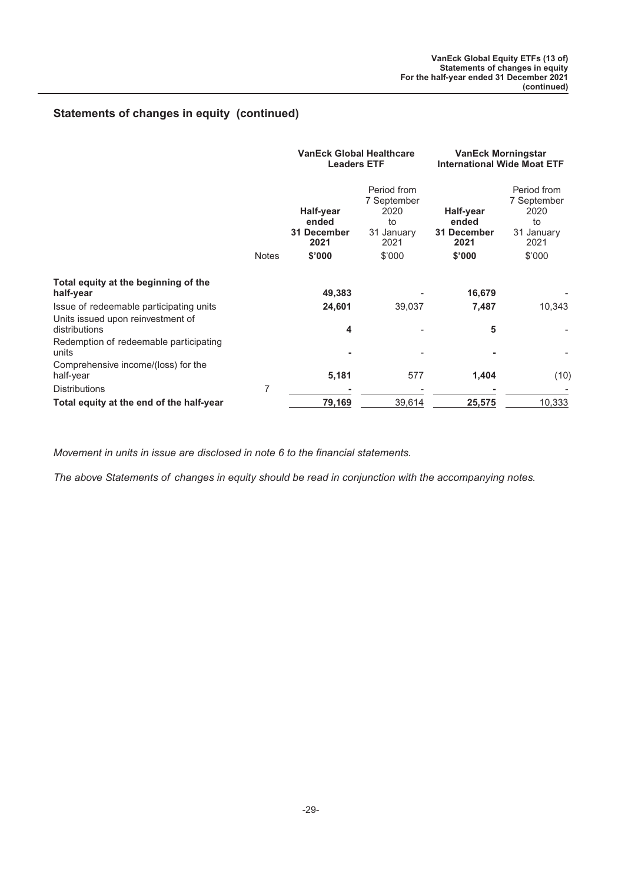## Statements of changes in equity (continued)

| | | VanEck Global Healthcare Leaders ETF | | VanEck Morningstar International Wide Moat ETF | |
|---|---|---|---|---|---|
| | | **Half-year ended 31 December 2021** | Period from 7 September 2020 to 31 January 2021 | **Half-year ended 31 December 2021** | Period from 7 September 2020 to 31 January 2021 |
| | Notes | **$'000** | $'000 | **$'000** | $'000 |
| **Total equity at the beginning of the half-year** | | **49,383** | - | **16,679** | - |
| Issue of redeemable participating units | | **24,601** | 39,037 | **7,487** | 10,343 |
| Units issued upon reinvestment of distributions | | **4** | - | **5** | - |
| Redemption of redeemable participating units | | **-** | - | **-** | - |
| Comprehensive income/(loss) for the half-year | | **5,181** | 577 | **1,404** | (10) |
| Distributions | 7 | **-** | - | **-** | - |
| **Total equity at the end of the half-year** | | **79,169** | 39,614 | **25,575** | 10,333 |

*Movement in units in issue are disclosed in note 6 to the financial statements.*

*The above Statements of changes in equity should be read in conjunction with the accompanying notes.*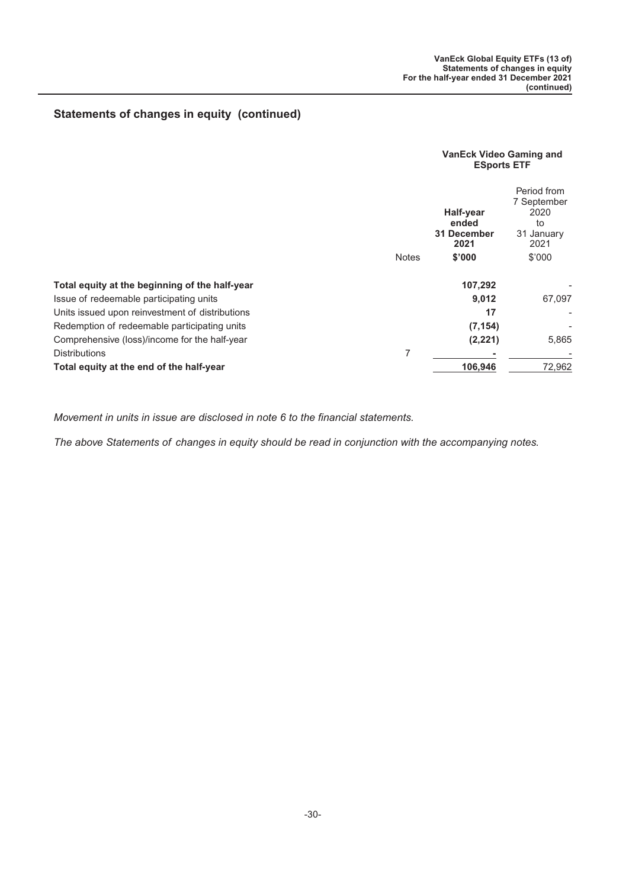## Statements of changes in equity (continued)

| | Notes | VanEck Video Gaming and ESports ETF | |
|---|---|---|---|
| | | **Half-year ended 31 December 2021** | Period from 7 September 2020 to 31 January 2021 |
| | | **$'000** | $'000 |
| **Total equity at the beginning of the half-year** | | **107,292** | - |
| Issue of redeemable participating units | | **9,012** | 67,097 |
| Units issued upon reinvestment of distributions | | **17** | - |
| Redemption of redeemable participating units | | **(7,154)** | - |
| Comprehensive (loss)/income for the half-year | | **(2,221)** | 5,865 |
| Distributions | 7 | **-** | - |
| **Total equity at the end of the half-year** | | **106,946** | 72,962 |

*Movement in units in issue are disclosed in note 6 to the financial statements.*

*The above Statements of changes in equity should be read in conjunction with the accompanying notes.*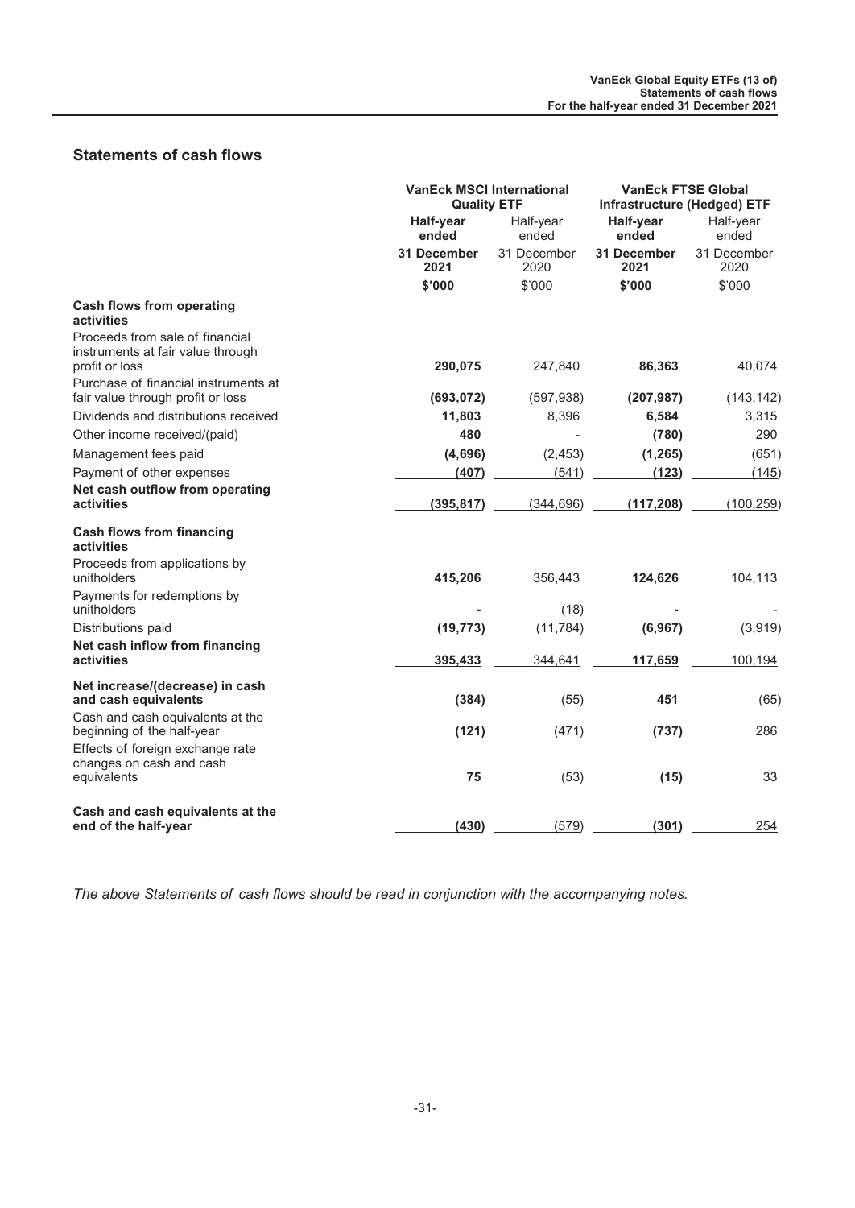## Statements of cash flows

| | VanEck MSCI International Quality ETF | | VanEck FTSE Global Infrastructure (Hedged) ETF | |
|---|---|---|---|---|
| | **Half-year ended** | Half-year ended | **Half-year ended** | Half-year ended |
| | **31 December 2021** | 31 December 2020 | **31 December 2021** | 31 December 2020 |
| | **$'000** | $'000 | **$'000** | $'000 |
| **Cash flows from operating activities** | | | | |
| Proceeds from sale of financial instruments at fair value through profit or loss | **290,075** | 247,840 | **86,363** | 40,074 |
| Purchase of financial instruments at fair value through profit or loss | **(693,072)** | (597,938) | **(207,987)** | (143,142) |
| Dividends and distributions received | **11,803** | 8,396 | **6,584** | 3,315 |
| Other income received/(paid) | **480** | - | **(780)** | 290 |
| Management fees paid | **(4,696)** | (2,453) | **(1,265)** | (651) |
| Payment of other expenses | **(407)** | (541) | **(123)** | (145) |
| **Net cash outflow from operating activities** | **(395,817)** | (344,696) | **(117,208)** | (100,259) |
| **Cash flows from financing activities** | | | | |
| Proceeds from applications by unitholders | **415,206** | 356,443 | **124,626** | 104,113 |
| Payments for redemptions by unitholders | **-** | (18) | **-** | - |
| Distributions paid | **(19,773)** | (11,784) | **(6,967)** | (3,919) |
| **Net cash inflow from financing activities** | **395,433** | 344,641 | **117,659** | 100,194 |
| **Net increase/(decrease) in cash and cash equivalents** | **(384)** | (55) | **451** | (65) |
| Cash and cash equivalents at the beginning of the half-year | **(121)** | (471) | **(737)** | 286 |
| Effects of foreign exchange rate changes on cash and cash equivalents | **75** | (53) | **(15)** | 33 |
| **Cash and cash equivalents at the end of the half-year** | **(430)** | (579) | **(301)** | 254 |

*The above Statements of cash flows should be read in conjunction with the accompanying notes.*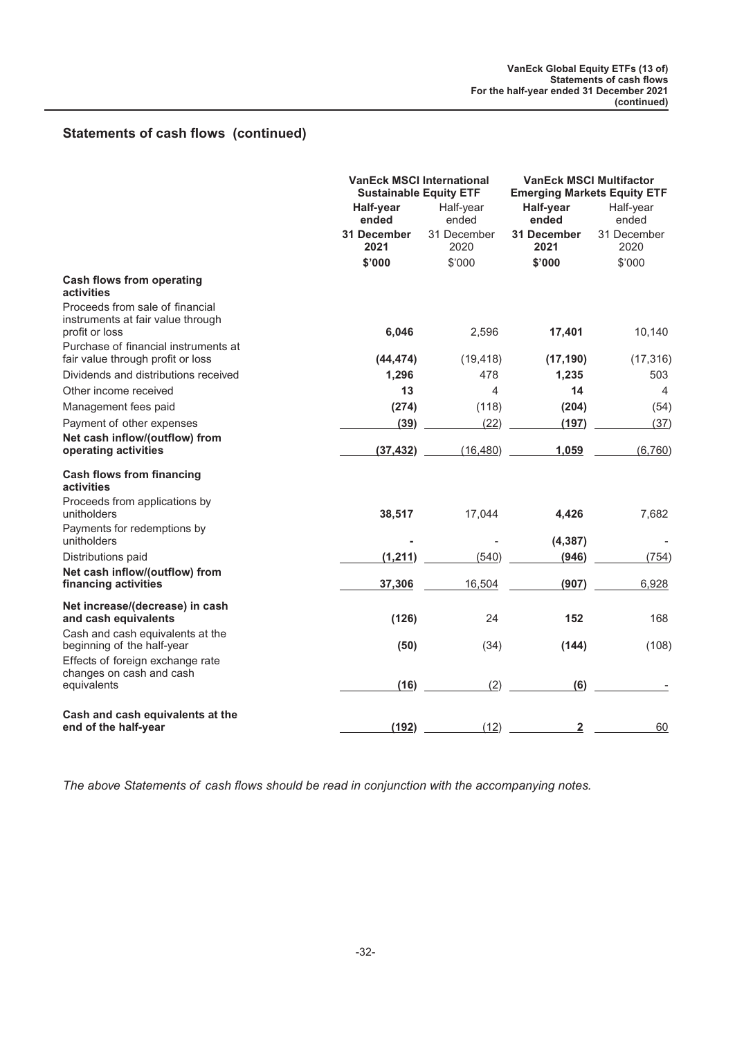## Statements of cash flows (continued)

| | VanEck MSCI International Sustainable Equity ETF | | VanEck MSCI Multifactor Emerging Markets Equity ETF | |
|---|---|---|---|---|
| | **Half-year ended 31 December 2021** | Half-year ended 31 December 2020 | **Half-year ended 31 December 2021** | Half-year ended 31 December 2020 |
| | **$'000** | $'000 | **$'000** | $'000 |
| **Cash flows from operating activities** | | | | |
| Proceeds from sale of financial instruments at fair value through profit or loss | **6,046** | 2,596 | **17,401** | 10,140 |
| Purchase of financial instruments at fair value through profit or loss | **(44,474)** | (19,418) | **(17,190)** | (17,316) |
| Dividends and distributions received | **1,296** | 478 | **1,235** | 503 |
| Other income received | **13** | 4 | **14** | 4 |
| Management fees paid | **(274)** | (118) | **(204)** | (54) |
| Payment of other expenses | **(39)** | (22) | **(197)** | (37) |
| **Net cash inflow/(outflow) from operating activities** | **(37,432)** | (16,480) | **1,059** | (6,760) |
| **Cash flows from financing activities** | | | | |
| Proceeds from applications by unitholders | **38,517** | 17,044 | **4,426** | 7,682 |
| Payments for redemptions by unitholders | **-** | - | **(4,387)** | - |
| Distributions paid | **(1,211)** | (540) | **(946)** | (754) |
| **Net cash inflow/(outflow) from financing activities** | **37,306** | 16,504 | **(907)** | 6,928 |
| **Net increase/(decrease) in cash and cash equivalents** | **(126)** | 24 | **152** | 168 |
| Cash and cash equivalents at the beginning of the half-year | **(50)** | (34) | **(144)** | (108) |
| Effects of foreign exchange rate changes on cash and cash equivalents | **(16)** | (2) | **(6)** | - |
| **Cash and cash equivalents at the end of the half-year** | **(192)** | (12) | **2** | 60 |

*The above Statements of cash flows should be read in conjunction with the accompanying notes.*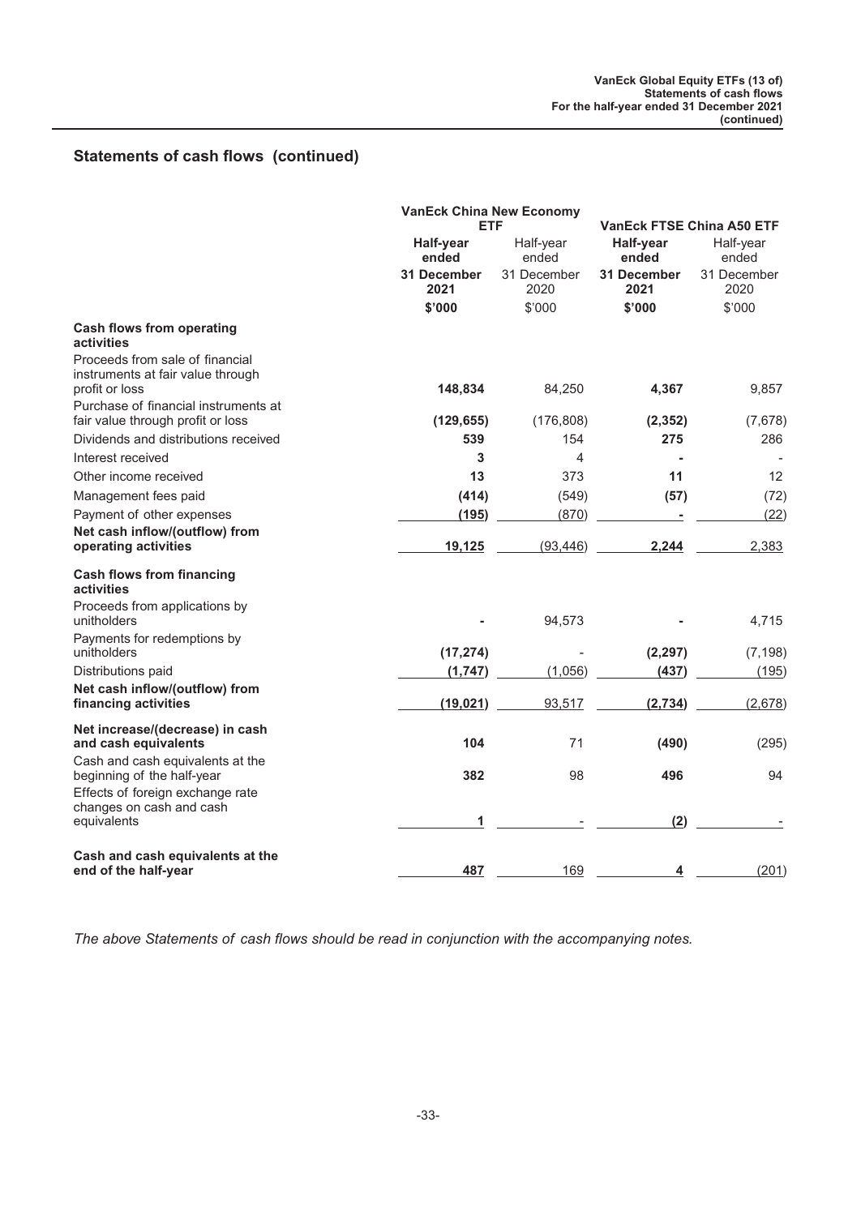## Statements of cash flows (continued)

| | VanEck China New Economy ETF | | VanEck FTSE China A50 ETF | |
|---|---|---|---|---|
| | **Half-year ended 31 December 2021** | Half-year ended 31 December 2020 | **Half-year ended 31 December 2021** | Half-year ended 31 December 2020 |
| | **$'000** | $'000 | **$'000** | $'000 |
| **Cash flows from operating activities** | | | | |
| Proceeds from sale of financial instruments at fair value through profit or loss | **148,834** | 84,250 | **4,367** | 9,857 |
| Purchase of financial instruments at fair value through profit or loss | **(129,655)** | (176,808) | **(2,352)** | (7,678) |
| Dividends and distributions received | **539** | 154 | **275** | 286 |
| Interest received | **3** | 4 | **-** | - |
| Other income received | **13** | 373 | **11** | 12 |
| Management fees paid | **(414)** | (549) | **(57)** | (72) |
| Payment of other expenses | **(195)** | (870) | **-** | (22) |
| **Net cash inflow/(outflow) from operating activities** | **19,125** | (93,446) | **2,244** | 2,383 |
| **Cash flows from financing activities** | | | | |
| Proceeds from applications by unitholders | **-** | 94,573 | **-** | 4,715 |
| Payments for redemptions by unitholders | **(17,274)** | - | **(2,297)** | (7,198) |
| Distributions paid | **(1,747)** | (1,056) | **(437)** | (195) |
| **Net cash inflow/(outflow) from financing activities** | **(19,021)** | 93,517 | **(2,734)** | (2,678) |
| **Net increase/(decrease) in cash and cash equivalents** | **104** | 71 | **(490)** | (295) |
| Cash and cash equivalents at the beginning of the half-year | **382** | 98 | **496** | 94 |
| Effects of foreign exchange rate changes on cash and cash equivalents | **1** | - | **(2)** | - |
| **Cash and cash equivalents at the end of the half-year** | **487** | 169 | **4** | (201) |

*The above Statements of cash flows should be read in conjunction with the accompanying notes.*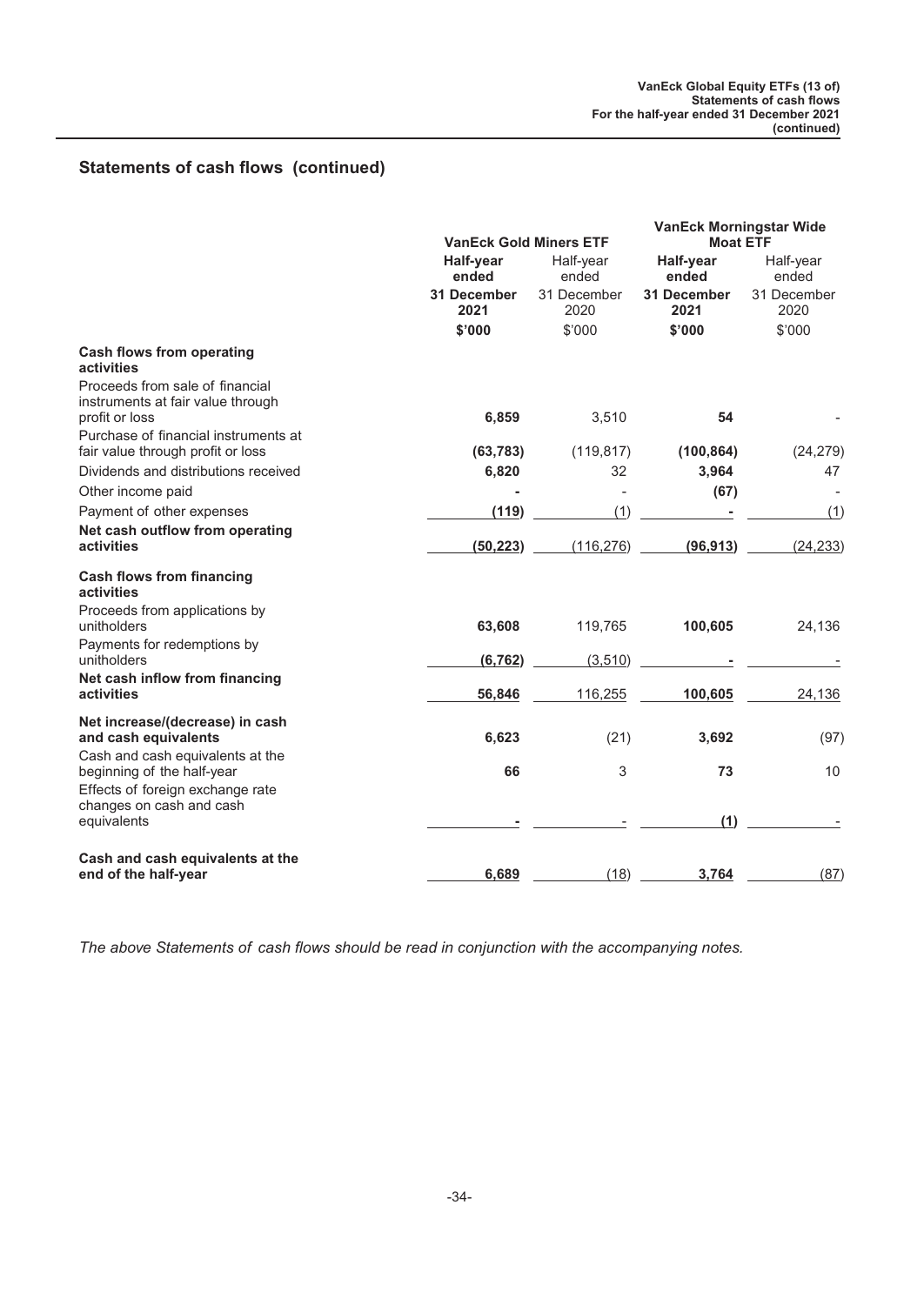## Statements of cash flows (continued)

| | VanEck Gold Miners ETF | | VanEck Morningstar Wide Moat ETF | |
|---|---|---|---|---|
| | **Half-year ended 31 December 2021** | Half-year ended 31 December 2020 | **Half-year ended 31 December 2021** | Half-year ended 31 December 2020 |
| | **$'000** | $'000 | **$'000** | $'000 |
| **Cash flows from operating activities** | | | | |
| Proceeds from sale of financial instruments at fair value through profit or loss | **6,859** | 3,510 | **54** | - |
| Purchase of financial instruments at fair value through profit or loss | **(63,783)** | (119,817) | **(100,864)** | (24,279) |
| Dividends and distributions received | **6,820** | 32 | **3,964** | 47 |
| Other income paid | **-** | - | **(67)** | - |
| Payment of other expenses | **(119)** | (1) | **-** | (1) |
| **Net cash outflow from operating activities** | **(50,223)** | (116,276) | **(96,913)** | (24,233) |
| **Cash flows from financing activities** | | | | |
| Proceeds from applications by unitholders | **63,608** | 119,765 | **100,605** | 24,136 |
| Payments for redemptions by unitholders | **(6,762)** | (3,510) | **-** | - |
| **Net cash inflow from financing activities** | **56,846** | 116,255 | **100,605** | 24,136 |
| **Net increase/(decrease) in cash and cash equivalents** | **6,623** | (21) | **3,692** | (97) |
| Cash and cash equivalents at the beginning of the half-year | **66** | 3 | **73** | 10 |
| Effects of foreign exchange rate changes on cash and cash equivalents | **-** | - | **(1)** | - |
| **Cash and cash equivalents at the end of the half-year** | **6,689** | (18) | **3,764** | (87) |

*The above Statements of cash flows should be read in conjunction with the accompanying notes.*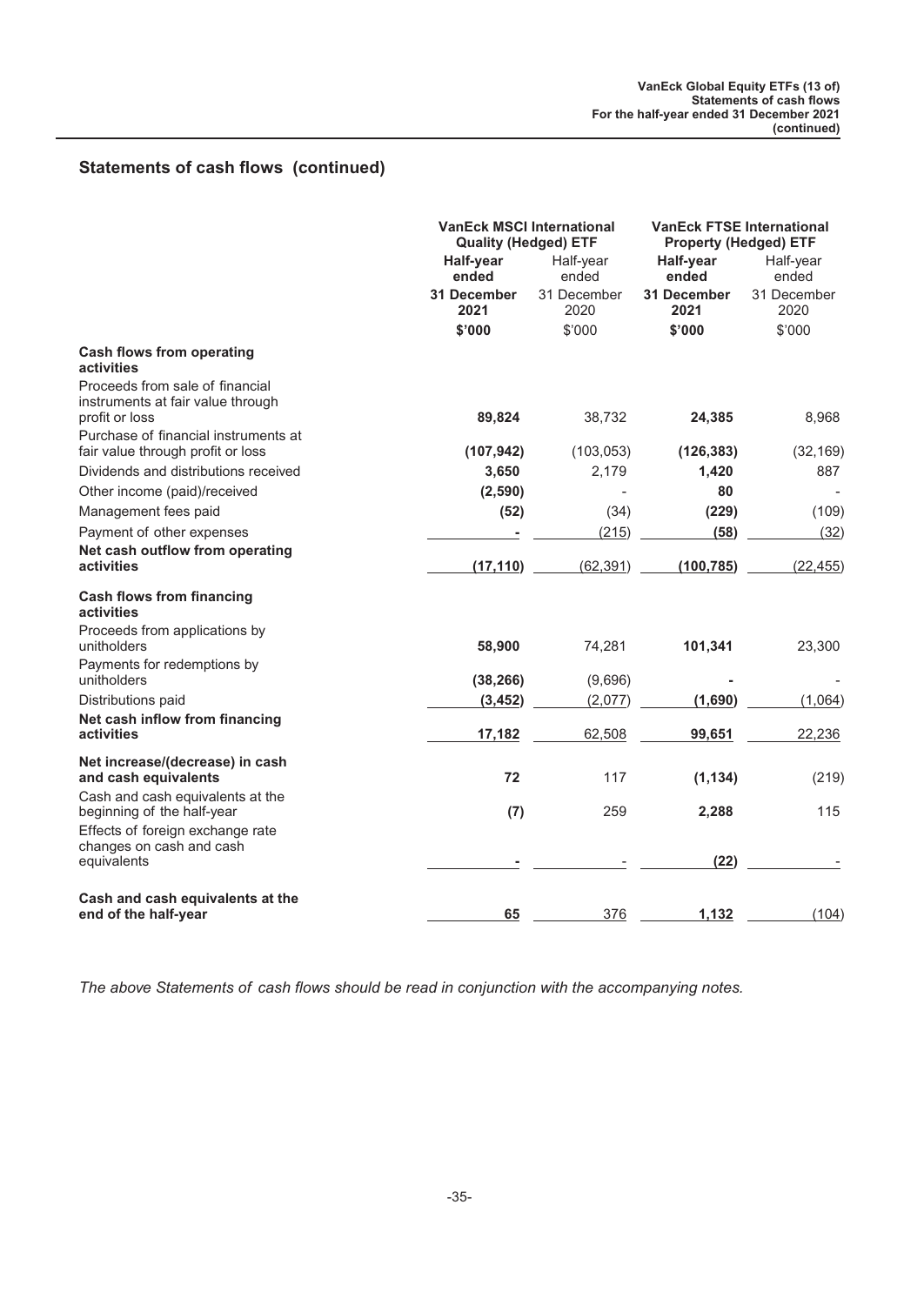## Statements of cash flows (continued)

| | VanEck MSCI International Quality (Hedged) ETF | | VanEck FTSE International Property (Hedged) ETF | |
|---|---|---|---|---|
| | **Half-year ended 31 December 2021** | Half-year ended 31 December 2020 | **Half-year ended 31 December 2021** | Half-year ended 31 December 2020 |
| | **$'000** | $'000 | **$'000** | $'000 |
| **Cash flows from operating activities** | | | | |
| Proceeds from sale of financial instruments at fair value through profit or loss | **89,824** | 38,732 | **24,385** | 8,968 |
| Purchase of financial instruments at fair value through profit or loss | **(107,942)** | (103,053) | **(126,383)** | (32,169) |
| Dividends and distributions received | **3,650** | 2,179 | **1,420** | 887 |
| Other income (paid)/received | **(2,590)** | - | **80** | - |
| Management fees paid | **(52)** | (34) | **(229)** | (109) |
| Payment of other expenses | **-** | (215) | **(58)** | (32) |
| **Net cash outflow from operating activities** | **(17,110)** | (62,391) | **(100,785)** | (22,455) |
| **Cash flows from financing activities** | | | | |
| Proceeds from applications by unitholders | **58,900** | 74,281 | **101,341** | 23,300 |
| Payments for redemptions by unitholders | **(38,266)** | (9,696) | **-** | - |
| Distributions paid | **(3,452)** | (2,077) | **(1,690)** | (1,064) |
| **Net cash inflow from financing activities** | **17,182** | 62,508 | **99,651** | 22,236 |
| **Net increase/(decrease) in cash and cash equivalents** | **72** | 117 | **(1,134)** | (219) |
| Cash and cash equivalents at the beginning of the half-year | **(7)** | 259 | **2,288** | 115 |
| Effects of foreign exchange rate changes on cash and cash equivalents | **-** | - | **(22)** | - |
| **Cash and cash equivalents at the end of the half-year** | **65** | 376 | **1,132** | (104) |

*The above Statements of cash flows should be read in conjunction with the accompanying notes.*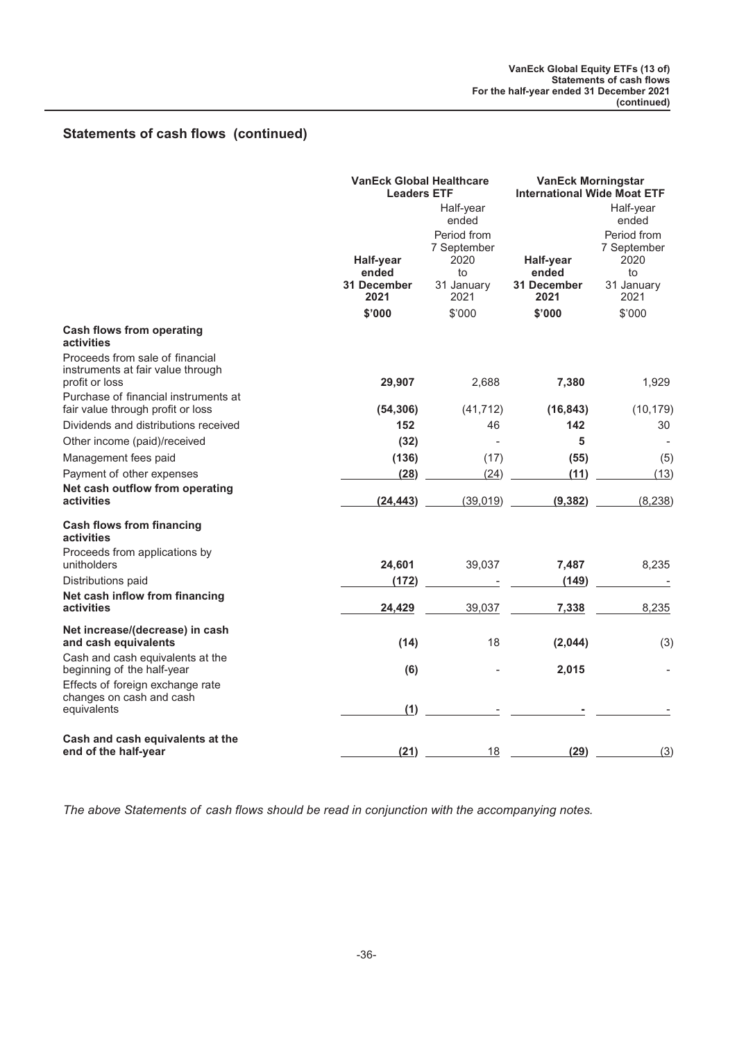## Statements of cash flows (continued)

| | VanEck Global Healthcare Leaders ETF | | VanEck Morningstar International Wide Moat ETF | |
|---|---|---|---|---|
| | **Half-year ended 31 December 2021** | Half-year ended Period from 7 September 2020 to 31 January 2021 | **Half-year ended 31 December 2021** | Half-year ended Period from 7 September 2020 to 31 January 2021 |
| | **$'000** | $'000 | **$'000** | $'000 |
| **Cash flows from operating activities** | | | | |
| Proceeds from sale of financial instruments at fair value through profit or loss | **29,907** | 2,688 | **7,380** | 1,929 |
| Purchase of financial instruments at fair value through profit or loss | **(54,306)** | (41,712) | **(16,843)** | (10,179) |
| Dividends and distributions received | **152** | 46 | **142** | 30 |
| Other income (paid)/received | **(32)** | - | **5** | - |
| Management fees paid | **(136)** | (17) | **(55)** | (5) |
| Payment of other expenses | **(28)** | (24) | **(11)** | (13) |
| **Net cash outflow from operating activities** | **(24,443)** | (39,019) | **(9,382)** | (8,238) |
| **Cash flows from financing activities** | | | | |
| Proceeds from applications by unitholders | **24,601** | 39,037 | **7,487** | 8,235 |
| Distributions paid | **(172)** | - | **(149)** | - |
| **Net cash inflow from financing activities** | **24,429** | 39,037 | **7,338** | 8,235 |
| **Net increase/(decrease) in cash and cash equivalents** | **(14)** | 18 | **(2,044)** | (3) |
| Cash and cash equivalents at the beginning of the half-year | **(6)** | - | **2,015** | - |
| Effects of foreign exchange rate changes on cash and cash equivalents | **(1)** | - | **-** | - |
| **Cash and cash equivalents at the end of the half-year** | **(21)** | 18 | **(29)** | (3) |

*The above Statements of cash flows should be read in conjunction with the accompanying notes.*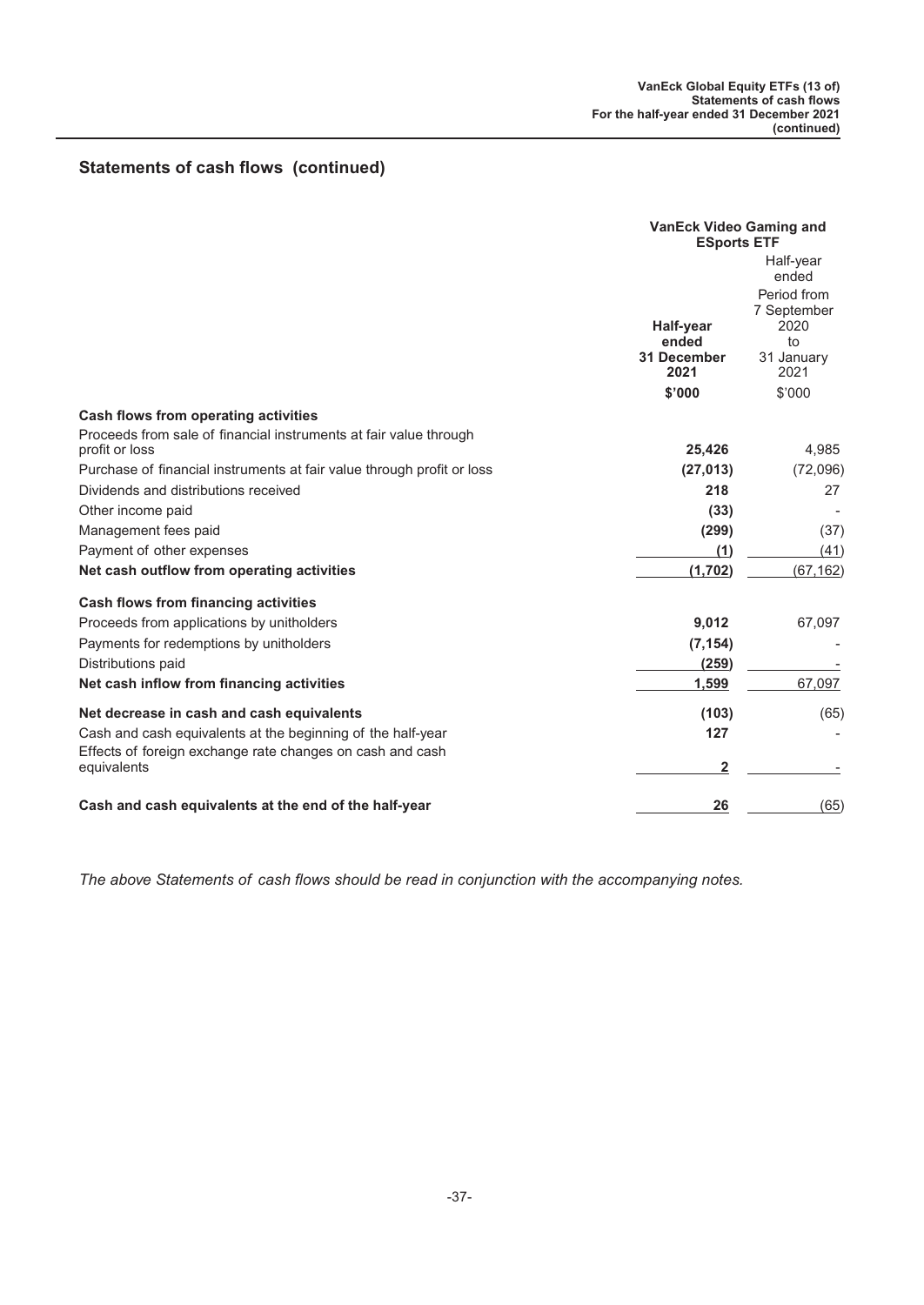## Statements of cash flows (continued)

| | VanEck Video Gaming and ESports ETF | |
|---|---|---|
| | **Half-year ended 31 December 2021** | Half-year ended Period from 7 September 2020 to 31 January 2021 |
| | **$'000** | $'000 |
| **Cash flows from operating activities** | | |
| Proceeds from sale of financial instruments at fair value through profit or loss | **25,426** | 4,985 |
| Purchase of financial instruments at fair value through profit or loss | **(27,013)** | (72,096) |
| Dividends and distributions received | **218** | 27 |
| Other income paid | **(33)** | - |
| Management fees paid | **(299)** | (37) |
| Payment of other expenses | **(1)** | (41) |
| **Net cash outflow from operating activities** | **(1,702)** | (67,162) |
| **Cash flows from financing activities** | | |
| Proceeds from applications by unitholders | **9,012** | 67,097 |
| Payments for redemptions by unitholders | **(7,154)** | - |
| Distributions paid | **(259)** | - |
| **Net cash inflow from financing activities** | **1,599** | 67,097 |
| **Net decrease in cash and cash equivalents** | **(103)** | (65) |
| Cash and cash equivalents at the beginning of the half-year | **127** | - |
| Effects of foreign exchange rate changes on cash and cash equivalents | **2** | - |
| **Cash and cash equivalents at the end of the half-year** | **26** | (65) |

*The above Statements of cash flows should be read in conjunction with the accompanying notes.*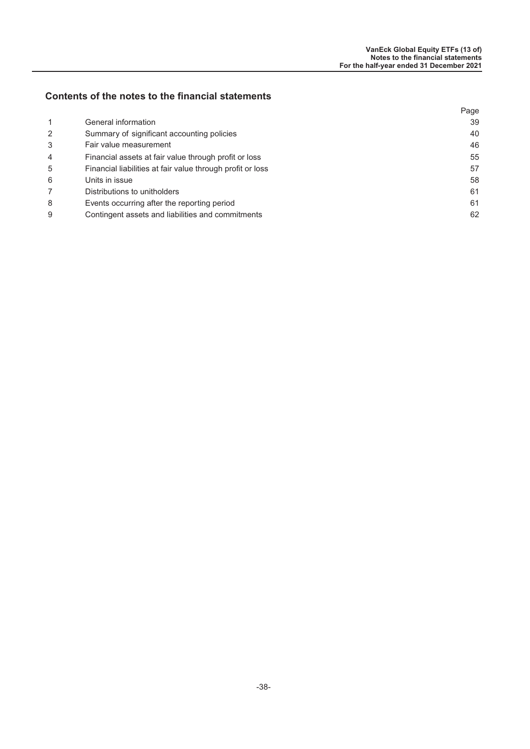## Contents of the notes to the financial statements

| | | Page |
|---|---|---|
| 1 | General information | 39 |
| 2 | Summary of significant accounting policies | 40 |
| 3 | Fair value measurement | 46 |
| 4 | Financial assets at fair value through profit or loss | 55 |
| 5 | Financial liabilities at fair value through profit or loss | 57 |
| 6 | Units in issue | 58 |
| 7 | Distributions to unitholders | 61 |
| 8 | Events occurring after the reporting period | 61 |
| 9 | Contingent assets and liabilities and commitments | 62 |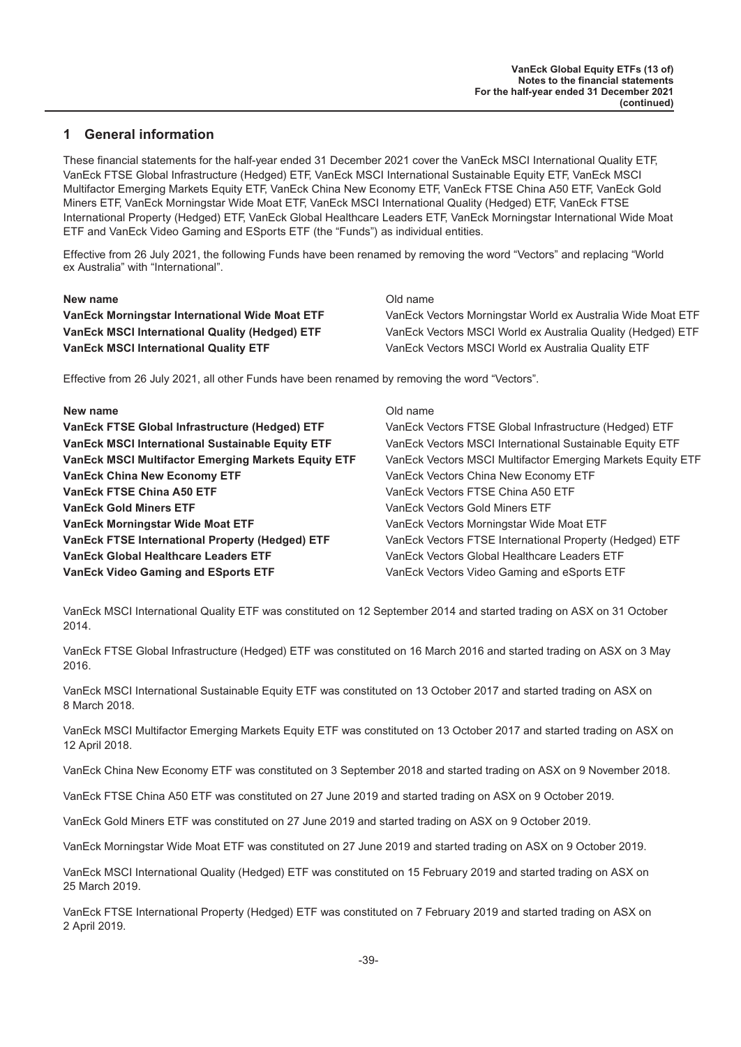## 1 General information

These financial statements for the half-year ended 31 December 2021 cover the VanEck MSCI International Quality ETF, VanEck FTSE Global Infrastructure (Hedged) ETF, VanEck MSCI International Sustainable Equity ETF, VanEck MSCI Multifactor Emerging Markets Equity ETF, VanEck China New Economy ETF, VanEck FTSE China A50 ETF, VanEck Gold Miners ETF, VanEck Morningstar Wide Moat ETF, VanEck MSCI International Quality (Hedged) ETF, VanEck FTSE International Property (Hedged) ETF, VanEck Global Healthcare Leaders ETF, VanEck Morningstar International Wide Moat ETF and VanEck Video Gaming and ESports ETF (the "Funds") as individual entities.

Effective from 26 July 2021, the following Funds have been renamed by removing the word "Vectors" and replacing "World ex Australia" with "International".

| New name | Old name |
|---|---|
| **VanEck Morningstar International Wide Moat ETF** | VanEck Vectors Morningstar World ex Australia Wide Moat ETF |
| **VanEck MSCI International Quality (Hedged) ETF** | VanEck Vectors MSCI World ex Australia Quality (Hedged) ETF |
| **VanEck MSCI International Quality ETF** | VanEck Vectors MSCI World ex Australia Quality ETF |

Effective from 26 July 2021, all other Funds have been renamed by removing the word "Vectors".

| New name | Old name |
|---|---|
| **VanEck FTSE Global Infrastructure (Hedged) ETF** | VanEck Vectors FTSE Global Infrastructure (Hedged) ETF |
| **VanEck MSCI International Sustainable Equity ETF** | VanEck Vectors MSCI International Sustainable Equity ETF |
| **VanEck MSCI Multifactor Emerging Markets Equity ETF** | VanEck Vectors MSCI Multifactor Emerging Markets Equity ETF |
| **VanEck China New Economy ETF** | VanEck Vectors China New Economy ETF |
| **VanEck FTSE China A50 ETF** | VanEck Vectors FTSE China A50 ETF |
| **VanEck Gold Miners ETF** | VanEck Vectors Gold Miners ETF |
| **VanEck Morningstar Wide Moat ETF** | VanEck Vectors Morningstar Wide Moat ETF |
| **VanEck FTSE International Property (Hedged) ETF** | VanEck Vectors FTSE International Property (Hedged) ETF |
| **VanEck Global Healthcare Leaders ETF** | VanEck Vectors Global Healthcare Leaders ETF |
| **VanEck Video Gaming and ESports ETF** | VanEck Vectors Video Gaming and eSports ETF |

VanEck MSCI International Quality ETF was constituted on 12 September 2014 and started trading on ASX on 31 October 2014.

VanEck FTSE Global Infrastructure (Hedged) ETF was constituted on 16 March 2016 and started trading on ASX on 3 May 2016.

VanEck MSCI International Sustainable Equity ETF was constituted on 13 October 2017 and started trading on ASX on 8 March 2018.

VanEck MSCI Multifactor Emerging Markets Equity ETF was constituted on 13 October 2017 and started trading on ASX on 12 April 2018.

VanEck China New Economy ETF was constituted on 3 September 2018 and started trading on ASX on 9 November 2018.

VanEck FTSE China A50 ETF was constituted on 27 June 2019 and started trading on ASX on 9 October 2019.

VanEck Gold Miners ETF was constituted on 27 June 2019 and started trading on ASX on 9 October 2019.

VanEck Morningstar Wide Moat ETF was constituted on 27 June 2019 and started trading on ASX on 9 October 2019.

VanEck MSCI International Quality (Hedged) ETF was constituted on 15 February 2019 and started trading on ASX on 25 March 2019.

VanEck FTSE International Property (Hedged) ETF was constituted on 7 February 2019 and started trading on ASX on 2 April 2019.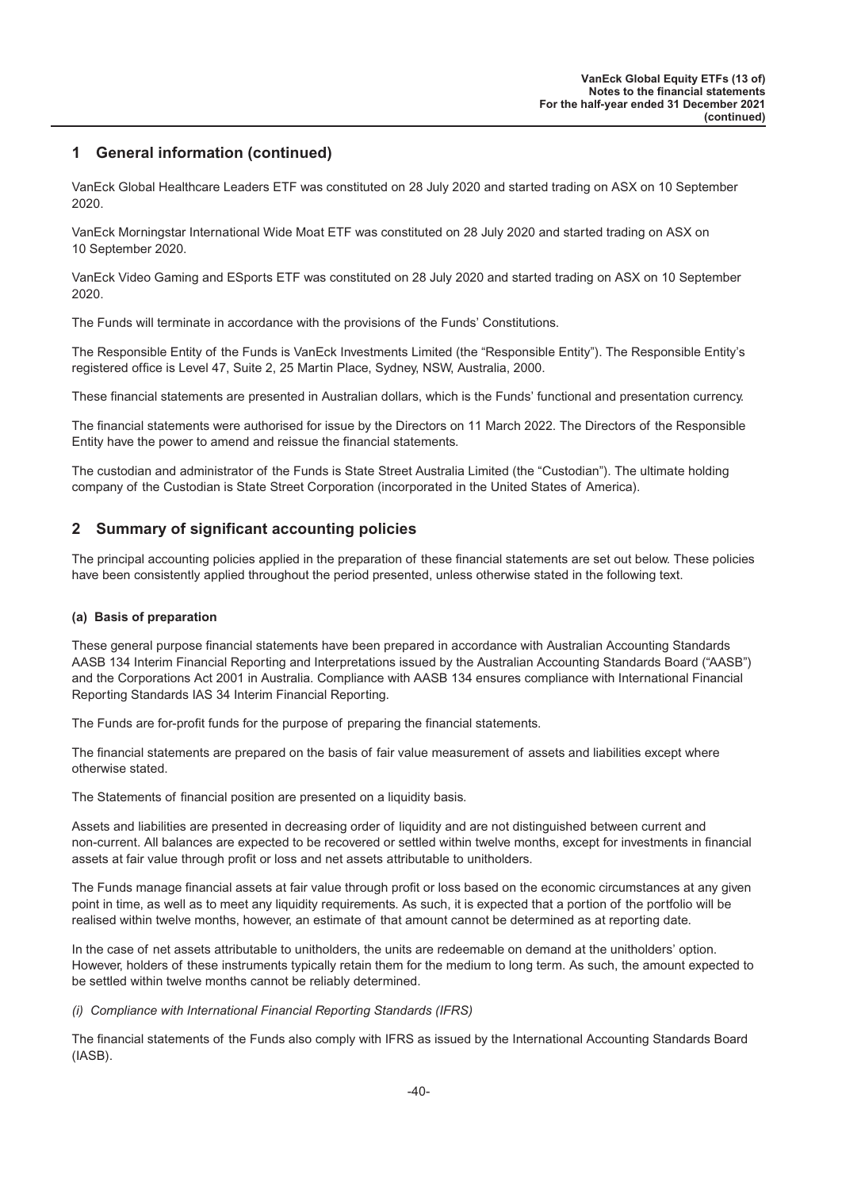## 1 General information (continued)

VanEck Global Healthcare Leaders ETF was constituted on 28 July 2020 and started trading on ASX on 10 September 2020.

VanEck Morningstar International Wide Moat ETF was constituted on 28 July 2020 and started trading on ASX on 10 September 2020.

VanEck Video Gaming and ESports ETF was constituted on 28 July 2020 and started trading on ASX on 10 September 2020.

The Funds will terminate in accordance with the provisions of the Funds' Constitutions.

The Responsible Entity of the Funds is VanEck Investments Limited (the "Responsible Entity"). The Responsible Entity's registered office is Level 47, Suite 2, 25 Martin Place, Sydney, NSW, Australia, 2000.

These financial statements are presented in Australian dollars, which is the Funds' functional and presentation currency.

The financial statements were authorised for issue by the Directors on 11 March 2022. The Directors of the Responsible Entity have the power to amend and reissue the financial statements.

The custodian and administrator of the Funds is State Street Australia Limited (the "Custodian"). The ultimate holding company of the Custodian is State Street Corporation (incorporated in the United States of America).

## 2 Summary of significant accounting policies

The principal accounting policies applied in the preparation of these financial statements are set out below. These policies have been consistently applied throughout the period presented, unless otherwise stated in the following text.

### (a) Basis of preparation

These general purpose financial statements have been prepared in accordance with Australian Accounting Standards AASB 134 Interim Financial Reporting and Interpretations issued by the Australian Accounting Standards Board ("AASB") and the Corporations Act 2001 in Australia. Compliance with AASB 134 ensures compliance with International Financial Reporting Standards IAS 34 Interim Financial Reporting.

The Funds are for-profit funds for the purpose of preparing the financial statements.

The financial statements are prepared on the basis of fair value measurement of assets and liabilities except where otherwise stated.

The Statements of financial position are presented on a liquidity basis.

Assets and liabilities are presented in decreasing order of liquidity and are not distinguished between current and non-current. All balances are expected to be recovered or settled within twelve months, except for investments in financial assets at fair value through profit or loss and net assets attributable to unitholders.

The Funds manage financial assets at fair value through profit or loss based on the economic circumstances at any given point in time, as well as to meet any liquidity requirements. As such, it is expected that a portion of the portfolio will be realised within twelve months, however, an estimate of that amount cannot be determined as at reporting date.

In the case of net assets attributable to unitholders, the units are redeemable on demand at the unitholders' option. However, holders of these instruments typically retain them for the medium to long term. As such, the amount expected to be settled within twelve months cannot be reliably determined.

*(i) Compliance with International Financial Reporting Standards (IFRS)*

The financial statements of the Funds also comply with IFRS as issued by the International Accounting Standards Board (IASB).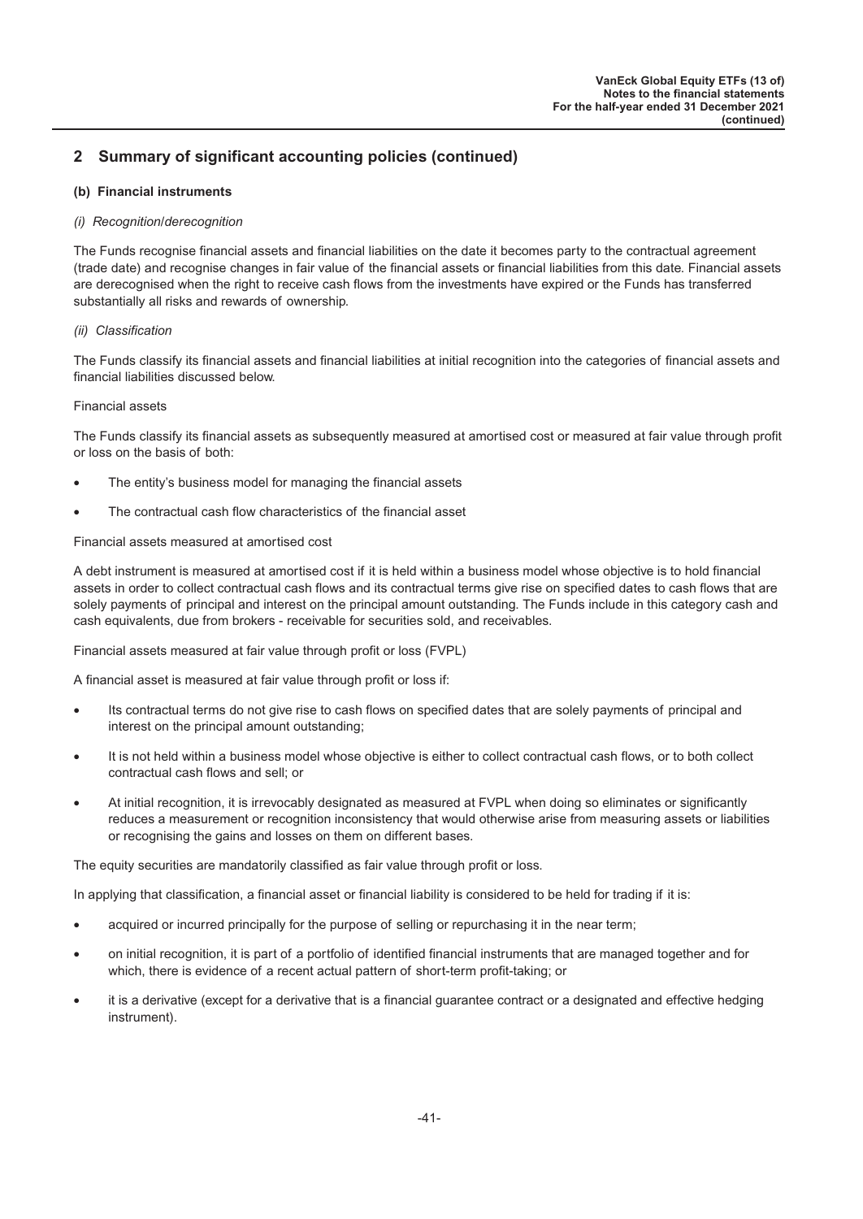## 2 Summary of significant accounting policies (continued)

### (b) Financial instruments

*(i) Recognition/derecognition*

The Funds recognise financial assets and financial liabilities on the date it becomes party to the contractual agreement (trade date) and recognise changes in fair value of the financial assets or financial liabilities from this date. Financial assets are derecognised when the right to receive cash flows from the investments have expired or the Funds has transferred substantially all risks and rewards of ownership.

*(ii) Classification*

The Funds classify its financial assets and financial liabilities at initial recognition into the categories of financial assets and financial liabilities discussed below.

Financial assets

The Funds classify its financial assets as subsequently measured at amortised cost or measured at fair value through profit or loss on the basis of both:

- The entity's business model for managing the financial assets
- The contractual cash flow characteristics of the financial asset

Financial assets measured at amortised cost

A debt instrument is measured at amortised cost if it is held within a business model whose objective is to hold financial assets in order to collect contractual cash flows and its contractual terms give rise on specified dates to cash flows that are solely payments of principal and interest on the principal amount outstanding. The Funds include in this category cash and cash equivalents, due from brokers - receivable for securities sold, and receivables.

Financial assets measured at fair value through profit or loss (FVPL)

A financial asset is measured at fair value through profit or loss if:

- Its contractual terms do not give rise to cash flows on specified dates that are solely payments of principal and interest on the principal amount outstanding;
- It is not held within a business model whose objective is either to collect contractual cash flows, or to both collect contractual cash flows and sell; or
- At initial recognition, it is irrevocably designated as measured at FVPL when doing so eliminates or significantly reduces a measurement or recognition inconsistency that would otherwise arise from measuring assets or liabilities or recognising the gains and losses on them on different bases.

The equity securities are mandatorily classified as fair value through profit or loss.

In applying that classification, a financial asset or financial liability is considered to be held for trading if it is:

- acquired or incurred principally for the purpose of selling or repurchasing it in the near term;
- on initial recognition, it is part of a portfolio of identified financial instruments that are managed together and for which, there is evidence of a recent actual pattern of short-term profit-taking; or
- it is a derivative (except for a derivative that is a financial guarantee contract or a designated and effective hedging instrument).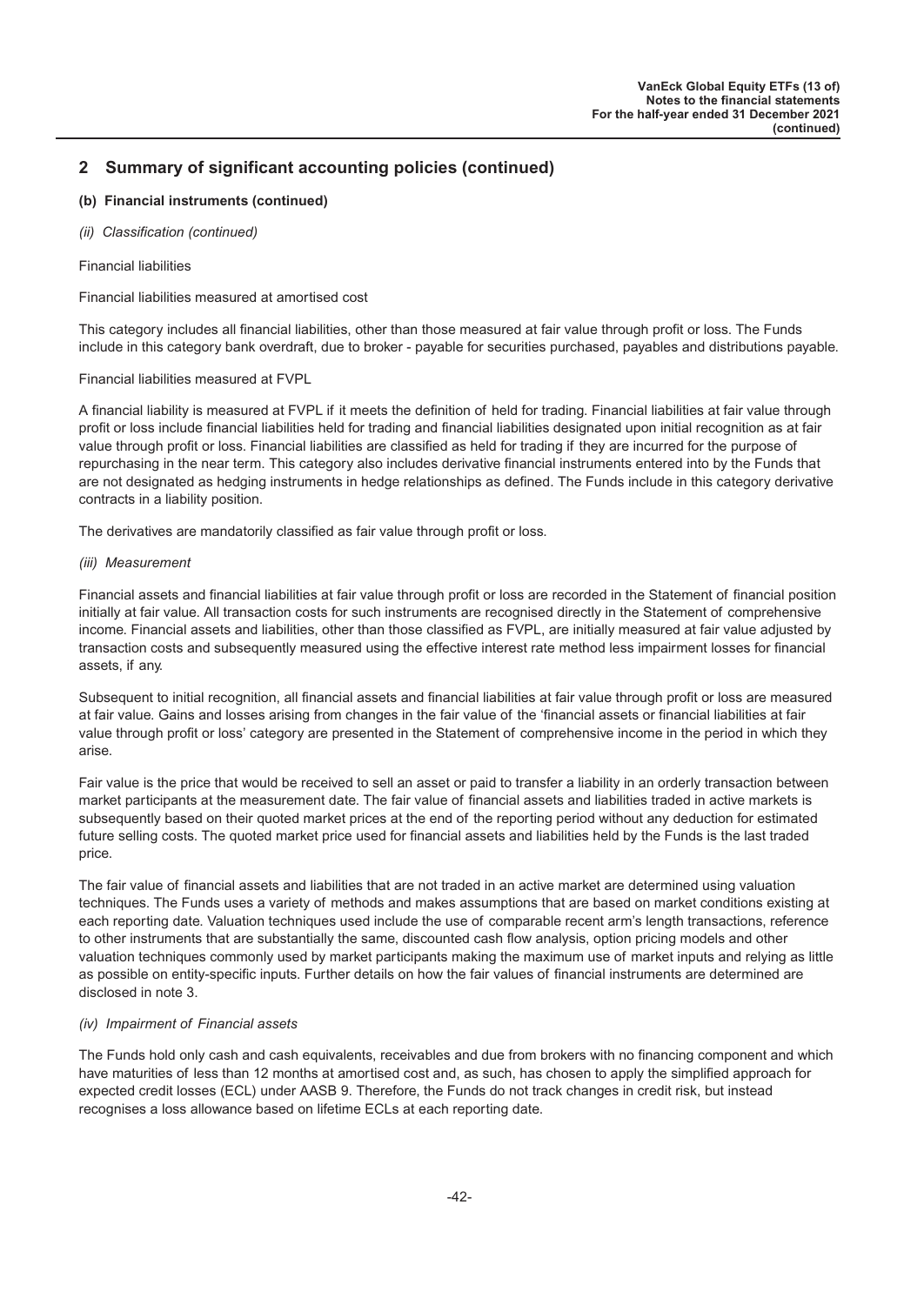## 2 Summary of significant accounting policies (continued)

### (b) Financial instruments (continued)

*(ii) Classification (continued)*

Financial liabilities

Financial liabilities measured at amortised cost

This category includes all financial liabilities, other than those measured at fair value through profit or loss. The Funds include in this category bank overdraft, due to broker - payable for securities purchased, payables and distributions payable.

Financial liabilities measured at FVPL

A financial liability is measured at FVPL if it meets the definition of held for trading. Financial liabilities at fair value through profit or loss include financial liabilities held for trading and financial liabilities designated upon initial recognition as at fair value through profit or loss. Financial liabilities are classified as held for trading if they are incurred for the purpose of repurchasing in the near term. This category also includes derivative financial instruments entered into by the Funds that are not designated as hedging instruments in hedge relationships as defined. The Funds include in this category derivative contracts in a liability position.

The derivatives are mandatorily classified as fair value through profit or loss.

*(iii) Measurement*

Financial assets and financial liabilities at fair value through profit or loss are recorded in the Statement of financial position initially at fair value. All transaction costs for such instruments are recognised directly in the Statement of comprehensive income. Financial assets and liabilities, other than those classified as FVPL, are initially measured at fair value adjusted by transaction costs and subsequently measured using the effective interest rate method less impairment losses for financial assets, if any.

Subsequent to initial recognition, all financial assets and financial liabilities at fair value through profit or loss are measured at fair value. Gains and losses arising from changes in the fair value of the 'financial assets or financial liabilities at fair value through profit or loss' category are presented in the Statement of comprehensive income in the period in which they arise.

Fair value is the price that would be received to sell an asset or paid to transfer a liability in an orderly transaction between market participants at the measurement date. The fair value of financial assets and liabilities traded in active markets is subsequently based on their quoted market prices at the end of the reporting period without any deduction for estimated future selling costs. The quoted market price used for financial assets and liabilities held by the Funds is the last traded price.

The fair value of financial assets and liabilities that are not traded in an active market are determined using valuation techniques. The Funds uses a variety of methods and makes assumptions that are based on market conditions existing at each reporting date. Valuation techniques used include the use of comparable recent arm's length transactions, reference to other instruments that are substantially the same, discounted cash flow analysis, option pricing models and other valuation techniques commonly used by market participants making the maximum use of market inputs and relying as little as possible on entity-specific inputs. Further details on how the fair values of financial instruments are determined are disclosed in note 3.

*(iv) Impairment of Financial assets*

The Funds hold only cash and cash equivalents, receivables and due from brokers with no financing component and which have maturities of less than 12 months at amortised cost and, as such, has chosen to apply the simplified approach for expected credit losses (ECL) under AASB 9. Therefore, the Funds do not track changes in credit risk, but instead recognises a loss allowance based on lifetime ECLs at each reporting date.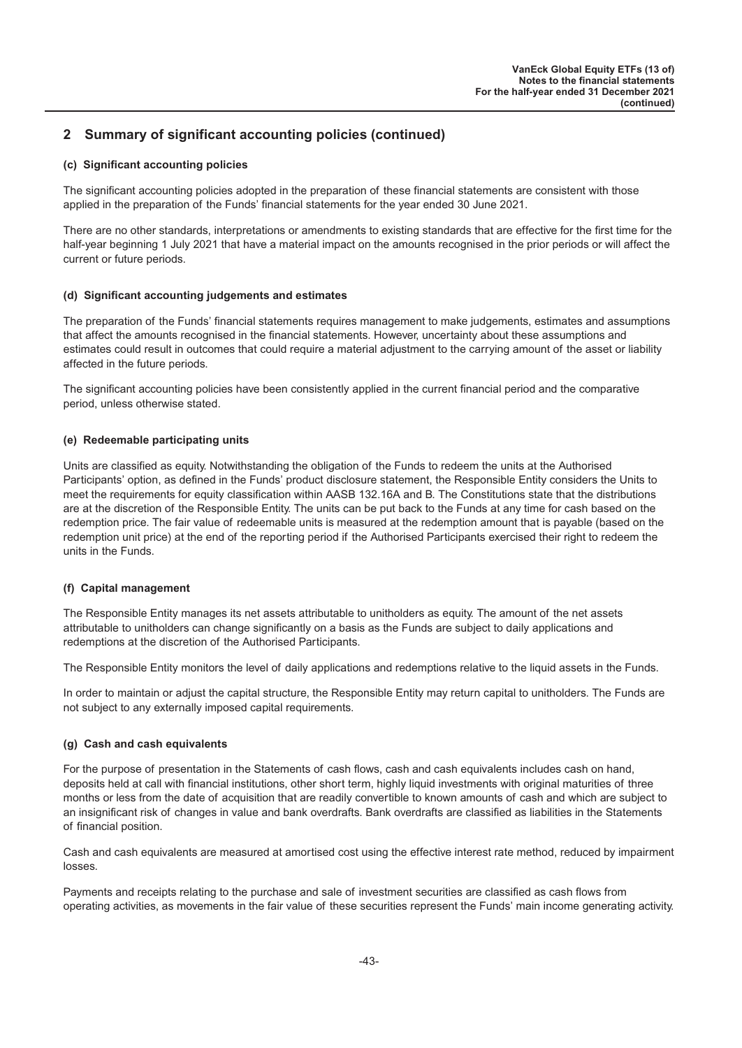## 2 Summary of significant accounting policies (continued)

### (c) Significant accounting policies

The significant accounting policies adopted in the preparation of these financial statements are consistent with those applied in the preparation of the Funds' financial statements for the year ended 30 June 2021.

There are no other standards, interpretations or amendments to existing standards that are effective for the first time for the half-year beginning 1 July 2021 that have a material impact on the amounts recognised in the prior periods or will affect the current or future periods.

### (d) Significant accounting judgements and estimates

The preparation of the Funds' financial statements requires management to make judgements, estimates and assumptions that affect the amounts recognised in the financial statements. However, uncertainty about these assumptions and estimates could result in outcomes that could require a material adjustment to the carrying amount of the asset or liability affected in the future periods.

The significant accounting policies have been consistently applied in the current financial period and the comparative period, unless otherwise stated.

### (e) Redeemable participating units

Units are classified as equity. Notwithstanding the obligation of the Funds to redeem the units at the Authorised Participants' option, as defined in the Funds' product disclosure statement, the Responsible Entity considers the Units to meet the requirements for equity classification within AASB 132.16A and B. The Constitutions state that the distributions are at the discretion of the Responsible Entity. The units can be put back to the Funds at any time for cash based on the redemption price. The fair value of redeemable units is measured at the redemption amount that is payable (based on the redemption unit price) at the end of the reporting period if the Authorised Participants exercised their right to redeem the units in the Funds.

### (f) Capital management

The Responsible Entity manages its net assets attributable to unitholders as equity. The amount of the net assets attributable to unitholders can change significantly on a basis as the Funds are subject to daily applications and redemptions at the discretion of the Authorised Participants.

The Responsible Entity monitors the level of daily applications and redemptions relative to the liquid assets in the Funds.

In order to maintain or adjust the capital structure, the Responsible Entity may return capital to unitholders. The Funds are not subject to any externally imposed capital requirements.

### (g) Cash and cash equivalents

For the purpose of presentation in the Statements of cash flows, cash and cash equivalents includes cash on hand, deposits held at call with financial institutions, other short term, highly liquid investments with original maturities of three months or less from the date of acquisition that are readily convertible to known amounts of cash and which are subject to an insignificant risk of changes in value and bank overdrafts. Bank overdrafts are classified as liabilities in the Statements of financial position.

Cash and cash equivalents are measured at amortised cost using the effective interest rate method, reduced by impairment losses.

Payments and receipts relating to the purchase and sale of investment securities are classified as cash flows from operating activities, as movements in the fair value of these securities represent the Funds' main income generating activity.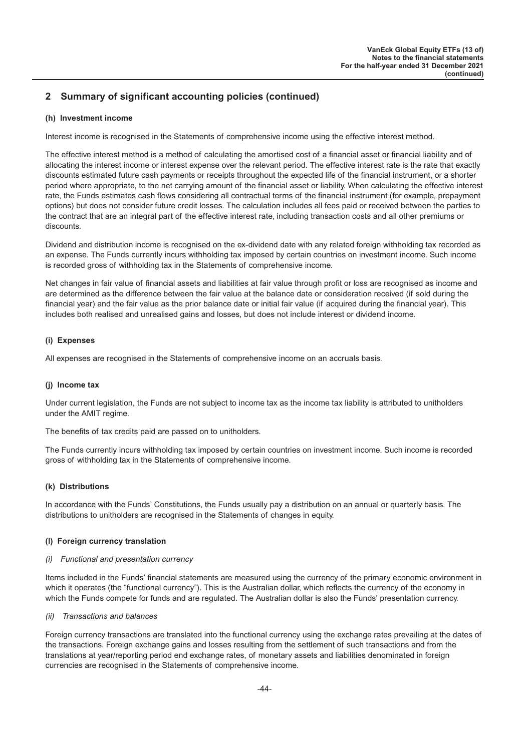## 2 Summary of significant accounting policies (continued)

### (h) Investment income

Interest income is recognised in the Statements of comprehensive income using the effective interest method.

The effective interest method is a method of calculating the amortised cost of a financial asset or financial liability and of allocating the interest income or interest expense over the relevant period. The effective interest rate is the rate that exactly discounts estimated future cash payments or receipts throughout the expected life of the financial instrument, or a shorter period where appropriate, to the net carrying amount of the financial asset or liability. When calculating the effective interest rate, the Funds estimates cash flows considering all contractual terms of the financial instrument (for example, prepayment options) but does not consider future credit losses. The calculation includes all fees paid or received between the parties to the contract that are an integral part of the effective interest rate, including transaction costs and all other premiums or discounts.

Dividend and distribution income is recognised on the ex-dividend date with any related foreign withholding tax recorded as an expense. The Funds currently incurs withholding tax imposed by certain countries on investment income. Such income is recorded gross of withholding tax in the Statements of comprehensive income.

Net changes in fair value of financial assets and liabilities at fair value through profit or loss are recognised as income and are determined as the difference between the fair value at the balance date or consideration received (if sold during the financial year) and the fair value as the prior balance date or initial fair value (if acquired during the financial year). This includes both realised and unrealised gains and losses, but does not include interest or dividend income.

### (i) Expenses

All expenses are recognised in the Statements of comprehensive income on an accruals basis.

### (j) Income tax

Under current legislation, the Funds are not subject to income tax as the income tax liability is attributed to unitholders under the AMIT regime.

The benefits of tax credits paid are passed on to unitholders.

The Funds currently incurs withholding tax imposed by certain countries on investment income. Such income is recorded gross of withholding tax in the Statements of comprehensive income.

### (k) Distributions

In accordance with the Funds' Constitutions, the Funds usually pay a distribution on an annual or quarterly basis. The distributions to unitholders are recognised in the Statements of changes in equity.

### (l) Foreign currency translation

*(i) Functional and presentation currency*

Items included in the Funds' financial statements are measured using the currency of the primary economic environment in which it operates (the "functional currency"). This is the Australian dollar, which reflects the currency of the economy in which the Funds compete for funds and are regulated. The Australian dollar is also the Funds' presentation currency.

*(ii) Transactions and balances*

Foreign currency transactions are translated into the functional currency using the exchange rates prevailing at the dates of the transactions. Foreign exchange gains and losses resulting from the settlement of such transactions and from the translations at year/reporting period end exchange rates, of monetary assets and liabilities denominated in foreign currencies are recognised in the Statements of comprehensive income.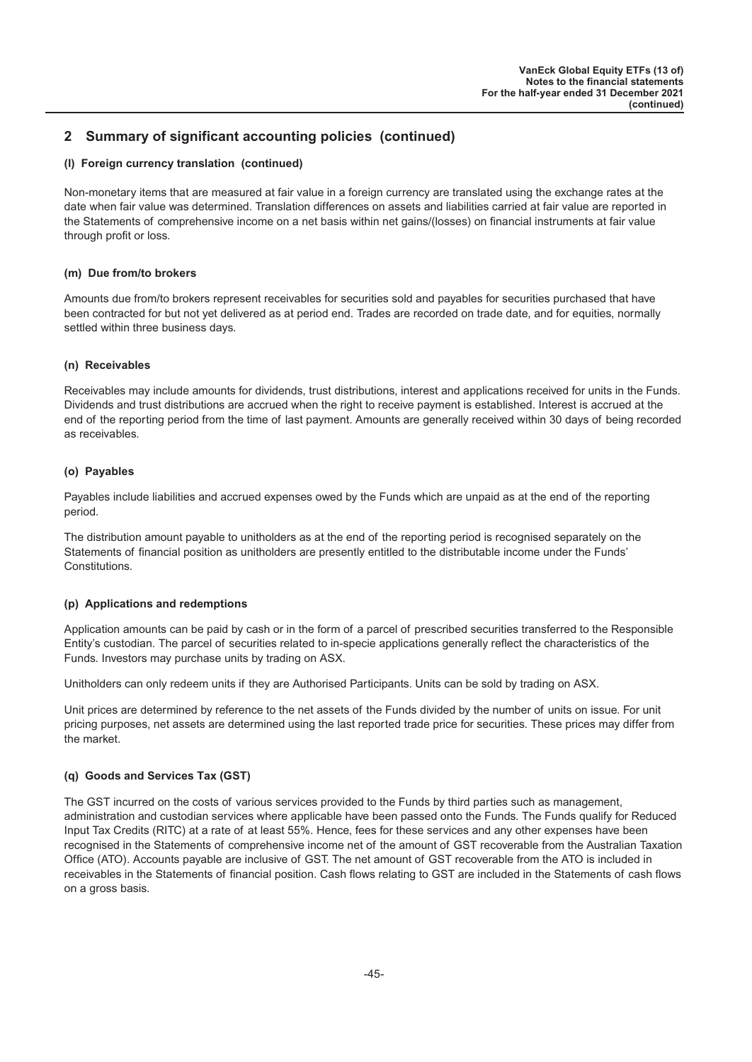## 2 Summary of significant accounting policies (continued)

### (l) Foreign currency translation (continued)

Non-monetary items that are measured at fair value in a foreign currency are translated using the exchange rates at the date when fair value was determined. Translation differences on assets and liabilities carried at fair value are reported in the Statements of comprehensive income on a net basis within net gains/(losses) on financial instruments at fair value through profit or loss.

### (m) Due from/to brokers

Amounts due from/to brokers represent receivables for securities sold and payables for securities purchased that have been contracted for but not yet delivered as at period end. Trades are recorded on trade date, and for equities, normally settled within three business days.

### (n) Receivables

Receivables may include amounts for dividends, trust distributions, interest and applications received for units in the Funds. Dividends and trust distributions are accrued when the right to receive payment is established. Interest is accrued at the end of the reporting period from the time of last payment. Amounts are generally received within 30 days of being recorded as receivables.

### (o) Payables

Payables include liabilities and accrued expenses owed by the Funds which are unpaid as at the end of the reporting period.

The distribution amount payable to unitholders as at the end of the reporting period is recognised separately on the Statements of financial position as unitholders are presently entitled to the distributable income under the Funds' Constitutions.

### (p) Applications and redemptions

Application amounts can be paid by cash or in the form of a parcel of prescribed securities transferred to the Responsible Entity's custodian. The parcel of securities related to in-specie applications generally reflect the characteristics of the Funds. Investors may purchase units by trading on ASX.

Unitholders can only redeem units if they are Authorised Participants. Units can be sold by trading on ASX.

Unit prices are determined by reference to the net assets of the Funds divided by the number of units on issue. For unit pricing purposes, net assets are determined using the last reported trade price for securities. These prices may differ from the market.

### (q) Goods and Services Tax (GST)

The GST incurred on the costs of various services provided to the Funds by third parties such as management, administration and custodian services where applicable have been passed onto the Funds. The Funds qualify for Reduced Input Tax Credits (RITC) at a rate of at least 55%. Hence, fees for these services and any other expenses have been recognised in the Statements of comprehensive income net of the amount of GST recoverable from the Australian Taxation Office (ATO). Accounts payable are inclusive of GST. The net amount of GST recoverable from the ATO is included in receivables in the Statements of financial position. Cash flows relating to GST are included in the Statements of cash flows on a gross basis.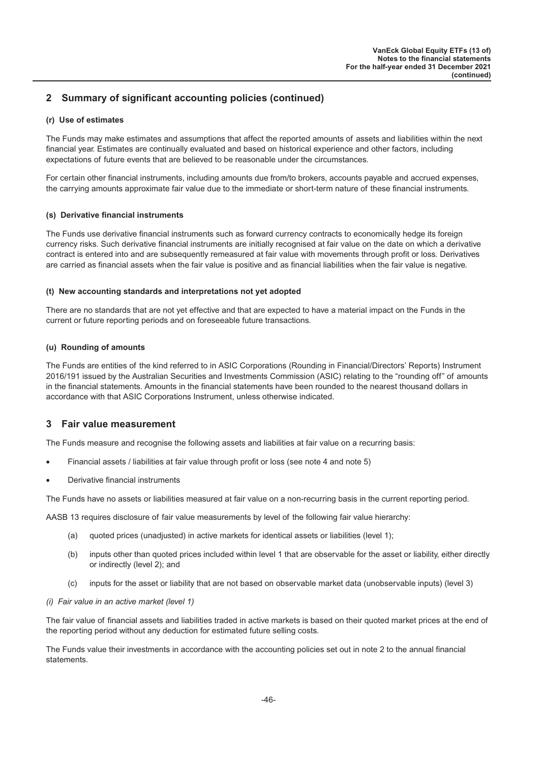## 2 Summary of significant accounting policies (continued)

### (r) Use of estimates

The Funds may make estimates and assumptions that affect the reported amounts of assets and liabilities within the next financial year. Estimates are continually evaluated and based on historical experience and other factors, including expectations of future events that are believed to be reasonable under the circumstances.

For certain other financial instruments, including amounts due from/to brokers, accounts payable and accrued expenses, the carrying amounts approximate fair value due to the immediate or short-term nature of these financial instruments.

### (s) Derivative financial instruments

The Funds use derivative financial instruments such as forward currency contracts to economically hedge its foreign currency risks. Such derivative financial instruments are initially recognised at fair value on the date on which a derivative contract is entered into and are subsequently remeasured at fair value with movements through profit or loss. Derivatives are carried as financial assets when the fair value is positive and as financial liabilities when the fair value is negative.

### (t) New accounting standards and interpretations not yet adopted

There are no standards that are not yet effective and that are expected to have a material impact on the Funds in the current or future reporting periods and on foreseeable future transactions.

### (u) Rounding of amounts

The Funds are entities of the kind referred to in ASIC Corporations (Rounding in Financial/Directors' Reports) Instrument 2016/191 issued by the Australian Securities and Investments Commission (ASIC) relating to the "rounding off" of amounts in the financial statements. Amounts in the financial statements have been rounded to the nearest thousand dollars in accordance with that ASIC Corporations Instrument, unless otherwise indicated.

## 3 Fair value measurement

The Funds measure and recognise the following assets and liabilities at fair value on a recurring basis:

- Financial assets / liabilities at fair value through profit or loss (see note 4 and note 5)
- Derivative financial instruments

The Funds have no assets or liabilities measured at fair value on a non-recurring basis in the current reporting period.

AASB 13 requires disclosure of fair value measurements by level of the following fair value hierarchy:

(a) quoted prices (unadjusted) in active markets for identical assets or liabilities (level 1);

(b) inputs other than quoted prices included within level 1 that are observable for the asset or liability, either directly or indirectly (level 2); and

(c) inputs for the asset or liability that are not based on observable market data (unobservable inputs) (level 3)

*(i) Fair value in an active market (level 1)*

The fair value of financial assets and liabilities traded in active markets is based on their quoted market prices at the end of the reporting period without any deduction for estimated future selling costs.

The Funds value their investments in accordance with the accounting policies set out in note 2 to the annual financial statements.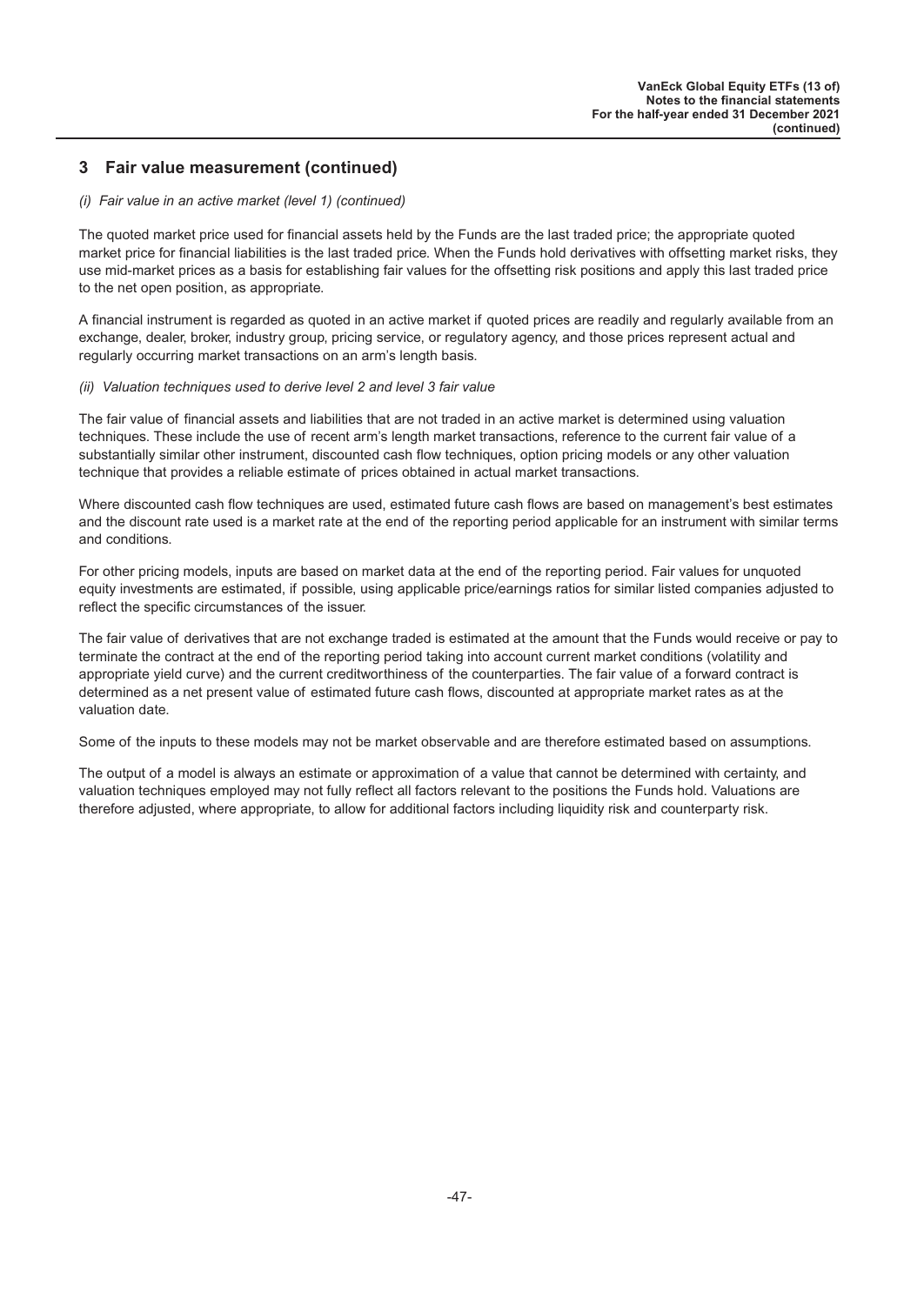## 3 Fair value measurement (continued)

*(i) Fair value in an active market (level 1) (continued)*

The quoted market price used for financial assets held by the Funds are the last traded price; the appropriate quoted market price for financial liabilities is the last traded price. When the Funds hold derivatives with offsetting market risks, they use mid-market prices as a basis for establishing fair values for the offsetting risk positions and apply this last traded price to the net open position, as appropriate.

A financial instrument is regarded as quoted in an active market if quoted prices are readily and regularly available from an exchange, dealer, broker, industry group, pricing service, or regulatory agency, and those prices represent actual and regularly occurring market transactions on an arm's length basis.

*(ii) Valuation techniques used to derive level 2 and level 3 fair value*

The fair value of financial assets and liabilities that are not traded in an active market is determined using valuation techniques. These include the use of recent arm's length market transactions, reference to the current fair value of a substantially similar other instrument, discounted cash flow techniques, option pricing models or any other valuation technique that provides a reliable estimate of prices obtained in actual market transactions.

Where discounted cash flow techniques are used, estimated future cash flows are based on management's best estimates and the discount rate used is a market rate at the end of the reporting period applicable for an instrument with similar terms and conditions.

For other pricing models, inputs are based on market data at the end of the reporting period. Fair values for unquoted equity investments are estimated, if possible, using applicable price/earnings ratios for similar listed companies adjusted to reflect the specific circumstances of the issuer.

The fair value of derivatives that are not exchange traded is estimated at the amount that the Funds would receive or pay to terminate the contract at the end of the reporting period taking into account current market conditions (volatility and appropriate yield curve) and the current creditworthiness of the counterparties. The fair value of a forward contract is determined as a net present value of estimated future cash flows, discounted at appropriate market rates as at the valuation date.

Some of the inputs to these models may not be market observable and are therefore estimated based on assumptions.

The output of a model is always an estimate or approximation of a value that cannot be determined with certainty, and valuation techniques employed may not fully reflect all factors relevant to the positions the Funds hold. Valuations are therefore adjusted, where appropriate, to allow for additional factors including liquidity risk and counterparty risk.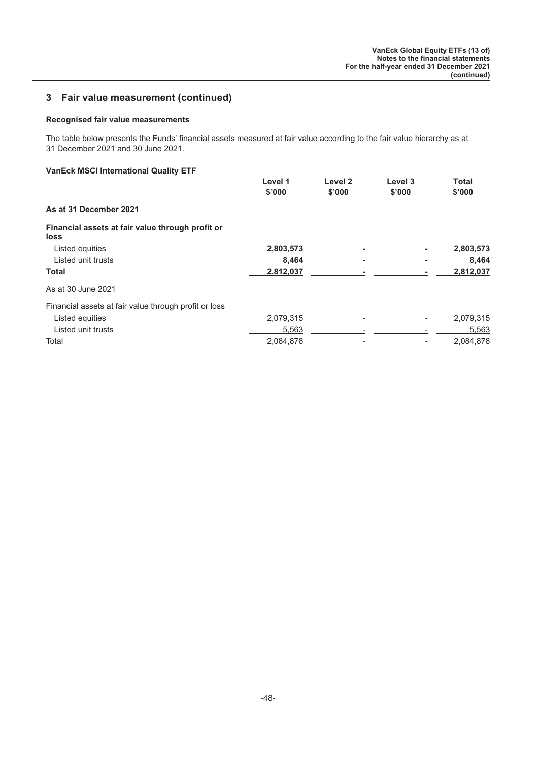## 3 Fair value measurement (continued)

### Recognised fair value measurements

The table below presents the Funds' financial assets measured at fair value according to the fair value hierarchy as at 31 December 2021 and 30 June 2021.

### VanEck MSCI International Quality ETF

| | Level 1 $'000 | Level 2 $'000 | Level 3 $'000 | Total $'000 |
|---|---|---|---|---|
| **As at 31 December 2021** | | | | |
| **Financial assets at fair value through profit or loss** | | | | |
| Listed equities | **2,803,573** | **-** | **-** | **2,803,573** |
| Listed unit trusts | **8,464** | **-** | **-** | **8,464** |
| **Total** | **2,812,037** | **-** | **-** | **2,812,037** |
| As at 30 June 2021 | | | | |
| Financial assets at fair value through profit or loss | | | | |
| Listed equities | 2,079,315 | - | - | 2,079,315 |
| Listed unit trusts | 5,563 | - | - | 5,563 |
| Total | 2,084,878 | - | - | 2,084,878 |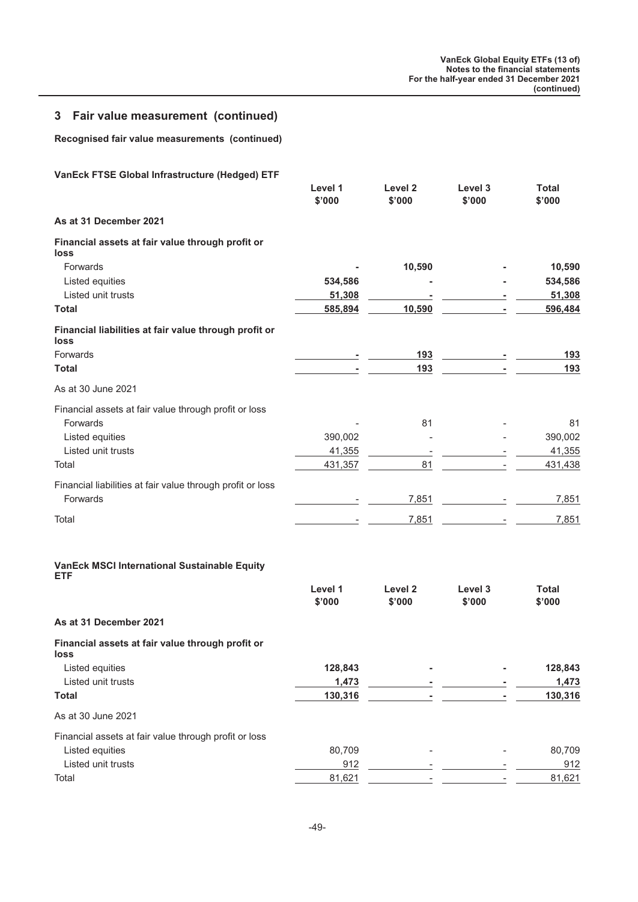## 3 Fair value measurement (continued)

**Recognised fair value measurements (continued)**

**VanEck FTSE Global Infrastructure (Hedged) ETF**

| | Level 1 $'000 | Level 2 $'000 | Level 3 $'000 | Total $'000 |
|---|---|---|---|---|
| **As at 31 December 2021** | | | | |
| **Financial assets at fair value through profit or loss** | | | | |
| Forwards | - | 10,590 | - | 10,590 |
| Listed equities | 534,586 | - | - | 534,586 |
| Listed unit trusts | 51,308 | - | - | 51,308 |
| **Total** | 585,894 | 10,590 | - | 596,484 |
| **Financial liabilities at fair value through profit or loss** | | | | |
| Forwards | - | 193 | - | 193 |
| **Total** | - | 193 | - | 193 |
| As at 30 June 2021 | | | | |
| Financial assets at fair value through profit or loss | | | | |
| Forwards | - | 81 | - | 81 |
| Listed equities | 390,002 | - | - | 390,002 |
| Listed unit trusts | 41,355 | - | - | 41,355 |
| Total | 431,357 | 81 | - | 431,438 |
| Financial liabilities at fair value through profit or loss | | | | |
| Forwards | - | 7,851 | - | 7,851 |
| Total | - | 7,851 | - | 7,851 |

**VanEck MSCI International Sustainable Equity ETF**

| | Level 1 $'000 | Level 2 $'000 | Level 3 $'000 | Total $'000 |
|---|---|---|---|---|
| **As at 31 December 2021** | | | | |
| **Financial assets at fair value through profit or loss** | | | | |
| Listed equities | 128,843 | - | - | 128,843 |
| Listed unit trusts | 1,473 | - | - | 1,473 |
| **Total** | 130,316 | - | - | 130,316 |
| As at 30 June 2021 | | | | |
| Financial assets at fair value through profit or loss | | | | |
| Listed equities | 80,709 | - | - | 80,709 |
| Listed unit trusts | 912 | - | - | 912 |
| Total | 81,621 | - | - | 81,621 |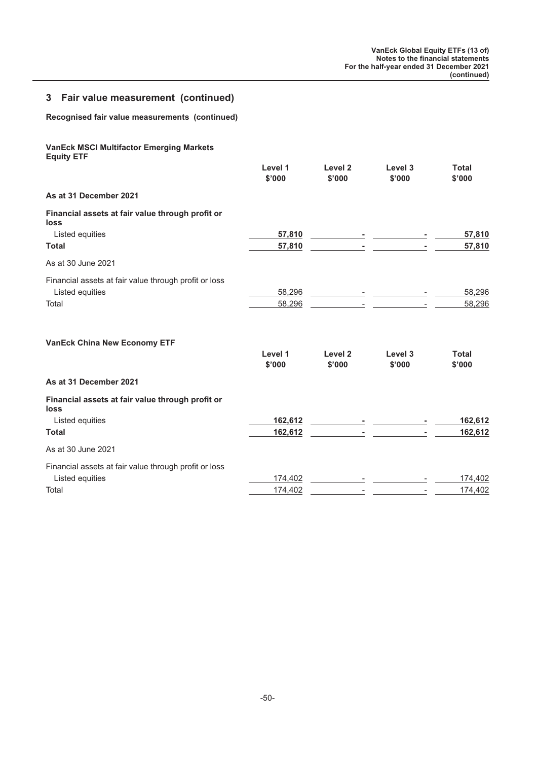## 3 Fair value measurement (continued)

**Recognised fair value measurements (continued)**

**VanEck MSCI Multifactor Emerging Markets Equity ETF**

| | Level 1 \$'000 | Level 2 \$'000 | Level 3 \$'000 | Total \$'000 |
|---|---|---|---|---|
| **As at 31 December 2021** | | | | |
| **Financial assets at fair value through profit or loss** | | | | |
| Listed equities | **57,810** | **-** | **-** | **57,810** |
| **Total** | **57,810** | **-** | **-** | **57,810** |
| As at 30 June 2021 | | | | |
| Financial assets at fair value through profit or loss | | | | |
| Listed equities | 58,296 | - | - | 58,296 |
| Total | 58,296 | - | - | 58,296 |

**VanEck China New Economy ETF**

| | Level 1 \$'000 | Level 2 \$'000 | Level 3 \$'000 | Total \$'000 |
|---|---|---|---|---|
| **As at 31 December 2021** | | | | |
| **Financial assets at fair value through profit or loss** | | | | |
| Listed equities | **162,612** | **-** | **-** | **162,612** |
| **Total** | **162,612** | **-** | **-** | **162,612** |
| As at 30 June 2021 | | | | |
| Financial assets at fair value through profit or loss | | | | |
| Listed equities | 174,402 | - | - | 174,402 |
| Total | 174,402 | - | - | 174,402 |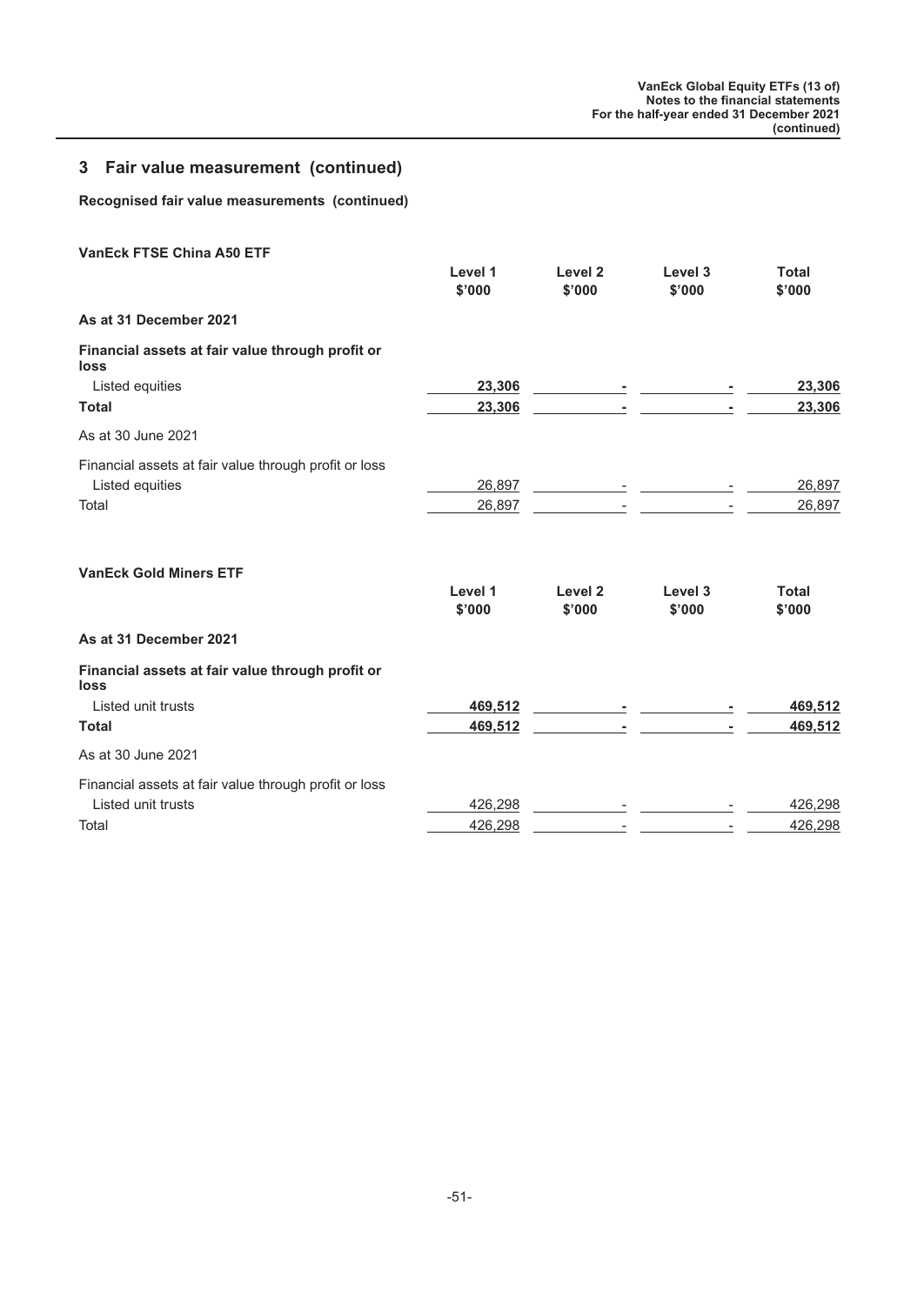## 3 Fair value measurement (continued)

**Recognised fair value measurements (continued)**

**VanEck FTSE China A50 ETF**

| | Level 1 $'000 | Level 2 $'000 | Level 3 $'000 | Total $'000 |
|---|---|---|---|---|
| **As at 31 December 2021** | | | | |
| **Financial assets at fair value through profit or loss** | | | | |
| Listed equities | **23,306** | **-** | **-** | **23,306** |
| **Total** | **23,306** | **-** | **-** | **23,306** |
| As at 30 June 2021 | | | | |
| Financial assets at fair value through profit or loss | | | | |
| Listed equities | 26,897 | - | - | 26,897 |
| Total | 26,897 | - | - | 26,897 |

**VanEck Gold Miners ETF**

| | Level 1 $'000 | Level 2 $'000 | Level 3 $'000 | Total $'000 |
|---|---|---|---|---|
| **As at 31 December 2021** | | | | |
| **Financial assets at fair value through profit or loss** | | | | |
| Listed unit trusts | **469,512** | **-** | **-** | **469,512** |
| **Total** | **469,512** | **-** | **-** | **469,512** |
| As at 30 June 2021 | | | | |
| Financial assets at fair value through profit or loss | | | | |
| Listed unit trusts | 426,298 | - | - | 426,298 |
| Total | 426,298 | - | - | 426,298 |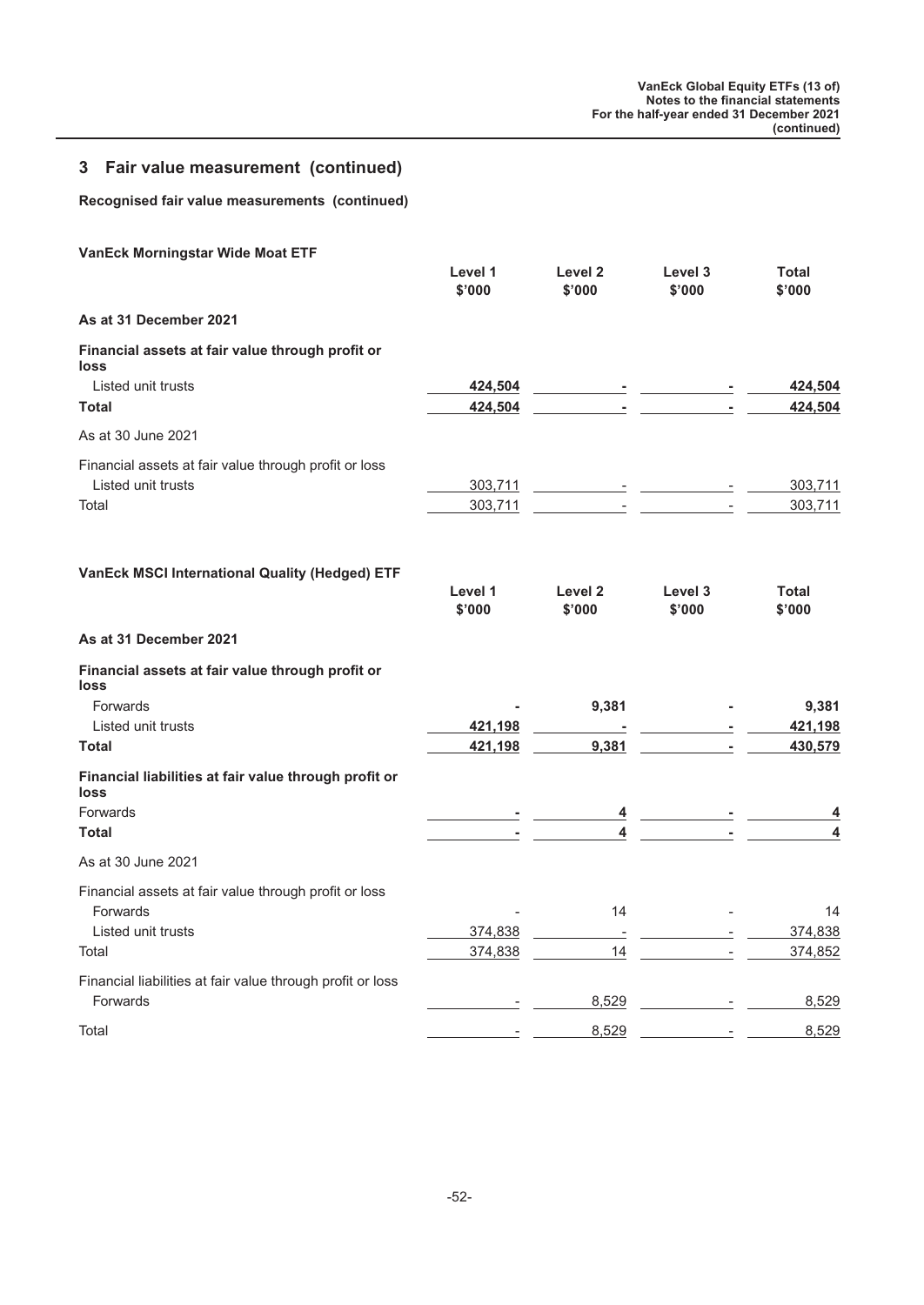## 3 Fair value measurement (continued)

**Recognised fair value measurements (continued)**

**VanEck Morningstar Wide Moat ETF**

| | Level 1 $'000 | Level 2 $'000 | Level 3 $'000 | Total $'000 |
|---|---|---|---|---|
| **As at 31 December 2021** | | | | |
| **Financial assets at fair value through profit or loss** | | | | |
| Listed unit trusts | **424,504** | **-** | **-** | **424,504** |
| **Total** | **424,504** | **-** | **-** | **424,504** |
| As at 30 June 2021 | | | | |
| Financial assets at fair value through profit or loss | | | | |
| Listed unit trusts | 303,711 | - | - | 303,711 |
| Total | 303,711 | - | - | 303,711 |

**VanEck MSCI International Quality (Hedged) ETF**

| | Level 1 $'000 | Level 2 $'000 | Level 3 $'000 | Total $'000 |
|---|---|---|---|---|
| **As at 31 December 2021** | | | | |
| **Financial assets at fair value through profit or loss** | | | | |
| Forwards | **-** | **9,381** | **-** | **9,381** |
| Listed unit trusts | **421,198** | **-** | **-** | **421,198** |
| **Total** | **421,198** | **9,381** | **-** | **430,579** |
| **Financial liabilities at fair value through profit or loss** | | | | |
| Forwards | **-** | **4** | **-** | **4** |
| **Total** | **-** | **4** | **-** | **4** |
| As at 30 June 2021 | | | | |
| Financial assets at fair value through profit or loss | | | | |
| Forwards | - | 14 | - | 14 |
| Listed unit trusts | 374,838 | - | - | 374,838 |
| Total | 374,838 | 14 | - | 374,852 |
| Financial liabilities at fair value through profit or loss | | | | |
| Forwards | - | 8,529 | - | 8,529 |
| Total | - | 8,529 | - | 8,529 |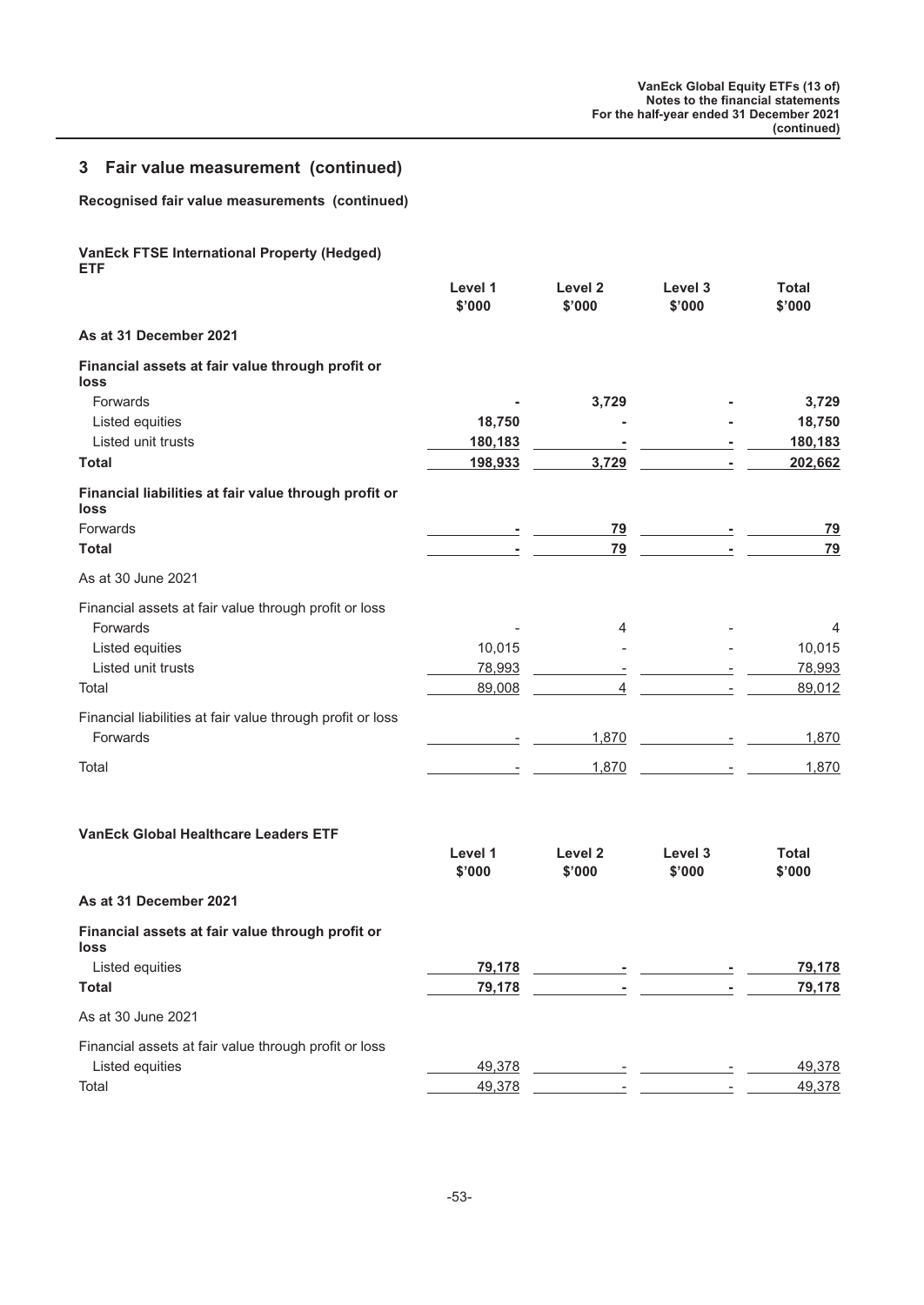## 3 Fair value measurement (continued)

**Recognised fair value measurements (continued)**

**VanEck FTSE International Property (Hedged) ETF**

| | Level 1 $'000 | Level 2 $'000 | Level 3 $'000 | Total $'000 |
|---|---|---|---|---|
| **As at 31 December 2021** | | | | |
| **Financial assets at fair value through profit or loss** | | | | |
| Forwards | **-** | **3,729** | **-** | **3,729** |
| Listed equities | **18,750** | **-** | **-** | **18,750** |
| Listed unit trusts | **180,183** | **-** | **-** | **180,183** |
| **Total** | **198,933** | **3,729** | **-** | **202,662** |
| **Financial liabilities at fair value through profit or loss** | | | | |
| Forwards | **-** | **79** | **-** | **79** |
| **Total** | **-** | **79** | **-** | **79** |
| As at 30 June 2021 | | | | |
| Financial assets at fair value through profit or loss | | | | |
| Forwards | - | 4 | - | 4 |
| Listed equities | 10,015 | - | - | 10,015 |
| Listed unit trusts | 78,993 | - | - | 78,993 |
| Total | 89,008 | 4 | - | 89,012 |
| Financial liabilities at fair value through profit or loss | | | | |
| Forwards | - | 1,870 | - | 1,870 |
| Total | - | 1,870 | - | 1,870 |

**VanEck Global Healthcare Leaders ETF**

| | Level 1 $'000 | Level 2 $'000 | Level 3 $'000 | Total $'000 |
|---|---|---|---|---|
| **As at 31 December 2021** | | | | |
| **Financial assets at fair value through profit or loss** | | | | |
| Listed equities | **79,178** | **-** | **-** | **79,178** |
| **Total** | **79,178** | **-** | **-** | **79,178** |
| As at 30 June 2021 | | | | |
| Financial assets at fair value through profit or loss | | | | |
| Listed equities | 49,378 | - | - | 49,378 |
| Total | 49,378 | - | - | 49,378 |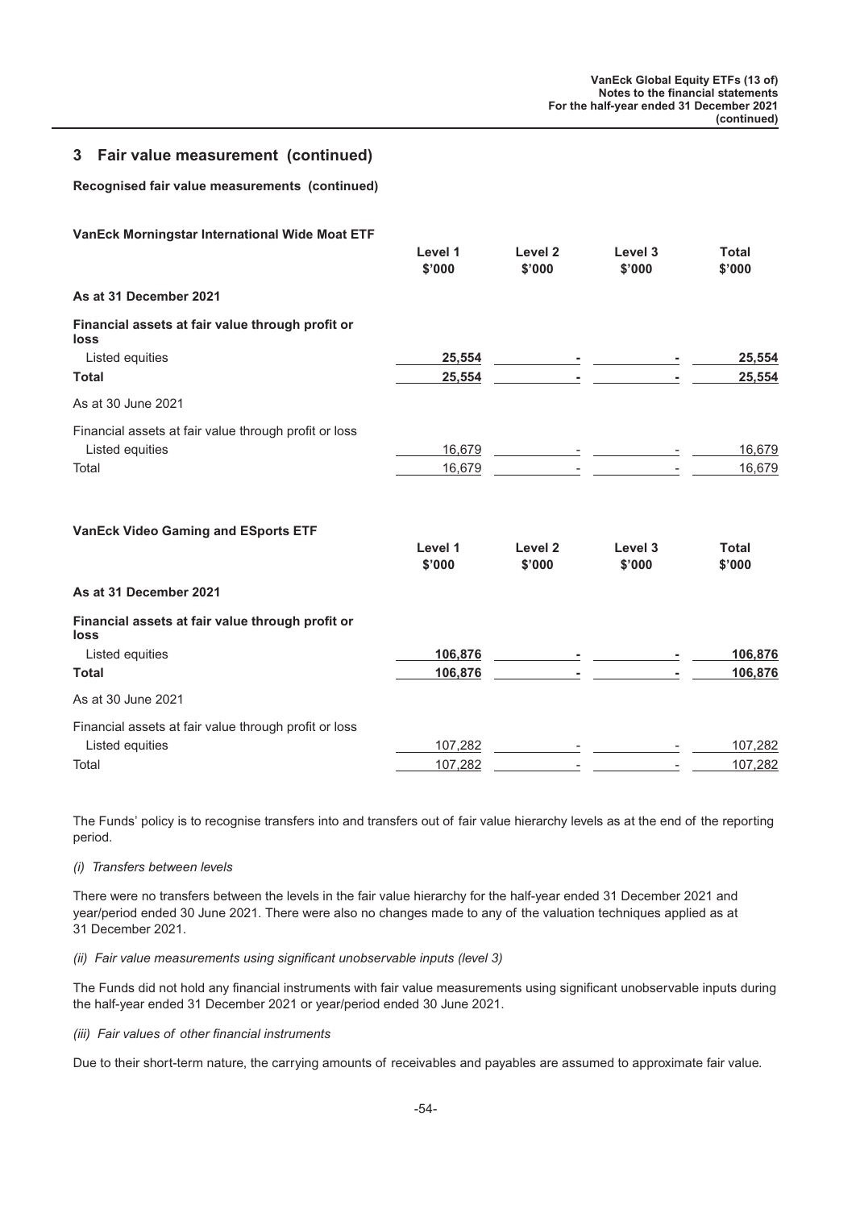## 3 Fair value measurement (continued)

**Recognised fair value measurements (continued)**

**VanEck Morningstar International Wide Moat ETF**

| | Level 1<br>$'000 | Level 2<br>$'000 | Level 3<br>$'000 | Total<br>$'000 |
|---|---|---|---|---|
| **As at 31 December 2021** | | | | |
| **Financial assets at fair value through profit or loss** | | | | |
| Listed equities | **25,554** | **-** | **-** | **25,554** |
| **Total** | **25,554** | **-** | **-** | **25,554** |
| As at 30 June 2021 | | | | |
| Financial assets at fair value through profit or loss | | | | |
| Listed equities | 16,679 | - | - | 16,679 |
| Total | 16,679 | - | - | 16,679 |

**VanEck Video Gaming and ESports ETF**

| | Level 1<br>$'000 | Level 2<br>$'000 | Level 3<br>$'000 | Total<br>$'000 |
|---|---|---|---|---|
| **As at 31 December 2021** | | | | |
| **Financial assets at fair value through profit or loss** | | | | |
| Listed equities | **106,876** | **-** | **-** | **106,876** |
| **Total** | **106,876** | **-** | **-** | **106,876** |
| As at 30 June 2021 | | | | |
| Financial assets at fair value through profit or loss | | | | |
| Listed equities | 107,282 | - | - | 107,282 |
| Total | 107,282 | - | - | 107,282 |

The Funds' policy is to recognise transfers into and transfers out of fair value hierarchy levels as at the end of the reporting period.

*(i) Transfers between levels*

There were no transfers between the levels in the fair value hierarchy for the half-year ended 31 December 2021 and year/period ended 30 June 2021. There were also no changes made to any of the valuation techniques applied as at 31 December 2021.

*(ii) Fair value measurements using significant unobservable inputs (level 3)*

The Funds did not hold any financial instruments with fair value measurements using significant unobservable inputs during the half-year ended 31 December 2021 or year/period ended 30 June 2021.

*(iii) Fair values of other financial instruments*

Due to their short-term nature, the carrying amounts of receivables and payables are assumed to approximate fair value.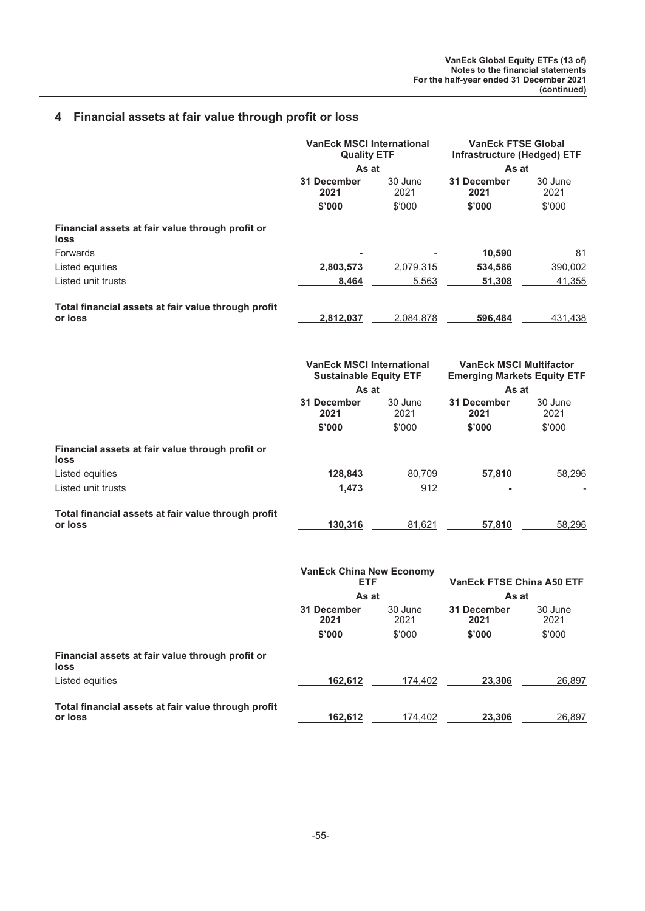## 4 Financial assets at fair value through profit or loss

| | VanEck MSCI International Quality ETF | | VanEck FTSE Global Infrastructure (Hedged) ETF | |
|---|---|---|---|---|
| | As at | | As at | |
| | **31 December 2021** | 30 June 2021 | **31 December 2021** | 30 June 2021 |
| | **$'000** | $'000 | **$'000** | $'000 |
| **Financial assets at fair value through profit or loss** | | | | |
| Forwards | **-** | - | **10,590** | 81 |
| Listed equities | **2,803,573** | 2,079,315 | **534,586** | 390,002 |
| Listed unit trusts | **8,464** | 5,563 | **51,308** | 41,355 |
| **Total financial assets at fair value through profit or loss** | **2,812,037** | 2,084,878 | **596,484** | 431,438 |

| | VanEck MSCI International Sustainable Equity ETF | | VanEck MSCI Multifactor Emerging Markets Equity ETF | |
|---|---|---|---|---|
| | As at | | As at | |
| | **31 December 2021** | 30 June 2021 | **31 December 2021** | 30 June 2021 |
| | **$'000** | $'000 | **$'000** | $'000 |
| **Financial assets at fair value through profit or loss** | | | | |
| Listed equities | **128,843** | 80,709 | **57,810** | 58,296 |
| Listed unit trusts | **1,473** | 912 | **-** | - |
| **Total financial assets at fair value through profit or loss** | **130,316** | 81,621 | **57,810** | 58,296 |

| | VanEck China New Economy ETF | | VanEck FTSE China A50 ETF | |
|---|---|---|---|---|
| | As at | | As at | |
| | **31 December 2021** | 30 June 2021 | **31 December 2021** | 30 June 2021 |
| | **$'000** | $'000 | **$'000** | $'000 |
| **Financial assets at fair value through profit or loss** | | | | |
| Listed equities | **162,612** | 174,402 | **23,306** | 26,897 |
| **Total financial assets at fair value through profit or loss** | **162,612** | 174,402 | **23,306** | 26,897 |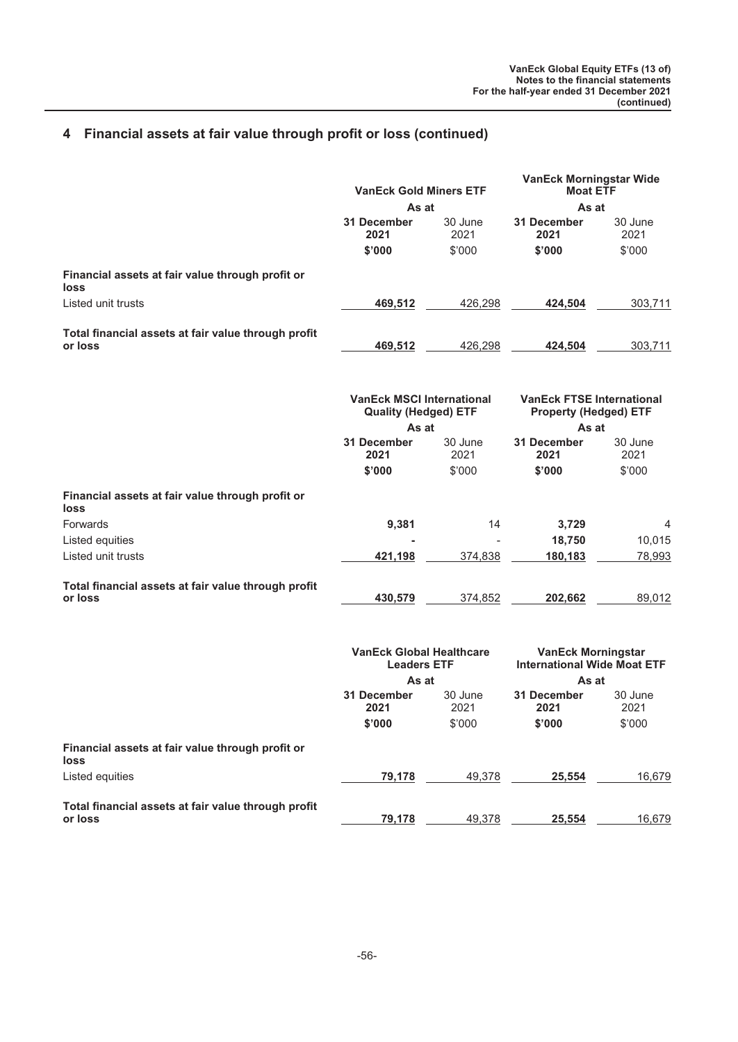## 4 Financial assets at fair value through profit or loss (continued)

| | VanEck Gold Miners ETF | | VanEck Morningstar Wide Moat ETF | |
|---|---|---|---|---|
| | As at | | As at | |
| | 31 December 2021 | 30 June 2021 | 31 December 2021 | 30 June 2021 |
| | $'000 | $'000 | $'000 | $'000 |
| **Financial assets at fair value through profit or loss** | | | | |
| Listed unit trusts | **469,512** | 426,298 | **424,504** | 303,711 |
| **Total financial assets at fair value through profit or loss** | **469,512** | 426,298 | **424,504** | 303,711 |

| | VanEck MSCI International Quality (Hedged) ETF | | VanEck FTSE International Property (Hedged) ETF | |
|---|---|---|---|---|
| | As at | | As at | |
| | 31 December 2021 | 30 June 2021 | 31 December 2021 | 30 June 2021 |
| | $'000 | $'000 | $'000 | $'000 |
| **Financial assets at fair value through profit or loss** | | | | |
| Forwards | **9,381** | 14 | **3,729** | 4 |
| Listed equities | **-** | - | **18,750** | 10,015 |
| Listed unit trusts | **421,198** | 374,838 | **180,183** | 78,993 |
| **Total financial assets at fair value through profit or loss** | **430,579** | 374,852 | **202,662** | 89,012 |

| | VanEck Global Healthcare Leaders ETF | | VanEck Morningstar International Wide Moat ETF | |
|---|---|---|---|---|
| | As at | | As at | |
| | 31 December 2021 | 30 June 2021 | 31 December 2021 | 30 June 2021 |
| | $'000 | $'000 | $'000 | $'000 |
| **Financial assets at fair value through profit or loss** | | | | |
| Listed equities | **79,178** | 49,378 | **25,554** | 16,679 |
| **Total financial assets at fair value through profit or loss** | **79,178** | 49,378 | **25,554** | 16,679 |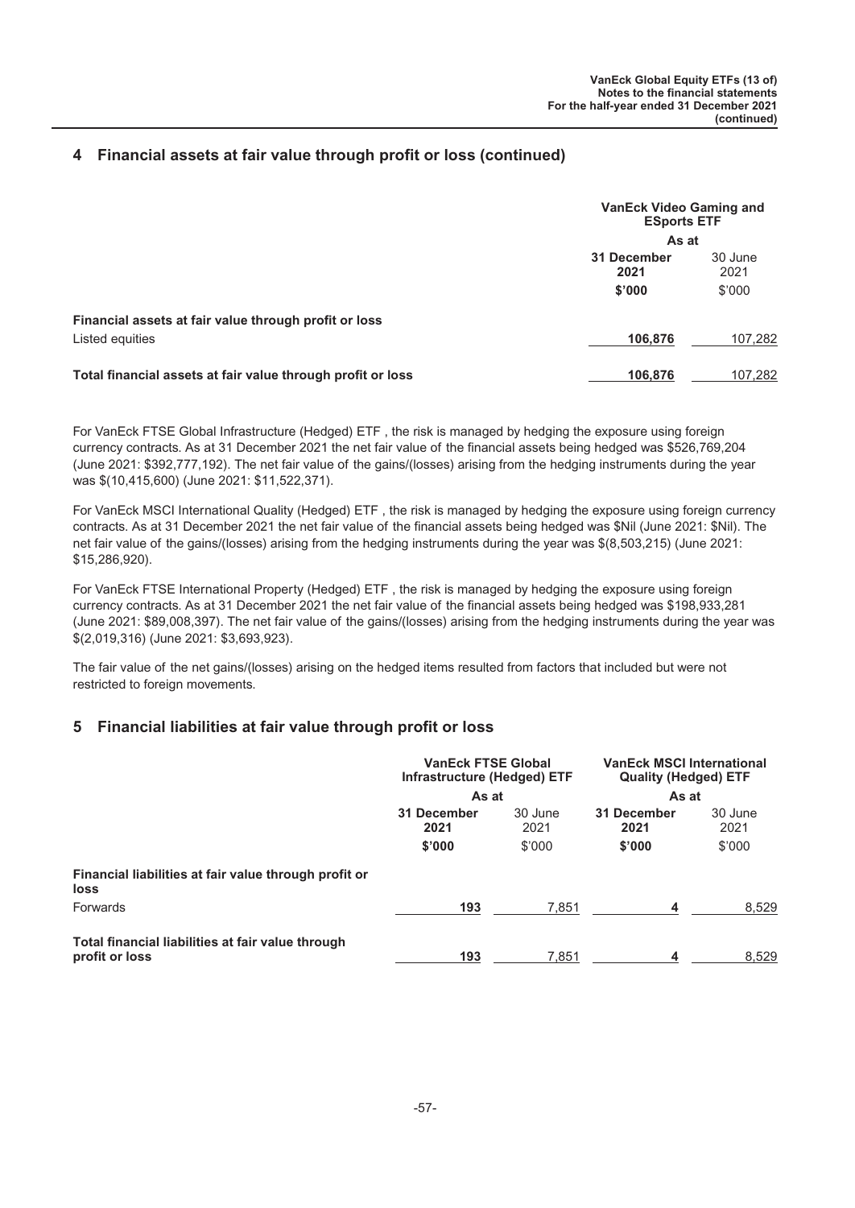## 4 Financial assets at fair value through profit or loss (continued)

| | VanEck Video Gaming and ESports ETF | |
|---|---|---|
| | As at | |
| | **31 December 2021** | 30 June 2021 |
| | **$'000** | $'000 |
| **Financial assets at fair value through profit or loss** | | |
| Listed equities | **106,876** | 107,282 |
| **Total financial assets at fair value through profit or loss** | **106,876** | 107,282 |

For VanEck FTSE Global Infrastructure (Hedged) ETF , the risk is managed by hedging the exposure using foreign currency contracts. As at 31 December 2021 the net fair value of the financial assets being hedged was $526,769,204 (June 2021: $392,777,192). The net fair value of the gains/(losses) arising from the hedging instruments during the year was $(10,415,600) (June 2021: $11,522,371).

For VanEck MSCI International Quality (Hedged) ETF , the risk is managed by hedging the exposure using foreign currency contracts. As at 31 December 2021 the net fair value of the financial assets being hedged was $Nil (June 2021: $Nil). The net fair value of the gains/(losses) arising from the hedging instruments during the year was $(8,503,215) (June 2021: $15,286,920).

For VanEck FTSE International Property (Hedged) ETF , the risk is managed by hedging the exposure using foreign currency contracts. As at 31 December 2021 the net fair value of the financial assets being hedged was $198,933,281 (June 2021: $89,008,397). The net fair value of the gains/(losses) arising from the hedging instruments during the year was $(2,019,316) (June 2021: $3,693,923).

The fair value of the net gains/(losses) arising on the hedged items resulted from factors that included but were not restricted to foreign movements.

## 5 Financial liabilities at fair value through profit or loss

| | VanEck FTSE Global Infrastructure (Hedged) ETF | | VanEck MSCI International Quality (Hedged) ETF | |
|---|---|---|---|---|
| | As at | | As at | |
| | **31 December 2021** | 30 June 2021 | **31 December 2021** | 30 June 2021 |
| | **$'000** | $'000 | **$'000** | $'000 |
| **Financial liabilities at fair value through profit or loss** | | | | |
| Forwards | **193** | 7,851 | **4** | 8,529 |
| **Total financial liabilities at fair value through profit or loss** | **193** | 7,851 | **4** | 8,529 |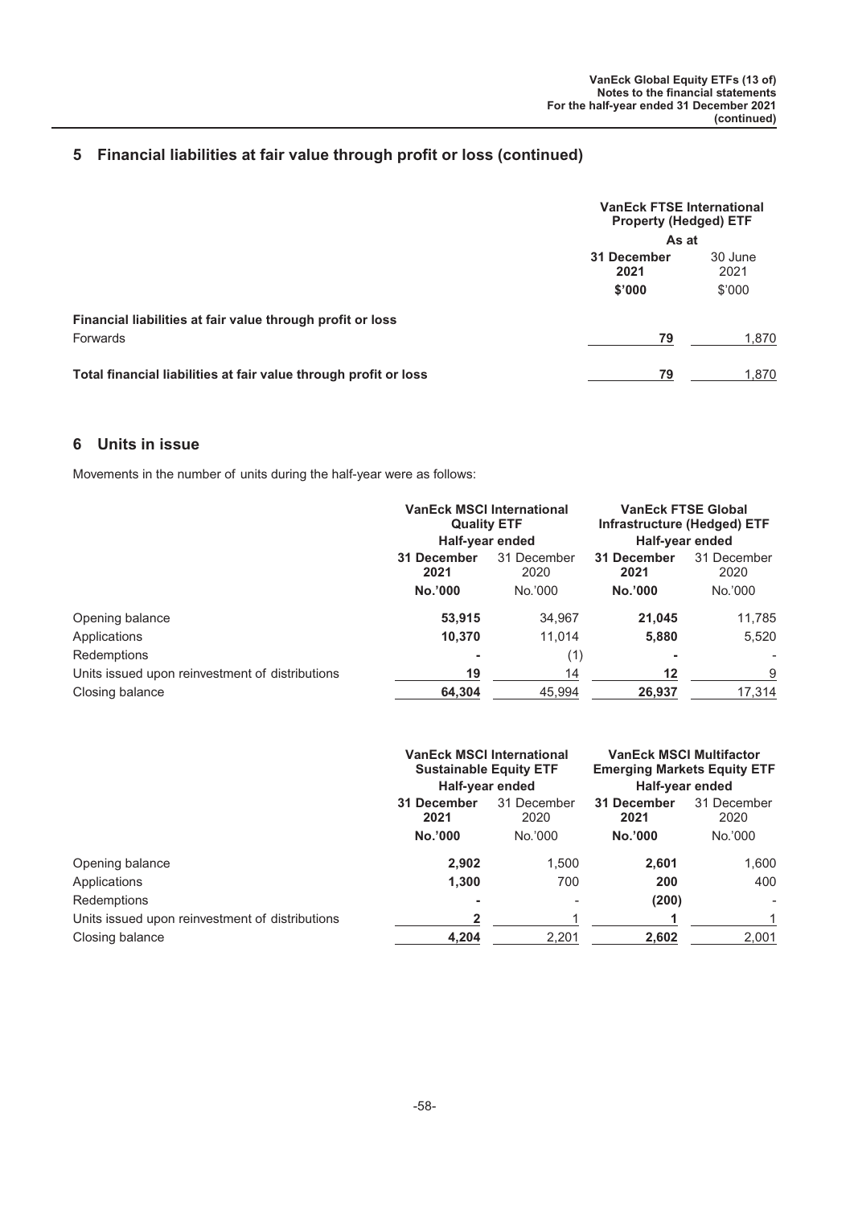## 5 Financial liabilities at fair value through profit or loss (continued)

| | VanEck FTSE International Property (Hedged) ETF | |
|---|---|---|
| | As at | |
| | **31 December 2021** | 30 June 2021 |
| | **$'000** | $'000 |
| **Financial liabilities at fair value through profit or loss** | | |
| Forwards | **79** | 1,870 |
| **Total financial liabilities at fair value through profit or loss** | **79** | 1,870 |

## 6 Units in issue

Movements in the number of units during the half-year were as follows:

| | VanEck MSCI International Quality ETF | | VanEck FTSE Global Infrastructure (Hedged) ETF | |
|---|---|---|---|---|
| | Half-year ended | | Half-year ended | |
| | **31 December 2021** | 31 December 2020 | **31 December 2021** | 31 December 2020 |
| | **No.'000** | No.'000 | **No.'000** | No.'000 |
| Opening balance | **53,915** | 34,967 | **21,045** | 11,785 |
| Applications | **10,370** | 11,014 | **5,880** | 5,520 |
| Redemptions | **-** | (1) | **-** | - |
| Units issued upon reinvestment of distributions | **19** | 14 | **12** | 9 |
| Closing balance | **64,304** | 45,994 | **26,937** | 17,314 |

| | VanEck MSCI International Sustainable Equity ETF | | VanEck MSCI Multifactor Emerging Markets Equity ETF | |
|---|---|---|---|---|
| | Half-year ended | | Half-year ended | |
| | **31 December 2021** | 31 December 2020 | **31 December 2021** | 31 December 2020 |
| | **No.'000** | No.'000 | **No.'000** | No.'000 |
| Opening balance | **2,902** | 1,500 | **2,601** | 1,600 |
| Applications | **1,300** | 700 | **200** | 400 |
| Redemptions | **-** | - | **(200)** | - |
| Units issued upon reinvestment of distributions | **2** | 1 | **1** | 1 |
| Closing balance | **4,204** | 2,201 | **2,602** | 2,001 |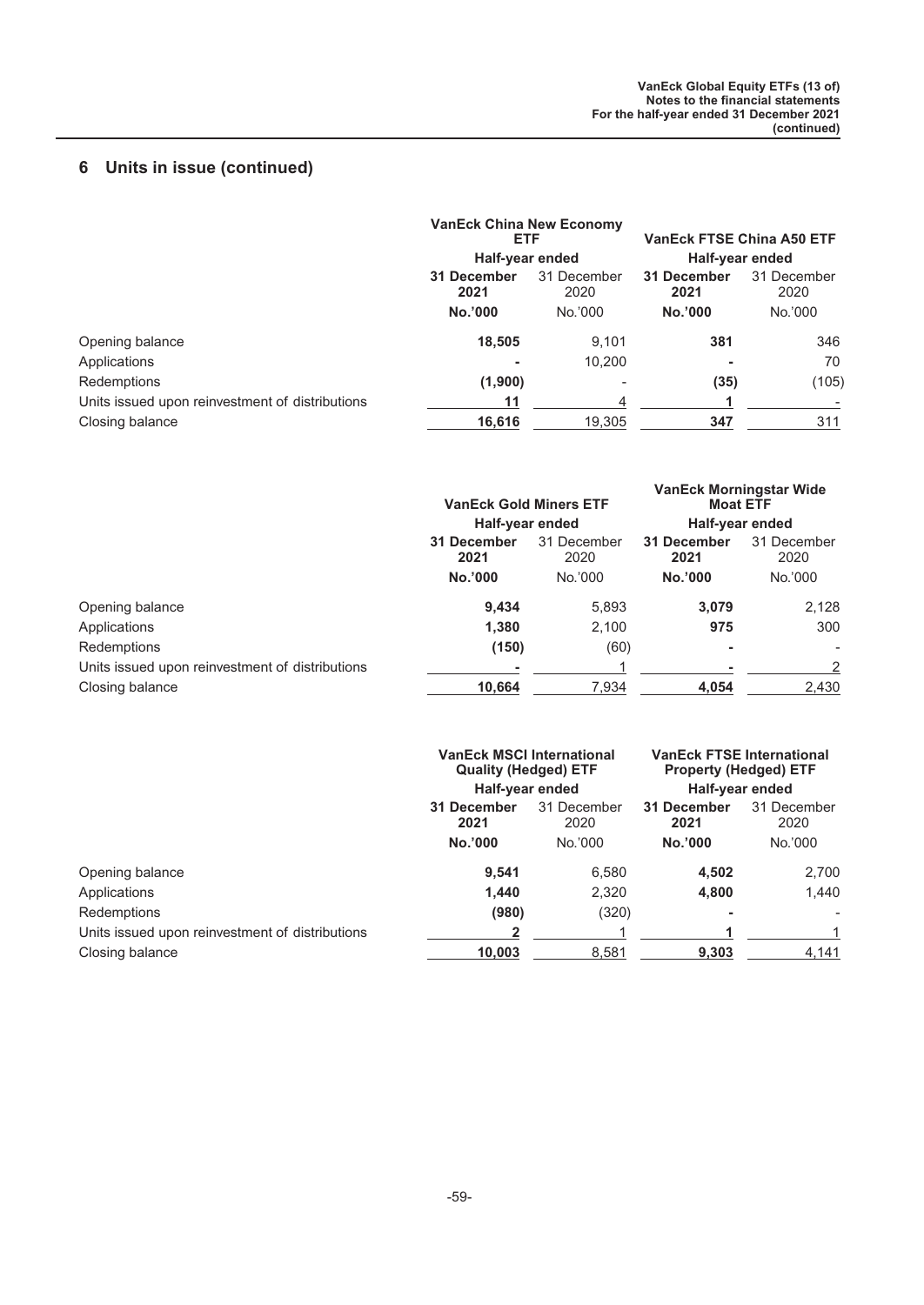## 6 Units in issue (continued)

| | VanEck China New Economy ETF | | VanEck FTSE China A50 ETF | |
|---|---|---|---|---|
| | Half-year ended | | Half-year ended | |
| | **31 December 2021** | 31 December 2020 | **31 December 2021** | 31 December 2020 |
| | **No.'000** | No.'000 | **No.'000** | No.'000 |
| Opening balance | **18,505** | 9,101 | **381** | 346 |
| Applications | **-** | 10,200 | **-** | 70 |
| Redemptions | **(1,900)** | - | **(35)** | (105) |
| Units issued upon reinvestment of distributions | **11** | 4 | **1** | - |
| Closing balance | **16,616** | 19,305 | **347** | 311 |

| | VanEck Gold Miners ETF | | VanEck Morningstar Wide Moat ETF | |
|---|---|---|---|---|
| | Half-year ended | | Half-year ended | |
| | **31 December 2021** | 31 December 2020 | **31 December 2021** | 31 December 2020 |
| | **No.'000** | No.'000 | **No.'000** | No.'000 |
| Opening balance | **9,434** | 5,893 | **3,079** | 2,128 |
| Applications | **1,380** | 2,100 | **975** | 300 |
| Redemptions | **(150)** | (60) | **-** | - |
| Units issued upon reinvestment of distributions | **-** | 1 | **-** | 2 |
| Closing balance | **10,664** | 7,934 | **4,054** | 2,430 |

| | VanEck MSCI International Quality (Hedged) ETF | | VanEck FTSE International Property (Hedged) ETF | |
|---|---|---|---|---|
| | Half-year ended | | Half-year ended | |
| | **31 December 2021** | 31 December 2020 | **31 December 2021** | 31 December 2020 |
| | **No.'000** | No.'000 | **No.'000** | No.'000 |
| Opening balance | **9,541** | 6,580 | **4,502** | 2,700 |
| Applications | **1,440** | 2,320 | **4,800** | 1,440 |
| Redemptions | **(980)** | (320) | **-** | - |
| Units issued upon reinvestment of distributions | **2** | 1 | **1** | 1 |
| Closing balance | **10,003** | 8,581 | **9,303** | 4,141 |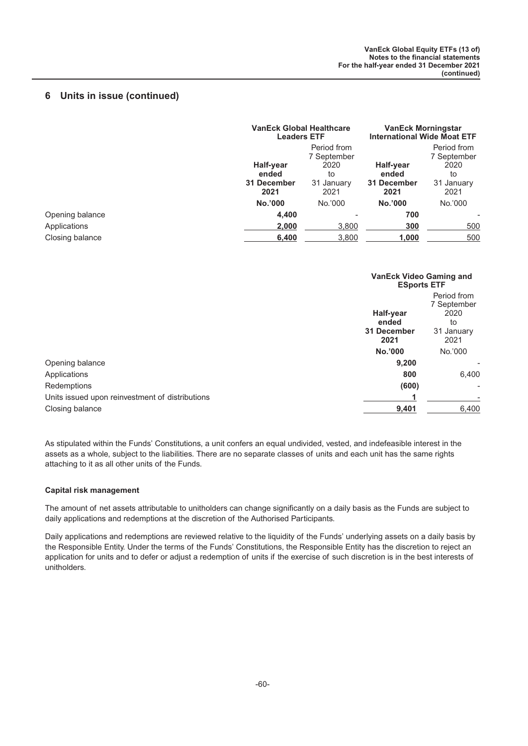## 6 Units in issue (continued)

| | VanEck Global Healthcare Leaders ETF | | VanEck Morningstar International Wide Moat ETF | |
|---|---|---|---|---|
| | **Half-year ended 31 December 2021** | Period from 7 September 2020 to 31 January 2021 | **Half-year ended 31 December 2021** | Period from 7 September 2020 to 31 January 2021 |
| | **No.'000** | No.'000 | **No.'000** | No.'000 |
| Opening balance | **4,400** | - | **700** | - |
| Applications | **2,000** | 3,800 | **300** | 500 |
| Closing balance | **6,400** | 3,800 | **1,000** | 500 |

| | VanEck Video Gaming and ESports ETF | |
|---|---|---|
| | **Half-year ended 31 December 2021** | Period from 7 September 2020 to 31 January 2021 |
| | **No.'000** | No.'000 |
| Opening balance | **9,200** | - |
| Applications | **800** | 6,400 |
| Redemptions | **(600)** | - |
| Units issued upon reinvestment of distributions | **1** | - |
| Closing balance | **9,401** | 6,400 |

As stipulated within the Funds' Constitutions, a unit confers an equal undivided, vested, and indefeasible interest in the assets as a whole, subject to the liabilities. There are no separate classes of units and each unit has the same rights attaching to it as all other units of the Funds.

**Capital risk management**

The amount of net assets attributable to unitholders can change significantly on a daily basis as the Funds are subject to daily applications and redemptions at the discretion of the Authorised Participants.

Daily applications and redemptions are reviewed relative to the liquidity of the Funds' underlying assets on a daily basis by the Responsible Entity. Under the terms of the Funds' Constitutions, the Responsible Entity has the discretion to reject an application for units and to defer or adjust a redemption of units if the exercise of such discretion is in the best interests of unitholders.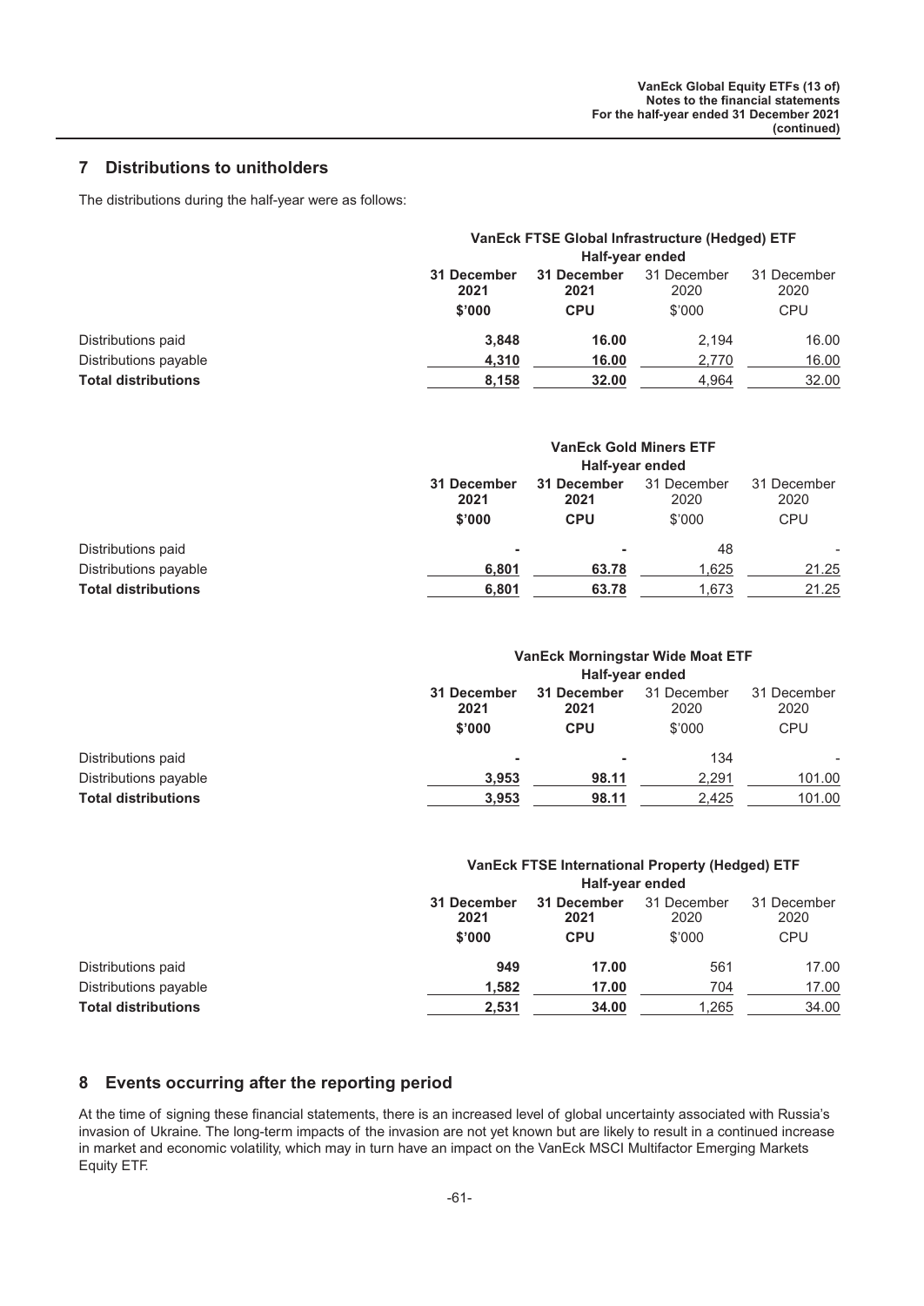## 7 Distributions to unitholders

The distributions during the half-year were as follows:

| | VanEck FTSE Global Infrastructure (Hedged) ETF | | | |
|---|---|---|---|---|
| | Half-year ended | | | |
| | **31 December 2021** | **31 December 2021** | 31 December 2020 | 31 December 2020 |
| | **\$'000** | **CPU** | \$'000 | CPU |
| Distributions paid | **3,848** | **16.00** | 2,194 | 16.00 |
| Distributions payable | **4,310** | **16.00** | 2,770 | 16.00 |
| **Total distributions** | **8,158** | **32.00** | 4,964 | 32.00 |

| | VanEck Gold Miners ETF | | | |
|---|---|---|---|---|
| | Half-year ended | | | |
| | **31 December 2021** | **31 December 2021** | 31 December 2020 | 31 December 2020 |
| | **\$'000** | **CPU** | \$'000 | CPU |
| Distributions paid | **-** | **-** | 48 | - |
| Distributions payable | **6,801** | **63.78** | 1,625 | 21.25 |
| **Total distributions** | **6,801** | **63.78** | 1,673 | 21.25 |

| | VanEck Morningstar Wide Moat ETF | | | |
|---|---|---|---|---|
| | Half-year ended | | | |
| | **31 December 2021** | **31 December 2021** | 31 December 2020 | 31 December 2020 |
| | **\$'000** | **CPU** | \$'000 | CPU |
| Distributions paid | **-** | **-** | 134 | - |
| Distributions payable | **3,953** | **98.11** | 2,291 | 101.00 |
| **Total distributions** | **3,953** | **98.11** | 2,425 | 101.00 |

| | VanEck FTSE International Property (Hedged) ETF | | | |
|---|---|---|---|---|
| | Half-year ended | | | |
| | **31 December 2021** | **31 December 2021** | 31 December 2020 | 31 December 2020 |
| | **\$'000** | **CPU** | \$'000 | CPU |
| Distributions paid | **949** | **17.00** | 561 | 17.00 |
| Distributions payable | **1,582** | **17.00** | 704 | 17.00 |
| **Total distributions** | **2,531** | **34.00** | 1,265 | 34.00 |

## 8 Events occurring after the reporting period

At the time of signing these financial statements, there is an increased level of global uncertainty associated with Russia's invasion of Ukraine. The long-term impacts of the invasion are not yet known but are likely to result in a continued increase in market and economic volatility, which may in turn have an impact on the VanEck MSCI Multifactor Emerging Markets Equity ETF.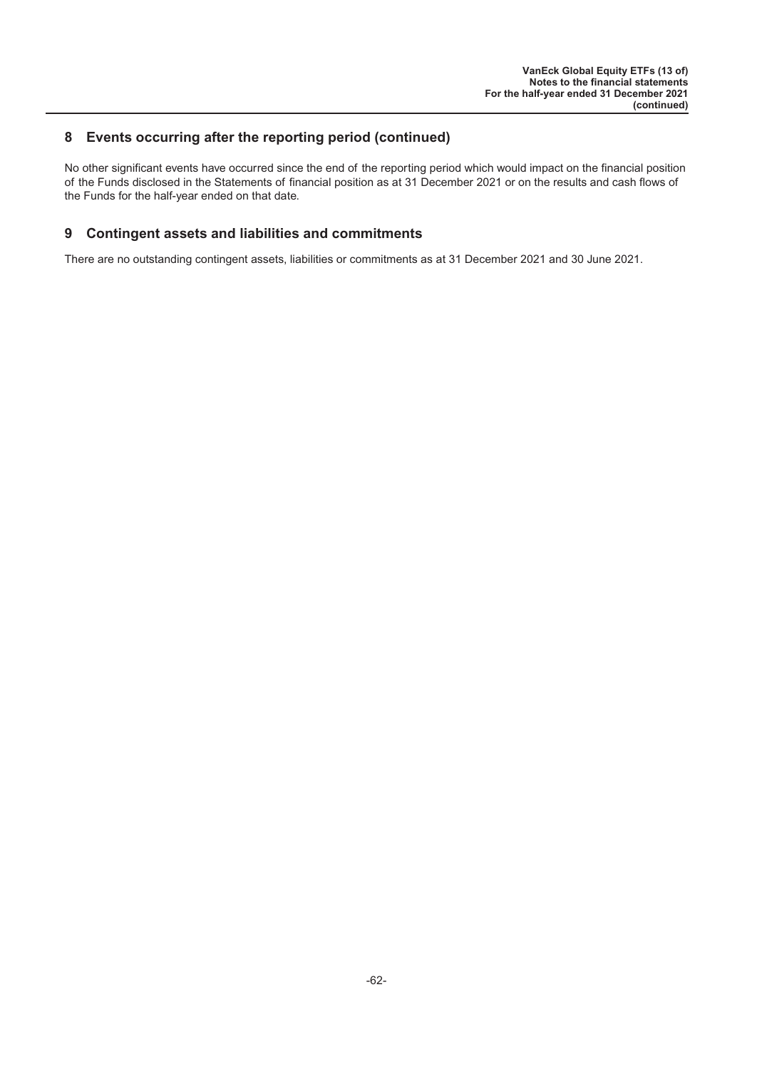## 8 Events occurring after the reporting period (continued)

No other significant events have occurred since the end of the reporting period which would impact on the financial position of the Funds disclosed in the Statements of financial position as at 31 December 2021 or on the results and cash flows of the Funds for the half-year ended on that date.

## 9 Contingent assets and liabilities and commitments

There are no outstanding contingent assets, liabilities or commitments as at 31 December 2021 and 30 June 2021.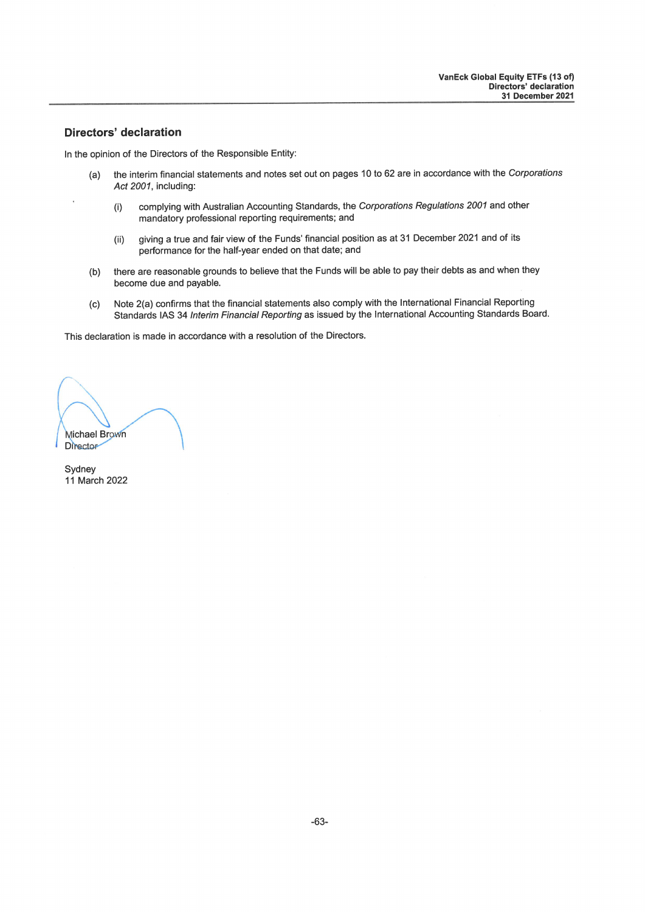## Directors' declaration

In the opinion of the Directors of the Responsible Entity:

(a) the interim financial statements and notes set out on pages 10 to 62 are in accordance with the *Corporations Act 2001*, including:

  (i) complying with Australian Accounting Standards, the *Corporations Regulations 2001* and other mandatory professional reporting requirements; and

  (ii) giving a true and fair view of the Funds' financial position as at 31 December 2021 and of its performance for the half-year ended on that date; and

(b) there are reasonable grounds to believe that the Funds will be able to pay their debts as and when they become due and payable.

(c) Note 2(a) confirms that the financial statements also comply with the International Financial Reporting Standards IAS 34 *Interim Financial Reporting* as issued by the International Accounting Standards Board.

This declaration is made in accordance with a resolution of the Directors.

Michael Brown
Director

Sydney
11 March 2022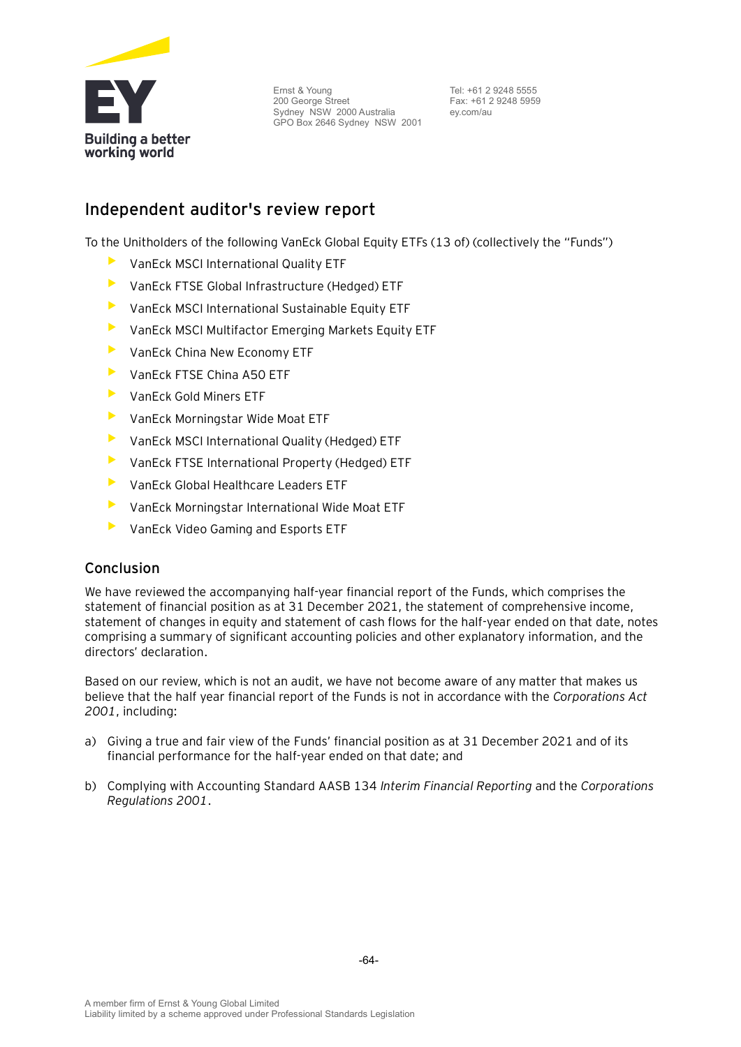Ernst & Young
200 George Street
Sydney NSW 2000 Australia
GPO Box 2646 Sydney NSW 2001

Tel: +61 2 9248 5555
Fax: +61 2 9248 5959
ey.com/au

# Independent auditor's review report

To the Unitholders of the following VanEck Global Equity ETFs (13 of) (collectively the "Funds")

- VanEck MSCI International Quality ETF
- VanEck FTSE Global Infrastructure (Hedged) ETF
- VanEck MSCI International Sustainable Equity ETF
- VanEck MSCI Multifactor Emerging Markets Equity ETF
- VanEck China New Economy ETF
- VanEck FTSE China A50 ETF
- VanEck Gold Miners ETF
- VanEck Morningstar Wide Moat ETF
- VanEck MSCI International Quality (Hedged) ETF
- VanEck FTSE International Property (Hedged) ETF
- VanEck Global Healthcare Leaders ETF
- VanEck Morningstar International Wide Moat ETF
- VanEck Video Gaming and Esports ETF

## Conclusion

We have reviewed the accompanying half-year financial report of the Funds, which comprises the statement of financial position as at 31 December 2021, the statement of comprehensive income, statement of changes in equity and statement of cash flows for the half-year ended on that date, notes comprising a summary of significant accounting policies and other explanatory information, and the directors' declaration.

Based on our review, which is not an audit, we have not become aware of any matter that makes us believe that the half year financial report of the Funds is not in accordance with the *Corporations Act 2001*, including:

a) Giving a true and fair view of the Funds' financial position as at 31 December 2021 and of its financial performance for the half-year ended on that date; and

b) Complying with Accounting Standard AASB 134 *Interim Financial Reporting* and the *Corporations Regulations 2001*.

A member firm of Ernst & Young Global Limited
Liability limited by a scheme approved under Professional Standards Legislation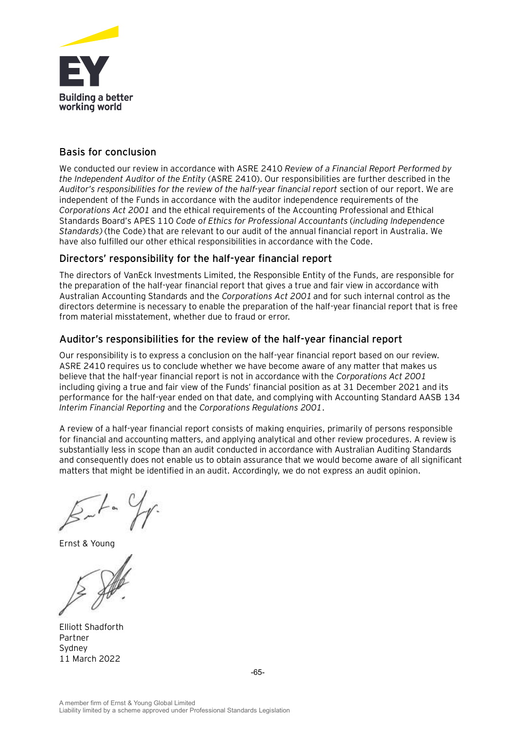## Basis for conclusion

We conducted our review in accordance with ASRE 2410 *Review of a Financial Report Performed by the Independent Auditor of the Entity* (ASRE 2410). Our responsibilities are further described in the *Auditor's responsibilities for the review of the half-year financial report* section of our report. We are independent of the Funds in accordance with the auditor independence requirements of the *Corporations Act 2001* and the ethical requirements of the Accounting Professional and Ethical Standards Board's APES 110 *Code of Ethics for Professional Accountants* (*including Independence Standards)* (the Code) that are relevant to our audit of the annual financial report in Australia. We have also fulfilled our other ethical responsibilities in accordance with the Code.

## Directors' responsibility for the half-year financial report

The directors of VanEck Investments Limited, the Responsible Entity of the Funds, are responsible for the preparation of the half-year financial report that gives a true and fair view in accordance with Australian Accounting Standards and the *Corporations Act 2001* and for such internal control as the directors determine is necessary to enable the preparation of the half-year financial report that is free from material misstatement, whether due to fraud or error.

## Auditor's responsibilities for the review of the half-year financial report

Our responsibility is to express a conclusion on the half-year financial report based on our review. ASRE 2410 requires us to conclude whether we have become aware of any matter that makes us believe that the half-year financial report is not in accordance with the *Corporations Act 2001* including giving a true and fair view of the Funds' financial position as at 31 December 2021 and its performance for the half-year ended on that date, and complying with Accounting Standard AASB 134 *Interim Financial Reporting* and the *Corporations Regulations 2001*.

A review of a half-year financial report consists of making enquiries, primarily of persons responsible for financial and accounting matters, and applying analytical and other review procedures. A review is substantially less in scope than an audit conducted in accordance with Australian Auditing Standards and consequently does not enable us to obtain assurance that we would become aware of all significant matters that might be identified in an audit. Accordingly, we do not express an audit opinion.

Ernst & Young

Elliott Shadforth  
Partner  
Sydney  
11 March 2022

A member firm of Ernst & Young Global Limited  
Liability limited by a scheme approved under Professional Standards Legislation